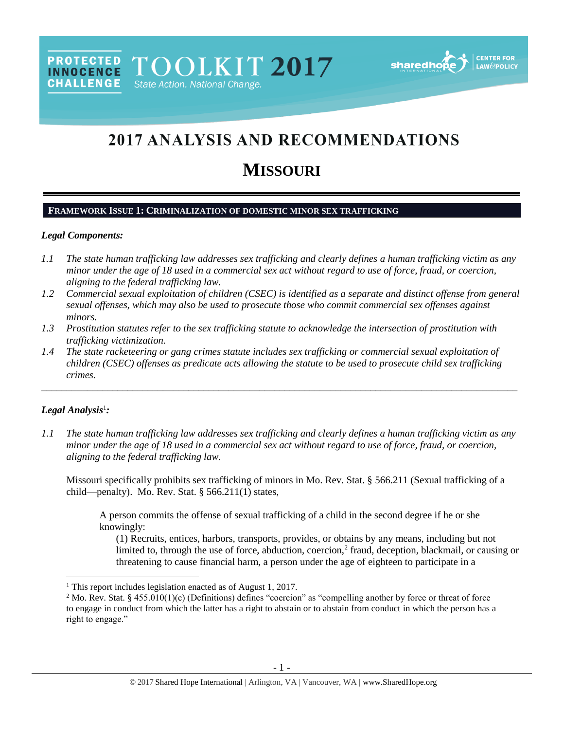PROTECTED INNOCENCE CHALLENGE TOOLKIT 2017 State Action. National Change.

# 2017 ANALYSIS AND RECOMMENDATIONS

# MISSOURI

## FRAMEWORK ISSUE 1: CRIMINALIZATION OF DOMESTIC MINOR SEX TRAFFICKING

### *Legal Components:*

*1.1 The state human trafficking law addresses sex trafficking and clearly defines a human trafficking victim as any minor under the age of 18 used in a commercial sex act without regard to use of force, fraud, or coercion, aligning to the federal trafficking law.*

*1.2 Commercial sexual exploitation of children (CSEC) is identified as a separate and distinct offense from general sexual offenses, which may also be used to prosecute those who commit commercial sex offenses against minors.*

*1.3 Prostitution statutes refer to the sex trafficking statute to acknowledge the intersection of prostitution with trafficking victimization.*

*1.4 The state racketeering or gang crimes statute includes sex trafficking or commercial sexual exploitation of children (CSEC) offenses as predicate acts allowing the statute to be used to prosecute child sex trafficking crimes.*

---

### *Legal Analysis*[1]*:*

*1.1 The state human trafficking law addresses sex trafficking and clearly defines a human trafficking victim as any minor under the age of 18 used in a commercial sex act without regard to use of force, fraud, or coercion, aligning to the federal trafficking law.*

Missouri specifically prohibits sex trafficking of minors in Mo. Rev. Stat. § 566.211 (Sexual trafficking of a child—penalty). Mo. Rev. Stat. § 566.211(1) states,

> A person commits the offense of sexual trafficking of a child in the second degree if he or she knowingly:
>
> (1) Recruits, entices, harbors, transports, provides, or obtains by any means, including but not limited to, through the use of force, abduction, coercion,[2] fraud, deception, blackmail, or causing or threatening to cause financial harm, a person under the age of eighteen to participate in a

---

[1] This report includes legislation enacted as of August 1, 2017.

[2] Mo. Rev. Stat. § 455.010(1)(c) (Definitions) defines "coercion" as "compelling another by force or threat of force to engage in conduct from which the latter has a right to abstain or to abstain from conduct in which the person has a right to engage."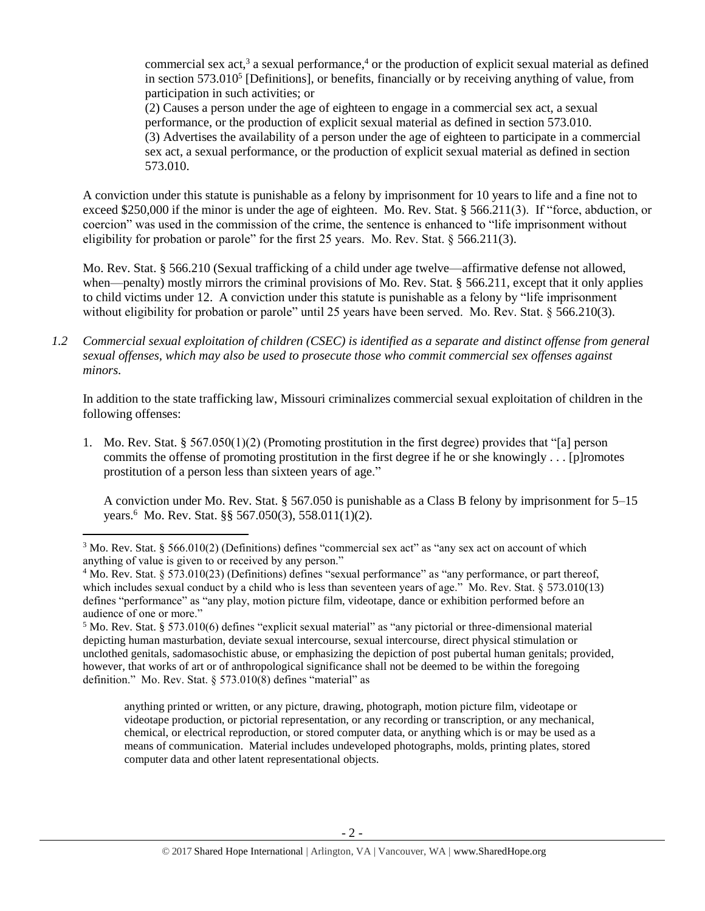commercial sex act,[3] a sexual performance,[4] or the production of explicit sexual material as defined in section 573.010[5] [Definitions], or benefits, financially or by receiving anything of value, from participation in such activities; or

(2) Causes a person under the age of eighteen to engage in a commercial sex act, a sexual performance, or the production of explicit sexual material as defined in section 573.010.

(3) Advertises the availability of a person under the age of eighteen to participate in a commercial sex act, a sexual performance, or the production of explicit sexual material as defined in section 573.010.

A conviction under this statute is punishable as a felony by imprisonment for 10 years to life and a fine not to exceed $250,000 if the minor is under the age of eighteen. Mo. Rev. Stat. § 566.211(3). If "force, abduction, or coercion" was used in the commission of the crime, the sentence is enhanced to "life imprisonment without eligibility for probation or parole" for the first 25 years. Mo. Rev. Stat. § 566.211(3).

Mo. Rev. Stat. § 566.210 (Sexual trafficking of a child under age twelve—affirmative defense not allowed, when—penalty) mostly mirrors the criminal provisions of Mo. Rev. Stat. § 566.211, except that it only applies to child victims under 12. A conviction under this statute is punishable as a felony by "life imprisonment without eligibility for probation or parole" until 25 years have been served. Mo. Rev. Stat. § 566.210(3).

*1.2 Commercial sexual exploitation of children (CSEC) is identified as a separate and distinct offense from general sexual offenses, which may also be used to prosecute those who commit commercial sex offenses against minors.*

In addition to the state trafficking law, Missouri criminalizes commercial sexual exploitation of children in the following offenses:

1. Mo. Rev. Stat. § 567.050(1)(2) (Promoting prostitution in the first degree) provides that "[a] person commits the offense of promoting prostitution in the first degree if he or she knowingly . . . [p]romotes prostitution of a person less than sixteen years of age."

   A conviction under Mo. Rev. Stat. § 567.050 is punishable as a Class B felony by imprisonment for 5–15 years.[6] Mo. Rev. Stat. §§ 567.050(3), 558.011(1)(2).

---

[3] Mo. Rev. Stat. § 566.010(2) (Definitions) defines "commercial sex act" as "any sex act on account of which anything of value is given to or received by any person."

[4] Mo. Rev. Stat. § 573.010(23) (Definitions) defines "sexual performance" as "any performance, or part thereof, which includes sexual conduct by a child who is less than seventeen years of age." Mo. Rev. Stat. § 573.010(13) defines "performance" as "any play, motion picture film, videotape, dance or exhibition performed before an audience of one or more."

[5] Mo. Rev. Stat. § 573.010(6) defines "explicit sexual material" as "any pictorial or three-dimensional material depicting human masturbation, deviate sexual intercourse, sexual intercourse, direct physical stimulation or unclothed genitals, sadomasochistic abuse, or emphasizing the depiction of post pubertal human genitals; provided, however, that works of art or of anthropological significance shall not be deemed to be within the foregoing definition." Mo. Rev. Stat. § 573.010(8) defines "material" as

> anything printed or written, or any picture, drawing, photograph, motion picture film, videotape or videotape production, or pictorial representation, or any recording or transcription, or any mechanical, chemical, or electrical reproduction, or stored computer data, or anything which is or may be used as a means of communication. Material includes undeveloped photographs, molds, printing plates, stored computer data and other latent representational objects.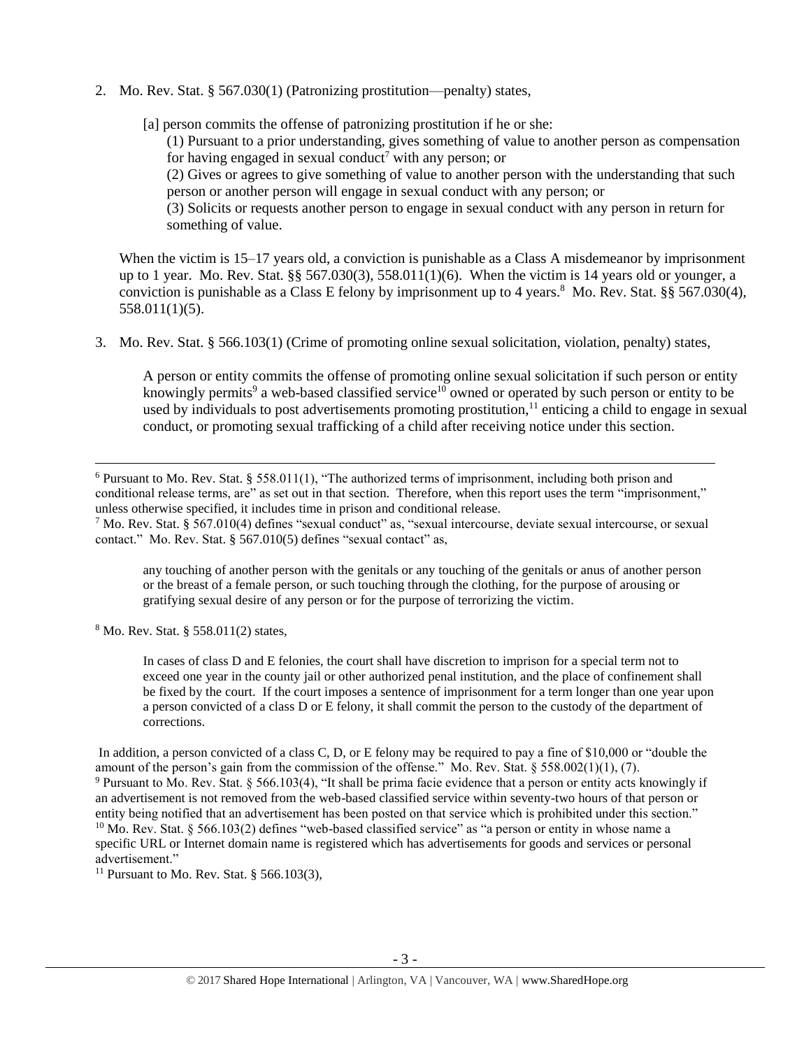2. Mo. Rev. Stat. § 567.030(1) (Patronizing prostitution—penalty) states,

   [a] person commits the offense of patronizing prostitution if he or she:

   (1) Pursuant to a prior understanding, gives something of value to another person as compensation for having engaged in sexual conduct[7] with any person; or

   (2) Gives or agrees to give something of value to another person with the understanding that such person or another person will engage in sexual conduct with any person; or

   (3) Solicits or requests another person to engage in sexual conduct with any person in return for something of value.

   When the victim is 15–17 years old, a conviction is punishable as a Class A misdemeanor by imprisonment up to 1 year. Mo. Rev. Stat. §§ 567.030(3), 558.011(1)(6). When the victim is 14 years old or younger, a conviction is punishable as a Class E felony by imprisonment up to 4 years.[8] Mo. Rev. Stat. §§ 567.030(4), 558.011(1)(5).

3. Mo. Rev. Stat. § 566.103(1) (Crime of promoting online sexual solicitation, violation, penalty) states,

   A person or entity commits the offense of promoting online sexual solicitation if such person or entity knowingly permits[9] a web-based classified service[10] owned or operated by such person or entity to be used by individuals to post advertisements promoting prostitution,[11] enticing a child to engage in sexual conduct, or promoting sexual trafficking of a child after receiving notice under this section.

---

[6] Pursuant to Mo. Rev. Stat. § 558.011(1), "The authorized terms of imprisonment, including both prison and conditional release terms, are" as set out in that section. Therefore, when this report uses the term "imprisonment," unless otherwise specified, it includes time in prison and conditional release.

[7] Mo. Rev. Stat. § 567.010(4) defines "sexual conduct" as, "sexual intercourse, deviate sexual intercourse, or sexual contact." Mo. Rev. Stat. § 567.010(5) defines "sexual contact" as,

> any touching of another person with the genitals or any touching of the genitals or anus of another person or the breast of a female person, or such touching through the clothing, for the purpose of arousing or gratifying sexual desire of any person or for the purpose of terrorizing the victim.

[8] Mo. Rev. Stat. § 558.011(2) states,

> In cases of class D and E felonies, the court shall have discretion to imprison for a special term not to exceed one year in the county jail or other authorized penal institution, and the place of confinement shall be fixed by the court. If the court imposes a sentence of imprisonment for a term longer than one year upon a person convicted of a class D or E felony, it shall commit the person to the custody of the department of corrections.

In addition, a person convicted of a class C, D, or E felony may be required to pay a fine of $10,000 or "double the amount of the person's gain from the commission of the offense." Mo. Rev. Stat. § 558.002(1)(1), (7).

[9] Pursuant to Mo. Rev. Stat. § 566.103(4), "It shall be prima facie evidence that a person or entity acts knowingly if an advertisement is not removed from the web-based classified service within seventy-two hours of that person or entity being notified that an advertisement has been posted on that service which is prohibited under this section."

[10] Mo. Rev. Stat. § 566.103(2) defines "web-based classified service" as "a person or entity in whose name a specific URL or Internet domain name is registered which has advertisements for goods and services or personal advertisement."

[11] Pursuant to Mo. Rev. Stat. § 566.103(3),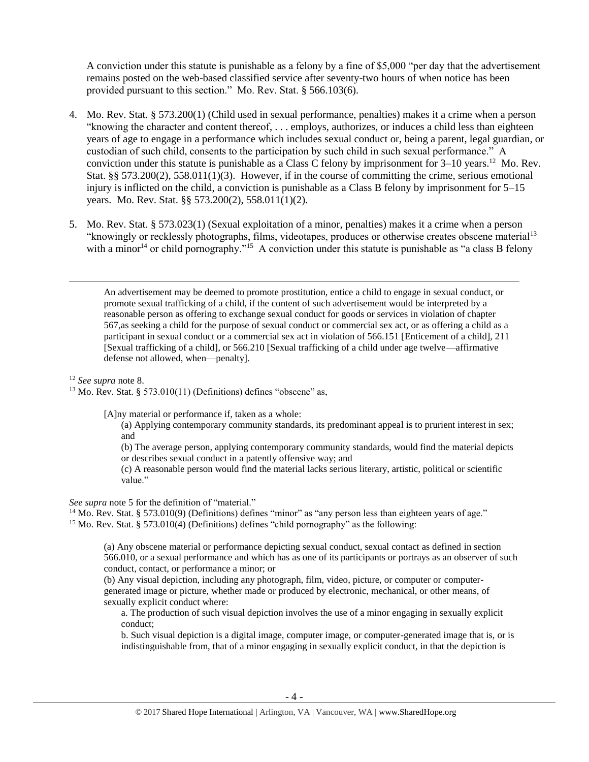A conviction under this statute is punishable as a felony by a fine of $5,000 "per day that the advertisement remains posted on the web-based classified service after seventy-two hours of when notice has been provided pursuant to this section." Mo. Rev. Stat. § 566.103(6).

4. Mo. Rev. Stat. § 573.200(1) (Child used in sexual performance, penalties) makes it a crime when a person "knowing the character and content thereof, . . . employs, authorizes, or induces a child less than eighteen years of age to engage in a performance which includes sexual conduct or, being a parent, legal guardian, or custodian of such child, consents to the participation by such child in such sexual performance." A conviction under this statute is punishable as a Class C felony by imprisonment for 3–10 years.[12] Mo. Rev. Stat. §§ 573.200(2), 558.011(1)(3). However, if in the course of committing the crime, serious emotional injury is inflicted on the child, a conviction is punishable as a Class B felony by imprisonment for 5–15 years. Mo. Rev. Stat. §§ 573.200(2), 558.011(1)(2).

5. Mo. Rev. Stat. § 573.023(1) (Sexual exploitation of a minor, penalties) makes it a crime when a person "knowingly or recklessly photographs, films, videotapes, produces or otherwise creates obscene material[13] with a minor[14] or child pornography."[15] A conviction under this statute is punishable as "a class B felony

---

An advertisement may be deemed to promote prostitution, entice a child to engage in sexual conduct, or promote sexual trafficking of a child, if the content of such advertisement would be interpreted by a reasonable person as offering to exchange sexual conduct for goods or services in violation of chapter 567,as seeking a child for the purpose of sexual conduct or commercial sex act, or as offering a child as a participant in sexual conduct or a commercial sex act in violation of 566.151 [Enticement of a child], 211 [Sexual trafficking of a child], or 566.210 [Sexual trafficking of a child under age twelve—affirmative defense not allowed, when—penalty].

[12] *See supra* note 8.

[13] Mo. Rev. Stat. § 573.010(11) (Definitions) defines "obscene" as,

> [A]ny material or performance if, taken as a whole:
> (a) Applying contemporary community standards, its predominant appeal is to prurient interest in sex; and
> (b) The average person, applying contemporary community standards, would find the material depicts or describes sexual conduct in a patently offensive way; and
> (c) A reasonable person would find the material lacks serious literary, artistic, political or scientific value."

*See supra* note 5 for the definition of "material."

[14] Mo. Rev. Stat. § 573.010(9) (Definitions) defines "minor" as "any person less than eighteen years of age."

[15] Mo. Rev. Stat. § 573.010(4) (Definitions) defines "child pornography" as the following:

> (a) Any obscene material or performance depicting sexual conduct, sexual contact as defined in section 566.010, or a sexual performance and which has as one of its participants or portrays as an observer of such conduct, contact, or performance a minor; or
> (b) Any visual depiction, including any photograph, film, video, picture, or computer or computer-generated image or picture, whether made or produced by electronic, mechanical, or other means, of sexually explicit conduct where:
> a. The production of such visual depiction involves the use of a minor engaging in sexually explicit conduct;
> b. Such visual depiction is a digital image, computer image, or computer-generated image that is, or is indistinguishable from, that of a minor engaging in sexually explicit conduct, in that the depiction is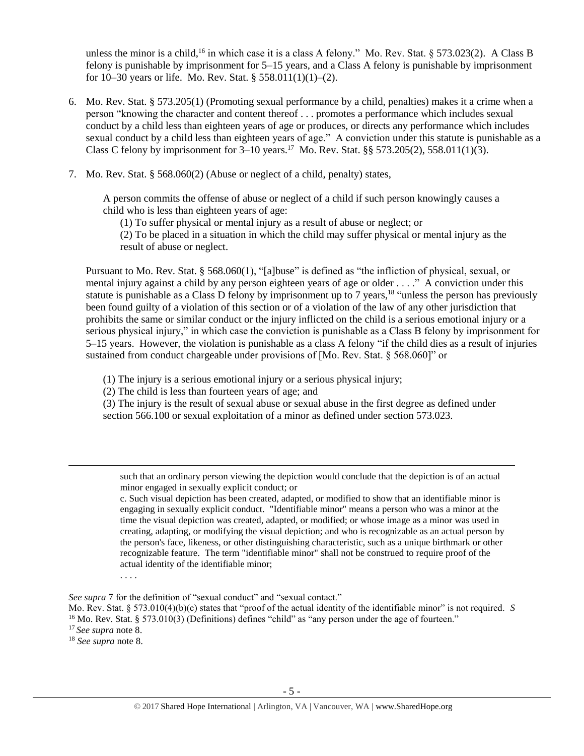unless the minor is a child,[16] in which case it is a class A felony." Mo. Rev. Stat. § 573.023(2). A Class B felony is punishable by imprisonment for 5–15 years, and a Class A felony is punishable by imprisonment for 10–30 years or life. Mo. Rev. Stat. § 558.011(1)(1)–(2).

6. Mo. Rev. Stat. § 573.205(1) (Promoting sexual performance by a child, penalties) makes it a crime when a person "knowing the character and content thereof . . . promotes a performance which includes sexual conduct by a child less than eighteen years of age or produces, or directs any performance which includes sexual conduct by a child less than eighteen years of age." A conviction under this statute is punishable as a Class C felony by imprisonment for 3–10 years.[17] Mo. Rev. Stat. §§ 573.205(2), 558.011(1)(3).

7. Mo. Rev. Stat. § 568.060(2) (Abuse or neglect of a child, penalty) states,

   A person commits the offense of abuse or neglect of a child if such person knowingly causes a child who is less than eighteen years of age:
   
   (1) To suffer physical or mental injury as a result of abuse or neglect; or
   
   (2) To be placed in a situation in which the child may suffer physical or mental injury as the result of abuse or neglect.

   Pursuant to Mo. Rev. Stat. § 568.060(1), "[a]buse" is defined as "the infliction of physical, sexual, or mental injury against a child by any person eighteen years of age or older . . . ." A conviction under this statute is punishable as a Class D felony by imprisonment up to 7 years,[18] "unless the person has previously been found guilty of a violation of this section or of a violation of the law of any other jurisdiction that prohibits the same or similar conduct or the injury inflicted on the child is a serious emotional injury or a serious physical injury," in which case the conviction is punishable as a Class B felony by imprisonment for 5–15 years. However, the violation is punishable as a class A felony "if the child dies as a result of injuries sustained from conduct chargeable under provisions of [Mo. Rev. Stat. § 568.060]" or

   (1) The injury is a serious emotional injury or a serious physical injury;
   
   (2) The child is less than fourteen years of age; and
   
   (3) The injury is the result of sexual abuse or sexual abuse in the first degree as defined under section 566.100 or sexual exploitation of a minor as defined under section 573.023.

---

such that an ordinary person viewing the depiction would conclude that the depiction is of an actual minor engaged in sexually explicit conduct; or

c. Such visual depiction has been created, adapted, or modified to show that an identifiable minor is engaging in sexually explicit conduct. "Identifiable minor" means a person who was a minor at the time the visual depiction was created, adapted, or modified; or whose image as a minor was used in creating, adapting, or modifying the visual depiction; and who is recognizable as an actual person by the person's face, likeness, or other distinguishing characteristic, such as a unique birthmark or other recognizable feature. The term "identifiable minor" shall not be construed to require proof of the actual identity of the identifiable minor;

. . . .

*See supra* 7 for the definition of "sexual conduct" and "sexual contact."

Mo. Rev. Stat. § 573.010(4)(b)(c) states that "proof of the actual identity of the identifiable minor" is not required. *S*

[16] Mo. Rev. Stat. § 573.010(3) (Definitions) defines "child" as "any person under the age of fourteen."

[17] *See supra* note 8.

[18] *See supra* note 8.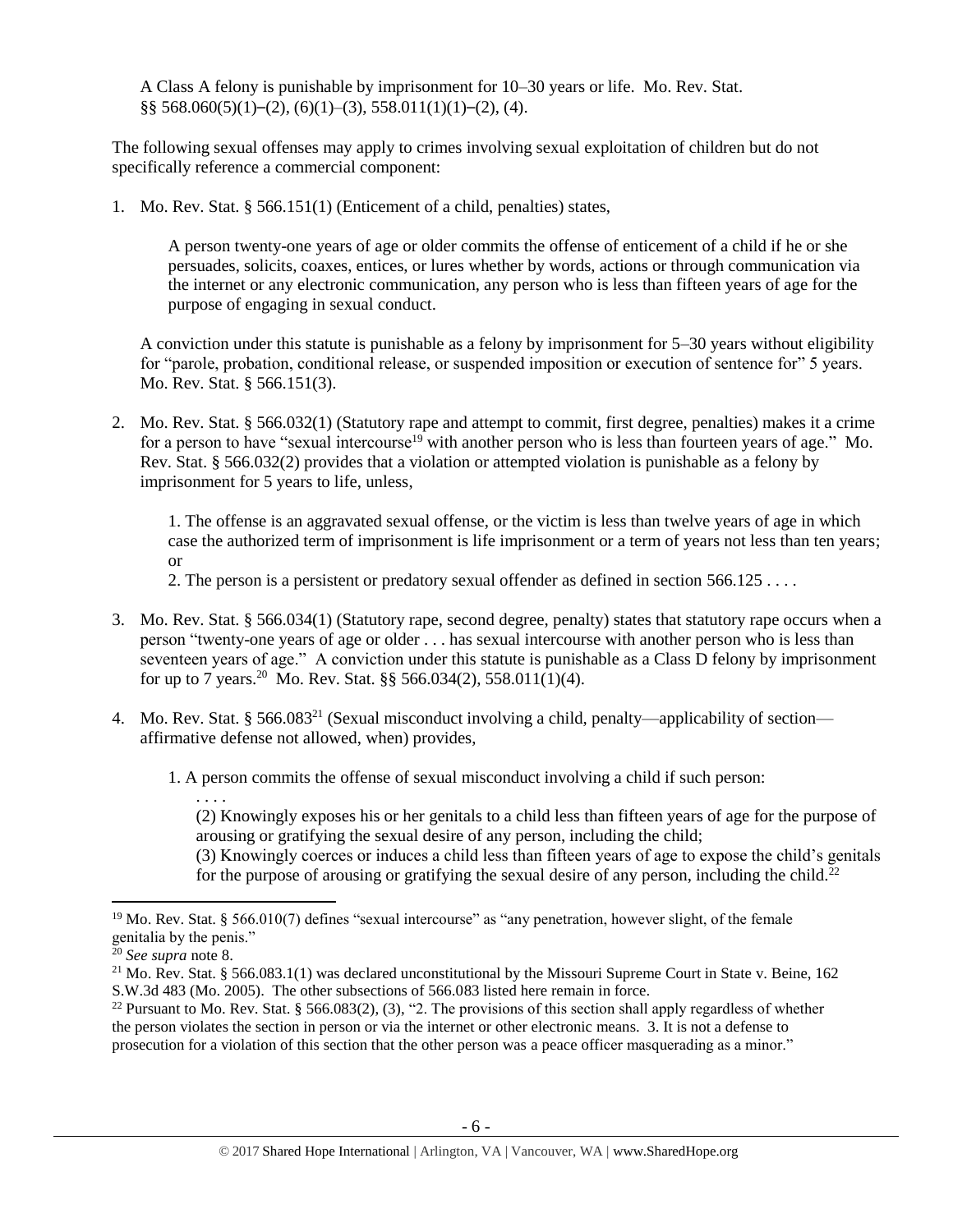A Class A felony is punishable by imprisonment for 10–30 years or life. Mo. Rev. Stat. §§ 568.060(5)(1)–(2), (6)(1)–(3), 558.011(1)(1)–(2), (4).

The following sexual offenses may apply to crimes involving sexual exploitation of children but do not specifically reference a commercial component:

1. Mo. Rev. Stat. § 566.151(1) (Enticement of a child, penalties) states,

   > A person twenty-one years of age or older commits the offense of enticement of a child if he or she persuades, solicits, coaxes, entices, or lures whether by words, actions or through communication via the internet or any electronic communication, any person who is less than fifteen years of age for the purpose of engaging in sexual conduct.

   A conviction under this statute is punishable as a felony by imprisonment for 5–30 years without eligibility for "parole, probation, conditional release, or suspended imposition or execution of sentence for" 5 years. Mo. Rev. Stat. § 566.151(3).

2. Mo. Rev. Stat. § 566.032(1) (Statutory rape and attempt to commit, first degree, penalties) makes it a crime for a person to have "sexual intercourse[19] with another person who is less than fourteen years of age." Mo. Rev. Stat. § 566.032(2) provides that a violation or attempted violation is punishable as a felony by imprisonment for 5 years to life, unless,

   > 1. The offense is an aggravated sexual offense, or the victim is less than twelve years of age in which case the authorized term of imprisonment is life imprisonment or a term of years not less than ten years; or
   >
   > 2. The person is a persistent or predatory sexual offender as defined in section 566.125 . . . .

3. Mo. Rev. Stat. § 566.034(1) (Statutory rape, second degree, penalty) states that statutory rape occurs when a person "twenty-one years of age or older . . . has sexual intercourse with another person who is less than seventeen years of age." A conviction under this statute is punishable as a Class D felony by imprisonment for up to 7 years.[20] Mo. Rev. Stat. §§ 566.034(2), 558.011(1)(4).

4. Mo. Rev. Stat. § 566.083[21] (Sexual misconduct involving a child, penalty—applicability of section—affirmative defense not allowed, when) provides,

   > 1. A person commits the offense of sexual misconduct involving a child if such person:
   >
   > . . . .
   >
   > (2) Knowingly exposes his or her genitals to a child less than fifteen years of age for the purpose of arousing or gratifying the sexual desire of any person, including the child;
   >
   > (3) Knowingly coerces or induces a child less than fifteen years of age to expose the child's genitals for the purpose of arousing or gratifying the sexual desire of any person, including the child.[22]

---

[19] Mo. Rev. Stat. § 566.010(7) defines "sexual intercourse" as "any penetration, however slight, of the female genitalia by the penis."

[20] *See supra* note 8.

[21] Mo. Rev. Stat. § 566.083.1(1) was declared unconstitutional by the Missouri Supreme Court in State v. Beine, 162 S.W.3d 483 (Mo. 2005). The other subsections of 566.083 listed here remain in force.

[22] Pursuant to Mo. Rev. Stat. § 566.083(2), (3), "2. The provisions of this section shall apply regardless of whether the person violates the section in person or via the internet or other electronic means. 3. It is not a defense to prosecution for a violation of this section that the other person was a peace officer masquerading as a minor."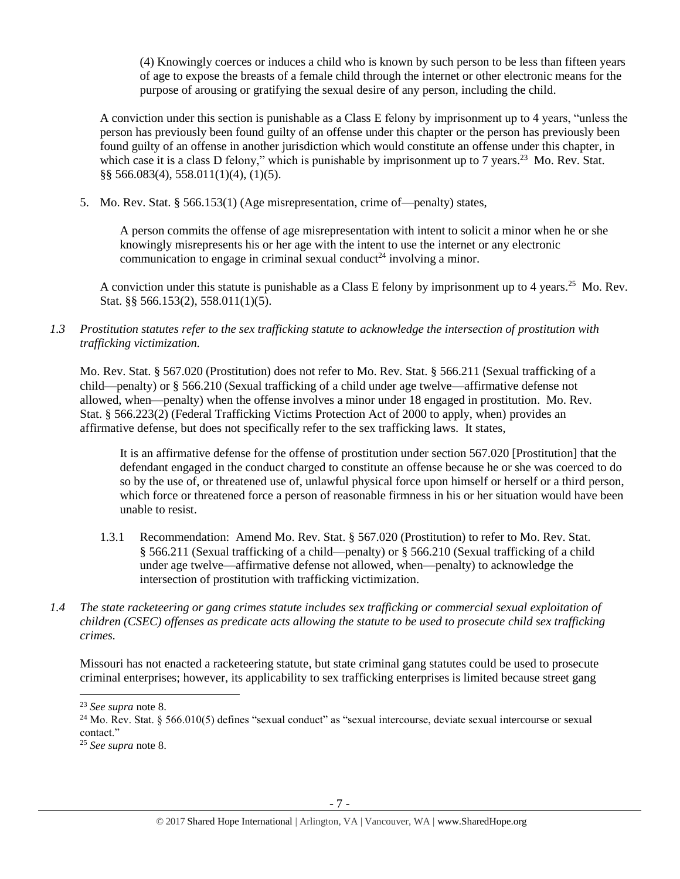(4) Knowingly coerces or induces a child who is known by such person to be less than fifteen years of age to expose the breasts of a female child through the internet or other electronic means for the purpose of arousing or gratifying the sexual desire of any person, including the child.

A conviction under this section is punishable as a Class E felony by imprisonment up to 4 years, "unless the person has previously been found guilty of an offense under this chapter or the person has previously been found guilty of an offense in another jurisdiction which would constitute an offense under this chapter, in which case it is a class D felony," which is punishable by imprisonment up to 7 years.[23] Mo. Rev. Stat. §§ 566.083(4), 558.011(1)(4), (1)(5).

5. Mo. Rev. Stat. § 566.153(1) (Age misrepresentation, crime of—penalty) states,

   A person commits the offense of age misrepresentation with intent to solicit a minor when he or she knowingly misrepresents his or her age with the intent to use the internet or any electronic communication to engage in criminal sexual conduct[24] involving a minor.

   A conviction under this statute is punishable as a Class E felony by imprisonment up to 4 years.[25] Mo. Rev. Stat. §§ 566.153(2), 558.011(1)(5).

*1.3 Prostitution statutes refer to the sex trafficking statute to acknowledge the intersection of prostitution with trafficking victimization.*

Mo. Rev. Stat. § 567.020 (Prostitution) does not refer to Mo. Rev. Stat. § 566.211 (Sexual trafficking of a child—penalty) or § 566.210 (Sexual trafficking of a child under age twelve—affirmative defense not allowed, when—penalty) when the offense involves a minor under 18 engaged in prostitution. Mo. Rev. Stat. § 566.223(2) (Federal Trafficking Victims Protection Act of 2000 to apply, when) provides an affirmative defense, but does not specifically refer to the sex trafficking laws. It states,

> It is an affirmative defense for the offense of prostitution under section 567.020 [Prostitution] that the defendant engaged in the conduct charged to constitute an offense because he or she was coerced to do so by the use of, or threatened use of, unlawful physical force upon himself or herself or a third person, which force or threatened force a person of reasonable firmness in his or her situation would have been unable to resist.

1.3.1 Recommendation: Amend Mo. Rev. Stat. § 567.020 (Prostitution) to refer to Mo. Rev. Stat. § 566.211 (Sexual trafficking of a child—penalty) or § 566.210 (Sexual trafficking of a child under age twelve—affirmative defense not allowed, when—penalty) to acknowledge the intersection of prostitution with trafficking victimization.

*1.4 The state racketeering or gang crimes statute includes sex trafficking or commercial sexual exploitation of children (CSEC) offenses as predicate acts allowing the statute to be used to prosecute child sex trafficking crimes.*

Missouri has not enacted a racketeering statute, but state criminal gang statutes could be used to prosecute criminal enterprises; however, its applicability to sex trafficking enterprises is limited because street gang

---

[23] *See supra* note 8.

[24] Mo. Rev. Stat. § 566.010(5) defines "sexual conduct" as "sexual intercourse, deviate sexual intercourse or sexual contact."

[25] *See supra* note 8.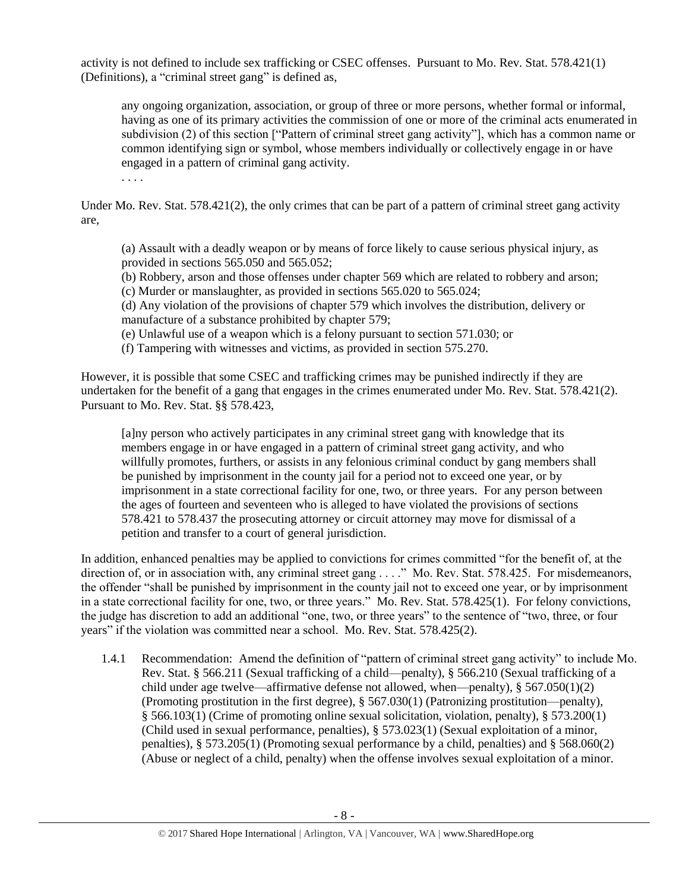activity is not defined to include sex trafficking or CSEC offenses. Pursuant to Mo. Rev. Stat. 578.421(1) (Definitions), a "criminal street gang" is defined as,

> any ongoing organization, association, or group of three or more persons, whether formal or informal, having as one of its primary activities the commission of one or more of the criminal acts enumerated in subdivision (2) of this section ["Pattern of criminal street gang activity"], which has a common name or common identifying sign or symbol, whose members individually or collectively engage in or have engaged in a pattern of criminal gang activity.
>
> . . . .

Under Mo. Rev. Stat. 578.421(2), the only crimes that can be part of a pattern of criminal street gang activity are,

> (a) Assault with a deadly weapon or by means of force likely to cause serious physical injury, as provided in sections 565.050 and 565.052;
> (b) Robbery, arson and those offenses under chapter 569 which are related to robbery and arson;
> (c) Murder or manslaughter, as provided in sections 565.020 to 565.024;
> (d) Any violation of the provisions of chapter 579 which involves the distribution, delivery or manufacture of a substance prohibited by chapter 579;
> (e) Unlawful use of a weapon which is a felony pursuant to section 571.030; or
> (f) Tampering with witnesses and victims, as provided in section 575.270.

However, it is possible that some CSEC and trafficking crimes may be punished indirectly if they are undertaken for the benefit of a gang that engages in the crimes enumerated under Mo. Rev. Stat. 578.421(2). Pursuant to Mo. Rev. Stat. §§ 578.423,

> [a]ny person who actively participates in any criminal street gang with knowledge that its members engage in or have engaged in a pattern of criminal street gang activity, and who willfully promotes, furthers, or assists in any felonious criminal conduct by gang members shall be punished by imprisonment in the county jail for a period not to exceed one year, or by imprisonment in a state correctional facility for one, two, or three years. For any person between the ages of fourteen and seventeen who is alleged to have violated the provisions of sections 578.421 to 578.437 the prosecuting attorney or circuit attorney may move for dismissal of a petition and transfer to a court of general jurisdiction.

In addition, enhanced penalties may be applied to convictions for crimes committed "for the benefit of, at the direction of, or in association with, any criminal street gang . . . ." Mo. Rev. Stat. 578.425. For misdemeanors, the offender "shall be punished by imprisonment in the county jail not to exceed one year, or by imprisonment in a state correctional facility for one, two, or three years." Mo. Rev. Stat. 578.425(1). For felony convictions, the judge has discretion to add an additional "one, two, or three years" to the sentence of "two, three, or four years" if the violation was committed near a school. Mo. Rev. Stat. 578.425(2).

1.4.1 Recommendation: Amend the definition of "pattern of criminal street gang activity" to include Mo. Rev. Stat. § 566.211 (Sexual trafficking of a child—penalty), § 566.210 (Sexual trafficking of a child under age twelve—affirmative defense not allowed, when—penalty), § 567.050(1)(2) (Promoting prostitution in the first degree), § 567.030(1) (Patronizing prostitution—penalty), § 566.103(1) (Crime of promoting online sexual solicitation, violation, penalty), § 573.200(1) (Child used in sexual performance, penalties), § 573.023(1) (Sexual exploitation of a minor, penalties), § 573.205(1) (Promoting sexual performance by a child, penalties) and § 568.060(2) (Abuse or neglect of a child, penalty) when the offense involves sexual exploitation of a minor.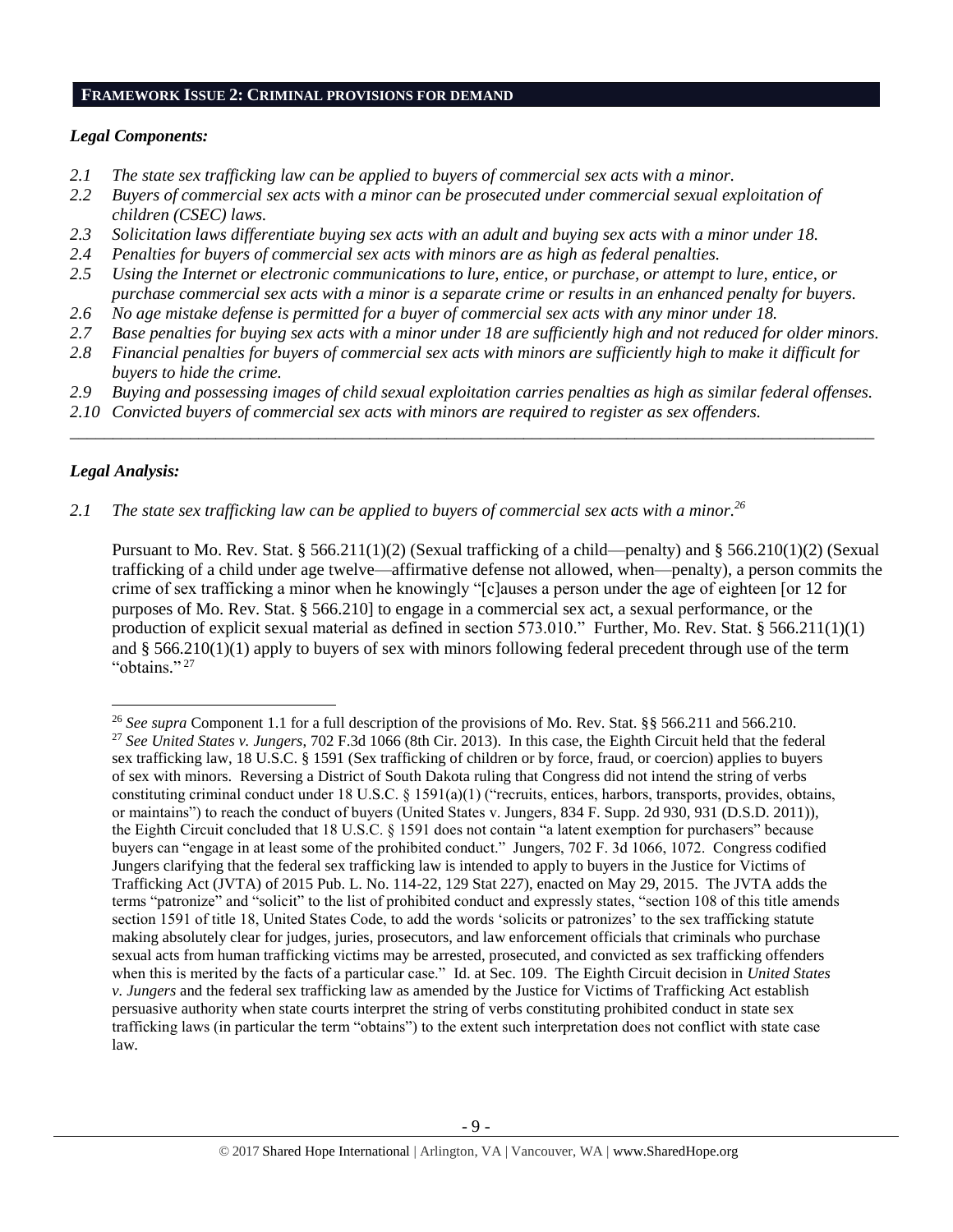## FRAMEWORK ISSUE 2: CRIMINAL PROVISIONS FOR DEMAND

### *Legal Components:*

- *2.1 The state sex trafficking law can be applied to buyers of commercial sex acts with a minor.*
- *2.2 Buyers of commercial sex acts with a minor can be prosecuted under commercial sexual exploitation of children (CSEC) laws.*
- *2.3 Solicitation laws differentiate buying sex acts with an adult and buying sex acts with a minor under 18.*
- *2.4 Penalties for buyers of commercial sex acts with minors are as high as federal penalties.*
- *2.5 Using the Internet or electronic communications to lure, entice, or purchase, or attempt to lure, entice, or purchase commercial sex acts with a minor is a separate crime or results in an enhanced penalty for buyers.*
- *2.6 No age mistake defense is permitted for a buyer of commercial sex acts with any minor under 18.*
- *2.7 Base penalties for buying sex acts with a minor under 18 are sufficiently high and not reduced for older minors.*
- *2.8 Financial penalties for buyers of commercial sex acts with minors are sufficiently high to make it difficult for buyers to hide the crime.*
- *2.9 Buying and possessing images of child sexual exploitation carries penalties as high as similar federal offenses.*
- *2.10 Convicted buyers of commercial sex acts with minors are required to register as sex offenders.*

---

### *Legal Analysis:*

*2.1 The state sex trafficking law can be applied to buyers of commercial sex acts with a minor.*[26]

Pursuant to Mo. Rev. Stat. § 566.211(1)(2) (Sexual trafficking of a child—penalty) and § 566.210(1)(2) (Sexual trafficking of a child under age twelve—affirmative defense not allowed, when—penalty), a person commits the crime of sex trafficking a minor when he knowingly "[c]auses a person under the age of eighteen [or 12 for purposes of Mo. Rev. Stat. § 566.210] to engage in a commercial sex act, a sexual performance, or the production of explicit sexual material as defined in section 573.010." Further, Mo. Rev. Stat. § 566.211(1)(1) and § 566.210(1)(1) apply to buyers of sex with minors following federal precedent through use of the term "obtains."[27]

---

[26] *See supra* Component 1.1 for a full description of the provisions of Mo. Rev. Stat. §§ 566.211 and 566.210.

[27] *See United States v. Jungers*, 702 F.3d 1066 (8th Cir. 2013). In this case, the Eighth Circuit held that the federal sex trafficking law, 18 U.S.C. § 1591 (Sex trafficking of children or by force, fraud, or coercion) applies to buyers of sex with minors. Reversing a District of South Dakota ruling that Congress did not intend the string of verbs constituting criminal conduct under 18 U.S.C. § 1591(a)(1) ("recruits, entices, harbors, transports, provides, obtains, or maintains") to reach the conduct of buyers (United States v. Jungers, 834 F. Supp. 2d 930, 931 (D.S.D. 2011)), the Eighth Circuit concluded that 18 U.S.C. § 1591 does not contain "a latent exemption for purchasers" because buyers can "engage in at least some of the prohibited conduct." Jungers, 702 F. 3d 1066, 1072. Congress codified Jungers clarifying that the federal sex trafficking law is intended to apply to buyers in the Justice for Victims of Trafficking Act (JVTA) of 2015 Pub. L. No. 114-22, 129 Stat 227), enacted on May 29, 2015. The JVTA adds the terms "patronize" and "solicit" to the list of prohibited conduct and expressly states, "section 108 of this title amends section 1591 of title 18, United States Code, to add the words 'solicits or patronizes' to the sex trafficking statute making absolutely clear for judges, juries, prosecutors, and law enforcement officials that criminals who purchase sexual acts from human trafficking victims may be arrested, prosecuted, and convicted as sex trafficking offenders when this is merited by the facts of a particular case." Id. at Sec. 109. The Eighth Circuit decision in *United States v. Jungers* and the federal sex trafficking law as amended by the Justice for Victims of Trafficking Act establish persuasive authority when state courts interpret the string of verbs constituting prohibited conduct in state sex trafficking laws (in particular the term "obtains") to the extent such interpretation does not conflict with state case law.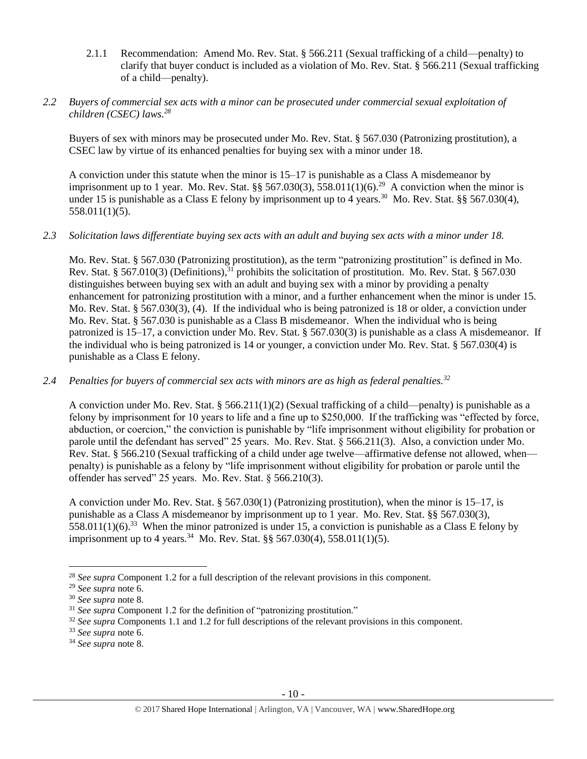2.1.1 Recommendation: Amend Mo. Rev. Stat. § 566.211 (Sexual trafficking of a child—penalty) to clarify that buyer conduct is included as a violation of Mo. Rev. Stat. § 566.211 (Sexual trafficking of a child—penalty).

*2.2 Buyers of commercial sex acts with a minor can be prosecuted under commercial sexual exploitation of children (CSEC) laws.*[28]

Buyers of sex with minors may be prosecuted under Mo. Rev. Stat. § 567.030 (Patronizing prostitution), a CSEC law by virtue of its enhanced penalties for buying sex with a minor under 18.

A conviction under this statute when the minor is 15–17 is punishable as a Class A misdemeanor by imprisonment up to 1 year. Mo. Rev. Stat. §§ 567.030(3), 558.011(1)(6).[29] A conviction when the minor is under 15 is punishable as a Class E felony by imprisonment up to 4 years.[30] Mo. Rev. Stat. §§ 567.030(4), 558.011(1)(5).

*2.3 Solicitation laws differentiate buying sex acts with an adult and buying sex acts with a minor under 18.*

Mo. Rev. Stat. § 567.030 (Patronizing prostitution), as the term "patronizing prostitution" is defined in Mo. Rev. Stat. § 567.010(3) (Definitions),[31] prohibits the solicitation of prostitution. Mo. Rev. Stat. § 567.030 distinguishes between buying sex with an adult and buying sex with a minor by providing a penalty enhancement for patronizing prostitution with a minor, and a further enhancement when the minor is under 15. Mo. Rev. Stat. § 567.030(3), (4). If the individual who is being patronized is 18 or older, a conviction under Mo. Rev. Stat. § 567.030 is punishable as a Class B misdemeanor. When the individual who is being patronized is 15–17, a conviction under Mo. Rev. Stat. § 567.030(3) is punishable as a class A misdemeanor. If the individual who is being patronized is 14 or younger, a conviction under Mo. Rev. Stat. § 567.030(4) is punishable as a Class E felony.

*2.4 Penalties for buyers of commercial sex acts with minors are as high as federal penalties.*[32]

A conviction under Mo. Rev. Stat. § 566.211(1)(2) (Sexual trafficking of a child—penalty) is punishable as a felony by imprisonment for 10 years to life and a fine up to $250,000. If the trafficking was "effected by force, abduction, or coercion," the conviction is punishable by "life imprisonment without eligibility for probation or parole until the defendant has served" 25 years. Mo. Rev. Stat. § 566.211(3). Also, a conviction under Mo. Rev. Stat. § 566.210 (Sexual trafficking of a child under age twelve—affirmative defense not allowed, when—penalty) is punishable as a felony by "life imprisonment without eligibility for probation or parole until the offender has served" 25 years. Mo. Rev. Stat. § 566.210(3).

A conviction under Mo. Rev. Stat. § 567.030(1) (Patronizing prostitution), when the minor is 15–17, is punishable as a Class A misdemeanor by imprisonment up to 1 year. Mo. Rev. Stat. §§ 567.030(3), 558.011(1)(6).[33] When the minor patronized is under 15, a conviction is punishable as a Class E felony by imprisonment up to 4 years.[34] Mo. Rev. Stat. §§ 567.030(4), 558.011(1)(5).

---

[28] *See supra* Component 1.2 for a full description of the relevant provisions in this component.

[29] *See supra* note 6.

[30] *See supra* note 8.

[31] *See supra* Component 1.2 for the definition of "patronizing prostitution."

[32] *See supra* Components 1.1 and 1.2 for full descriptions of the relevant provisions in this component.

[33] *See supra* note 6.

[34] *See supra* note 8.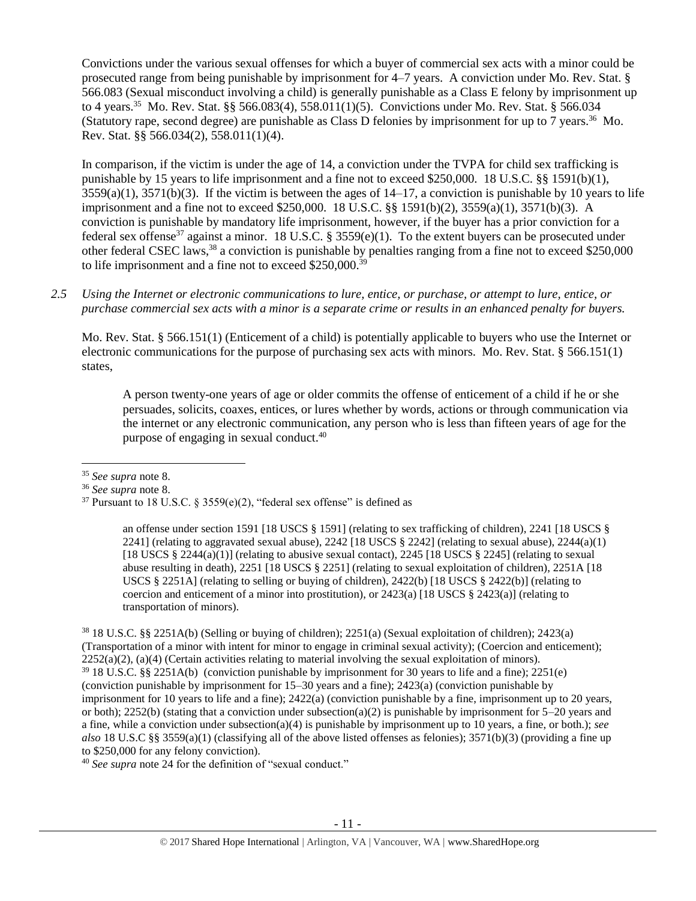Convictions under the various sexual offenses for which a buyer of commercial sex acts with a minor could be prosecuted range from being punishable by imprisonment for 4–7 years. A conviction under Mo. Rev. Stat. § 566.083 (Sexual misconduct involving a child) is generally punishable as a Class E felony by imprisonment up to 4 years.[35] Mo. Rev. Stat. §§ 566.083(4), 558.011(1)(5). Convictions under Mo. Rev. Stat. § 566.034 (Statutory rape, second degree) are punishable as Class D felonies by imprisonment for up to 7 years.[36] Mo. Rev. Stat. §§ 566.034(2), 558.011(1)(4).

In comparison, if the victim is under the age of 14, a conviction under the TVPA for child sex trafficking is punishable by 15 years to life imprisonment and a fine not to exceed $250,000. 18 U.S.C. §§ 1591(b)(1), 3559(a)(1), 3571(b)(3). If the victim is between the ages of 14–17, a conviction is punishable by 10 years to life imprisonment and a fine not to exceed $250,000. 18 U.S.C. §§ 1591(b)(2), 3559(a)(1), 3571(b)(3). A conviction is punishable by mandatory life imprisonment, however, if the buyer has a prior conviction for a federal sex offense[37] against a minor. 18 U.S.C. § 3559(e)(1). To the extent buyers can be prosecuted under other federal CSEC laws,[38] a conviction is punishable by penalties ranging from a fine not to exceed $250,000 to life imprisonment and a fine not to exceed $250,000.[39]

*2.5 Using the Internet or electronic communications to lure, entice, or purchase, or attempt to lure, entice, or purchase commercial sex acts with a minor is a separate crime or results in an enhanced penalty for buyers.*

Mo. Rev. Stat. § 566.151(1) (Enticement of a child) is potentially applicable to buyers who use the Internet or electronic communications for the purpose of purchasing sex acts with minors. Mo. Rev. Stat. § 566.151(1) states,

> A person twenty-one years of age or older commits the offense of enticement of a child if he or she persuades, solicits, coaxes, entices, or lures whether by words, actions or through communication via the internet or any electronic communication, any person who is less than fifteen years of age for the purpose of engaging in sexual conduct.[40]

---

[35] *See supra* note 8.

[36] *See supra* note 8.

[37] Pursuant to 18 U.S.C. § 3559(e)(2), "federal sex offense" is defined as

> an offense under section 1591 [18 USCS § 1591] (relating to sex trafficking of children), 2241 [18 USCS § 2241] (relating to aggravated sexual abuse), 2242 [18 USCS § 2242] (relating to sexual abuse), 2244(a)(1) [18 USCS § 2244(a)(1)] (relating to abusive sexual contact), 2245 [18 USCS § 2245] (relating to sexual abuse resulting in death), 2251 [18 USCS § 2251] (relating to sexual exploitation of children), 2251A [18 USCS § 2251A] (relating to selling or buying of children), 2422(b) [18 USCS § 2422(b)] (relating to coercion and enticement of a minor into prostitution), or 2423(a) [18 USCS § 2423(a)] (relating to transportation of minors).

[38] 18 U.S.C. §§ 2251A(b) (Selling or buying of children); 2251(a) (Sexual exploitation of children); 2423(a) (Transportation of a minor with intent for minor to engage in criminal sexual activity); (Coercion and enticement); 2252(a)(2), (a)(4) (Certain activities relating to material involving the sexual exploitation of minors).

[39] 18 U.S.C. §§ 2251A(b) (conviction punishable by imprisonment for 30 years to life and a fine); 2251(e) (conviction punishable by imprisonment for 15–30 years and a fine); 2423(a) (conviction punishable by imprisonment for 10 years to life and a fine); 2422(a) (conviction punishable by a fine, imprisonment up to 20 years, or both); 2252(b) (stating that a conviction under subsection(a)(2) is punishable by imprisonment for 5–20 years and a fine, while a conviction under subsection(a)(4) is punishable by imprisonment up to 10 years, a fine, or both.); *see also* 18 U.S.C §§ 3559(a)(1) (classifying all of the above listed offenses as felonies); 3571(b)(3) (providing a fine up to $250,000 for any felony conviction).

[40] *See supra* note 24 for the definition of "sexual conduct."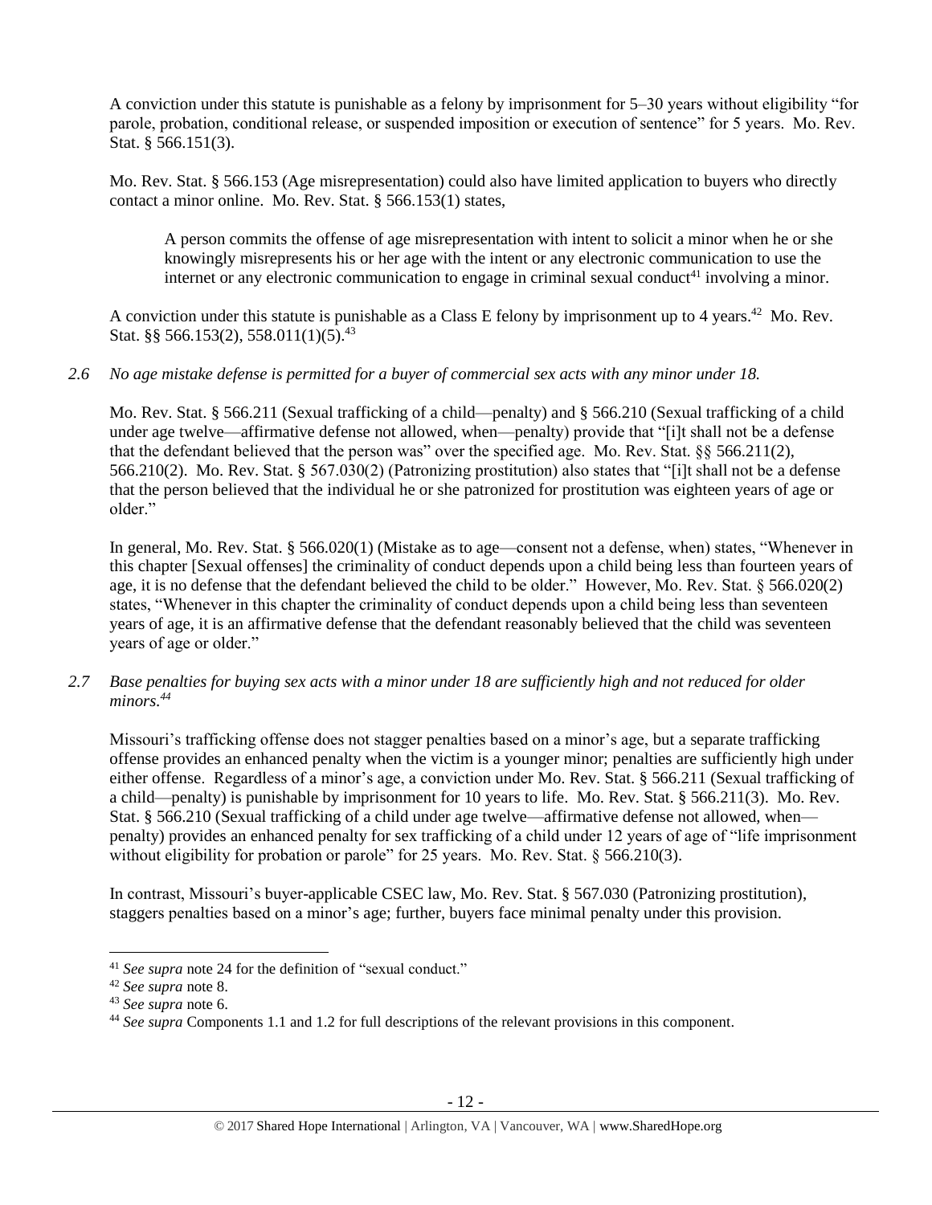A conviction under this statute is punishable as a felony by imprisonment for 5–30 years without eligibility "for parole, probation, conditional release, or suspended imposition or execution of sentence" for 5 years. Mo. Rev. Stat. § 566.151(3).

Mo. Rev. Stat. § 566.153 (Age misrepresentation) could also have limited application to buyers who directly contact a minor online. Mo. Rev. Stat. § 566.153(1) states,

> A person commits the offense of age misrepresentation with intent to solicit a minor when he or she knowingly misrepresents his or her age with the intent or any electronic communication to use the internet or any electronic communication to engage in criminal sexual conduct[41] involving a minor.

A conviction under this statute is punishable as a Class E felony by imprisonment up to 4 years.[42] Mo. Rev. Stat. §§ 566.153(2), 558.011(1)(5).[43]

*2.6 No age mistake defense is permitted for a buyer of commercial sex acts with any minor under 18.*

Mo. Rev. Stat. § 566.211 (Sexual trafficking of a child—penalty) and § 566.210 (Sexual trafficking of a child under age twelve—affirmative defense not allowed, when—penalty) provide that "[i]t shall not be a defense that the defendant believed that the person was" over the specified age. Mo. Rev. Stat. §§ 566.211(2), 566.210(2). Mo. Rev. Stat. § 567.030(2) (Patronizing prostitution) also states that "[i]t shall not be a defense that the person believed that the individual he or she patronized for prostitution was eighteen years of age or older."

In general, Mo. Rev. Stat. § 566.020(1) (Mistake as to age—consent not a defense, when) states, "Whenever in this chapter [Sexual offenses] the criminality of conduct depends upon a child being less than fourteen years of age, it is no defense that the defendant believed the child to be older." However, Mo. Rev. Stat. § 566.020(2) states, "Whenever in this chapter the criminality of conduct depends upon a child being less than seventeen years of age, it is an affirmative defense that the defendant reasonably believed that the child was seventeen years of age or older."

*2.7 Base penalties for buying sex acts with a minor under 18 are sufficiently high and not reduced for older minors.[44]*

Missouri's trafficking offense does not stagger penalties based on a minor's age, but a separate trafficking offense provides an enhanced penalty when the victim is a younger minor; penalties are sufficiently high under either offense. Regardless of a minor's age, a conviction under Mo. Rev. Stat. § 566.211 (Sexual trafficking of a child—penalty) is punishable by imprisonment for 10 years to life. Mo. Rev. Stat. § 566.211(3). Mo. Rev. Stat. § 566.210 (Sexual trafficking of a child under age twelve—affirmative defense not allowed, when—penalty) provides an enhanced penalty for sex trafficking of a child under 12 years of age of "life imprisonment without eligibility for probation or parole" for 25 years. Mo. Rev. Stat. § 566.210(3).

In contrast, Missouri's buyer-applicable CSEC law, Mo. Rev. Stat. § 567.030 (Patronizing prostitution), staggers penalties based on a minor's age; further, buyers face minimal penalty under this provision.

---

[41] *See supra* note 24 for the definition of "sexual conduct."

[42] *See supra* note 8.

[43] *See supra* note 6.

[44] *See supra* Components 1.1 and 1.2 for full descriptions of the relevant provisions in this component.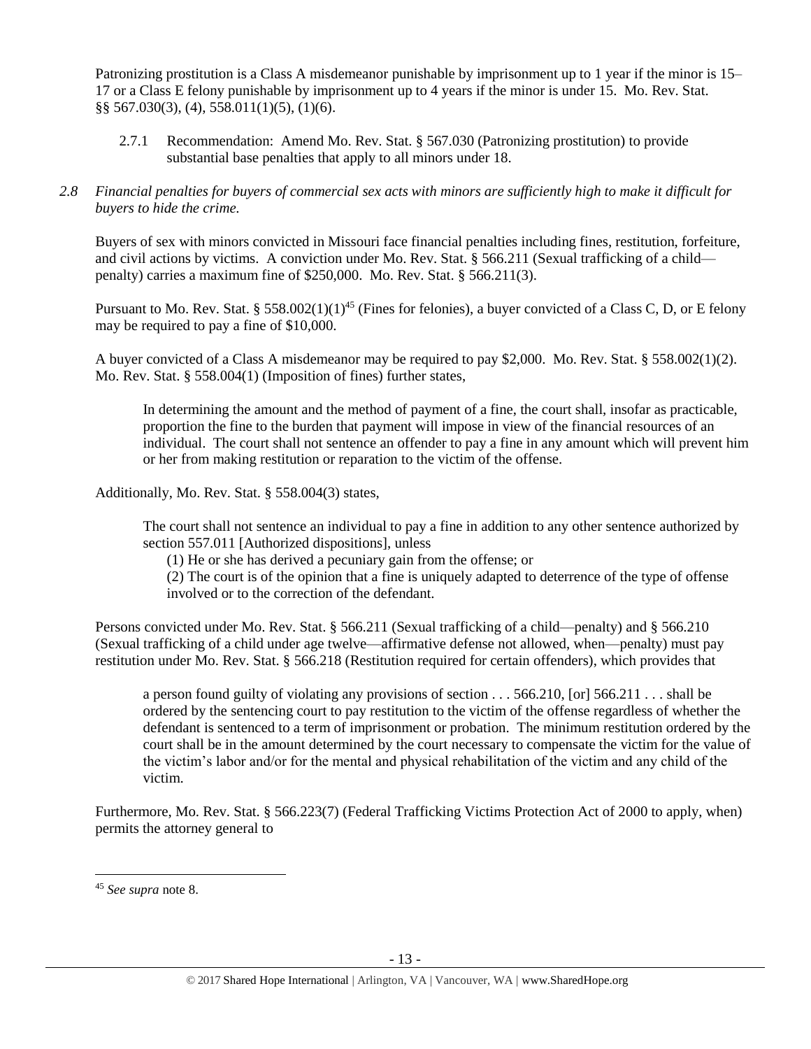Patronizing prostitution is a Class A misdemeanor punishable by imprisonment up to 1 year if the minor is 15–17 or a Class E felony punishable by imprisonment up to 4 years if the minor is under 15. Mo. Rev. Stat. §§ 567.030(3), (4), 558.011(1)(5), (1)(6).

2.7.1 Recommendation: Amend Mo. Rev. Stat. § 567.030 (Patronizing prostitution) to provide substantial base penalties that apply to all minors under 18.

*2.8 Financial penalties for buyers of commercial sex acts with minors are sufficiently high to make it difficult for buyers to hide the crime.*

Buyers of sex with minors convicted in Missouri face financial penalties including fines, restitution, forfeiture, and civil actions by victims. A conviction under Mo. Rev. Stat. § 566.211 (Sexual trafficking of a child—penalty) carries a maximum fine of $250,000. Mo. Rev. Stat. § 566.211(3).

Pursuant to Mo. Rev. Stat. § 558.002(1)(1)[45] (Fines for felonies), a buyer convicted of a Class C, D, or E felony may be required to pay a fine of $10,000.

A buyer convicted of a Class A misdemeanor may be required to pay $2,000. Mo. Rev. Stat. § 558.002(1)(2). Mo. Rev. Stat. § 558.004(1) (Imposition of fines) further states,

> In determining the amount and the method of payment of a fine, the court shall, insofar as practicable, proportion the fine to the burden that payment will impose in view of the financial resources of an individual. The court shall not sentence an offender to pay a fine in any amount which will prevent him or her from making restitution or reparation to the victim of the offense.

Additionally, Mo. Rev. Stat. § 558.004(3) states,

> The court shall not sentence an individual to pay a fine in addition to any other sentence authorized by section 557.011 [Authorized dispositions], unless
> (1) He or she has derived a pecuniary gain from the offense; or
> (2) The court is of the opinion that a fine is uniquely adapted to deterrence of the type of offense involved or to the correction of the defendant.

Persons convicted under Mo. Rev. Stat. § 566.211 (Sexual trafficking of a child—penalty) and § 566.210 (Sexual trafficking of a child under age twelve—affirmative defense not allowed, when—penalty) must pay restitution under Mo. Rev. Stat. § 566.218 (Restitution required for certain offenders), which provides that

> a person found guilty of violating any provisions of section . . . 566.210, [or] 566.211 . . . shall be ordered by the sentencing court to pay restitution to the victim of the offense regardless of whether the defendant is sentenced to a term of imprisonment or probation. The minimum restitution ordered by the court shall be in the amount determined by the court necessary to compensate the victim for the value of the victim's labor and/or for the mental and physical rehabilitation of the victim and any child of the victim.

Furthermore, Mo. Rev. Stat. § 566.223(7) (Federal Trafficking Victims Protection Act of 2000 to apply, when) permits the attorney general to

---

[45] *See supra* note 8.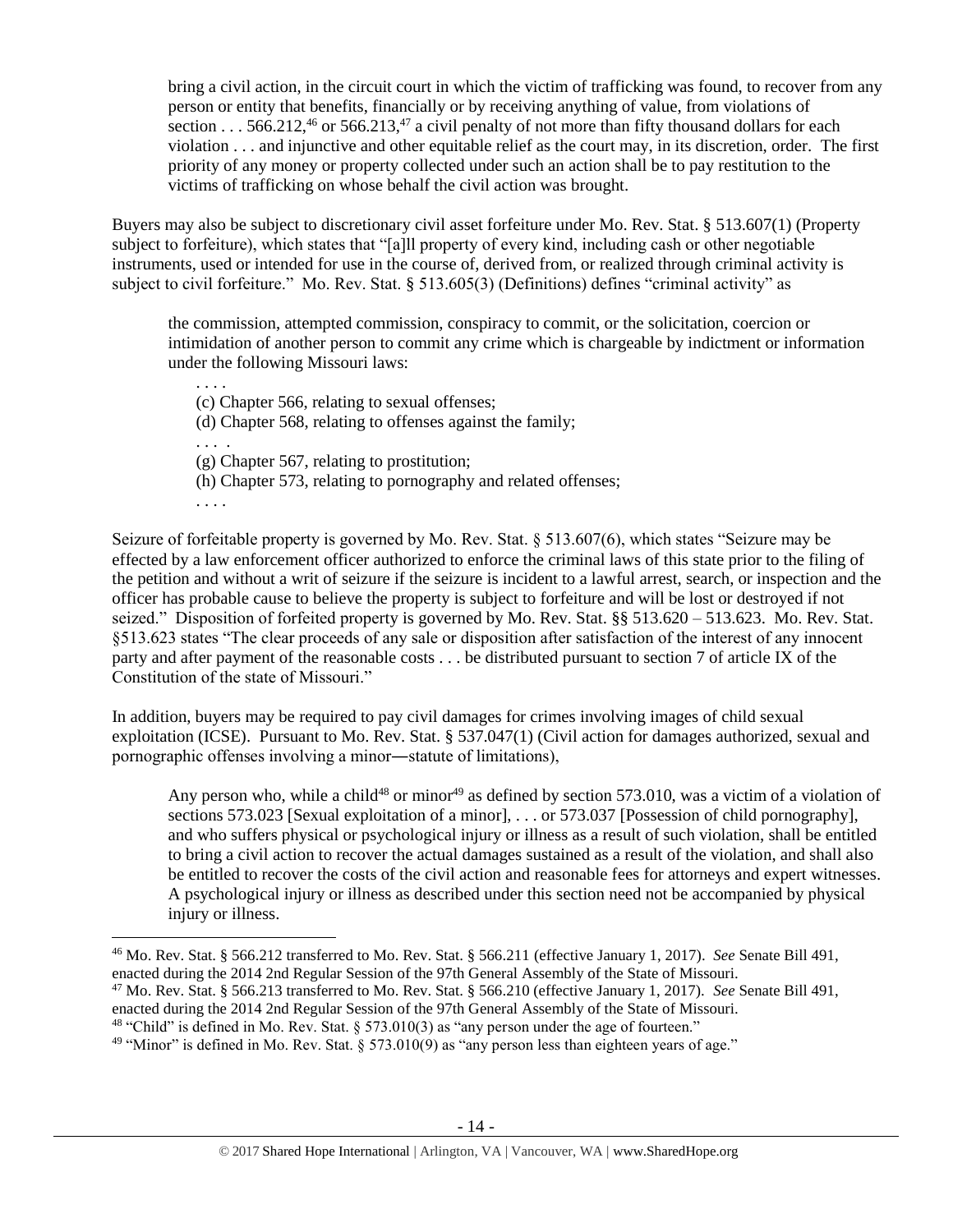> bring a civil action, in the circuit court in which the victim of trafficking was found, to recover from any person or entity that benefits, financially or by receiving anything of value, from violations of section . . . 566.212,[46] or 566.213,[47] a civil penalty of not more than fifty thousand dollars for each violation . . . and injunctive and other equitable relief as the court may, in its discretion, order. The first priority of any money or property collected under such an action shall be to pay restitution to the victims of trafficking on whose behalf the civil action was brought.

Buyers may also be subject to discretionary civil asset forfeiture under Mo. Rev. Stat. § 513.607(1) (Property subject to forfeiture), which states that "[a]ll property of every kind, including cash or other negotiable instruments, used or intended for use in the course of, derived from, or realized through criminal activity is subject to civil forfeiture." Mo. Rev. Stat. § 513.605(3) (Definitions) defines "criminal activity" as

> the commission, attempted commission, conspiracy to commit, or the solicitation, coercion or intimidation of another person to commit any crime which is chargeable by indictment or information under the following Missouri laws:
>
> . . . .
> (c) Chapter 566, relating to sexual offenses;
> (d) Chapter 568, relating to offenses against the family;
> . . . .
> (g) Chapter 567, relating to prostitution;
> (h) Chapter 573, relating to pornography and related offenses;
> . . . .

Seizure of forfeitable property is governed by Mo. Rev. Stat. § 513.607(6), which states "Seizure may be effected by a law enforcement officer authorized to enforce the criminal laws of this state prior to the filing of the petition and without a writ of seizure if the seizure is incident to a lawful arrest, search, or inspection and the officer has probable cause to believe the property is subject to forfeiture and will be lost or destroyed if not seized." Disposition of forfeited property is governed by Mo. Rev. Stat. §§ 513.620 – 513.623. Mo. Rev. Stat. §513.623 states "The clear proceeds of any sale or disposition after satisfaction of the interest of any innocent party and after payment of the reasonable costs . . . be distributed pursuant to section 7 of article IX of the Constitution of the state of Missouri."

In addition, buyers may be required to pay civil damages for crimes involving images of child sexual exploitation (ICSE). Pursuant to Mo. Rev. Stat. § 537.047(1) (Civil action for damages authorized, sexual and pornographic offenses involving a minor―statute of limitations),

> Any person who, while a child[48] or minor[49] as defined by section 573.010, was a victim of a violation of sections 573.023 [Sexual exploitation of a minor], . . . or 573.037 [Possession of child pornography], and who suffers physical or psychological injury or illness as a result of such violation, shall be entitled to bring a civil action to recover the actual damages sustained as a result of the violation, and shall also be entitled to recover the costs of the civil action and reasonable fees for attorneys and expert witnesses. A psychological injury or illness as described under this section need not be accompanied by physical injury or illness.

---

[46] Mo. Rev. Stat. § 566.212 transferred to Mo. Rev. Stat. § 566.211 (effective January 1, 2017). *See* Senate Bill 491, enacted during the 2014 2nd Regular Session of the 97th General Assembly of the State of Missouri.

[47] Mo. Rev. Stat. § 566.213 transferred to Mo. Rev. Stat. § 566.210 (effective January 1, 2017). *See* Senate Bill 491, enacted during the 2014 2nd Regular Session of the 97th General Assembly of the State of Missouri.

[48] "Child" is defined in Mo. Rev. Stat. § 573.010(3) as "any person under the age of fourteen."

[49] "Minor" is defined in Mo. Rev. Stat. § 573.010(9) as "any person less than eighteen years of age."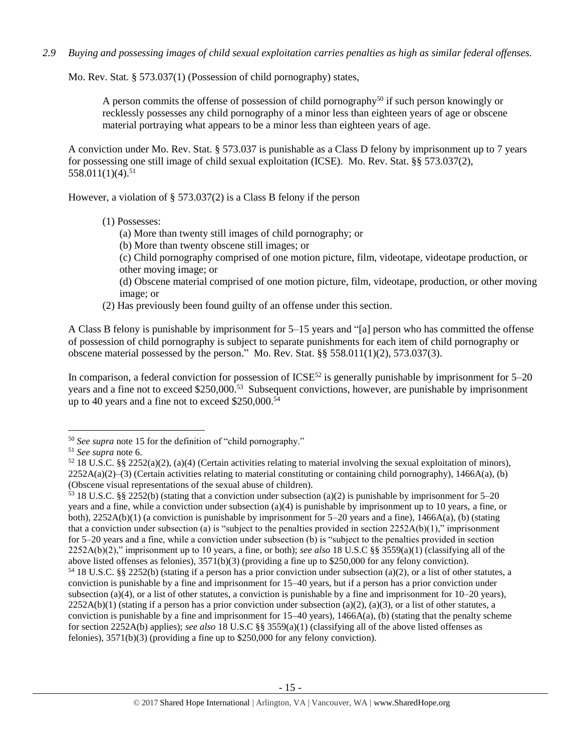*2.9 Buying and possessing images of child sexual exploitation carries penalties as high as similar federal offenses.*

Mo. Rev. Stat. § 573.037(1) (Possession of child pornography) states,

> A person commits the offense of possession of child pornography[50] if such person knowingly or recklessly possesses any child pornography of a minor less than eighteen years of age or obscene material portraying what appears to be a minor less than eighteen years of age.

A conviction under Mo. Rev. Stat. § 573.037 is punishable as a Class D felony by imprisonment up to 7 years for possessing one still image of child sexual exploitation (ICSE). Mo. Rev. Stat. §§ 573.037(2), 558.011(1)(4).[51]

However, a violation of § 573.037(2) is a Class B felony if the person

> (1) Possesses:
>
> (a) More than twenty still images of child pornography; or
>
> (b) More than twenty obscene still images; or
>
> (c) Child pornography comprised of one motion picture, film, videotape, videotape production, or other moving image; or
>
> (d) Obscene material comprised of one motion picture, film, videotape, production, or other moving image; or
>
> (2) Has previously been found guilty of an offense under this section.

A Class B felony is punishable by imprisonment for 5–15 years and "[a] person who has committed the offense of possession of child pornography is subject to separate punishments for each item of child pornography or obscene material possessed by the person." Mo. Rev. Stat. §§ 558.011(1)(2), 573.037(3).

In comparison, a federal conviction for possession of ICSE[52] is generally punishable by imprisonment for 5–20 years and a fine not to exceed $250,000.[53] Subsequent convictions, however, are punishable by imprisonment up to 40 years and a fine not to exceed $250,000.[54]

---

[50] *See supra* note 15 for the definition of "child pornography."

[51] *See supra* note 6.

[52] 18 U.S.C. §§ 2252(a)(2), (a)(4) (Certain activities relating to material involving the sexual exploitation of minors), 2252A(a)(2)–(3) (Certain activities relating to material constituting or containing child pornography), 1466A(a), (b) (Obscene visual representations of the sexual abuse of children).

[53] 18 U.S.C. §§ 2252(b) (stating that a conviction under subsection (a)(2) is punishable by imprisonment for 5–20 years and a fine, while a conviction under subsection (a)(4) is punishable by imprisonment up to 10 years, a fine, or both), 2252A(b)(1) (a conviction is punishable by imprisonment for 5–20 years and a fine), 1466A(a), (b) (stating that a conviction under subsection (a) is "subject to the penalties provided in section 2252A(b)(1)," imprisonment for 5–20 years and a fine, while a conviction under subsection (b) is "subject to the penalties provided in section 2252A(b)(2)," imprisonment up to 10 years, a fine, or both); *see also* 18 U.S.C §§ 3559(a)(1) (classifying all of the above listed offenses as felonies), 3571(b)(3) (providing a fine up to $250,000 for any felony conviction).

[54] 18 U.S.C. §§ 2252(b) (stating if a person has a prior conviction under subsection (a)(2), or a list of other statutes, a conviction is punishable by a fine and imprisonment for 15–40 years, but if a person has a prior conviction under subsection (a)(4), or a list of other statutes, a conviction is punishable by a fine and imprisonment for 10–20 years), 2252A(b)(1) (stating if a person has a prior conviction under subsection (a)(2), (a)(3), or a list of other statutes, a conviction is punishable by a fine and imprisonment for 15–40 years), 1466A(a), (b) (stating that the penalty scheme for section 2252A(b) applies); *see also* 18 U.S.C §§ 3559(a)(1) (classifying all of the above listed offenses as felonies), 3571(b)(3) (providing a fine up to $250,000 for any felony conviction).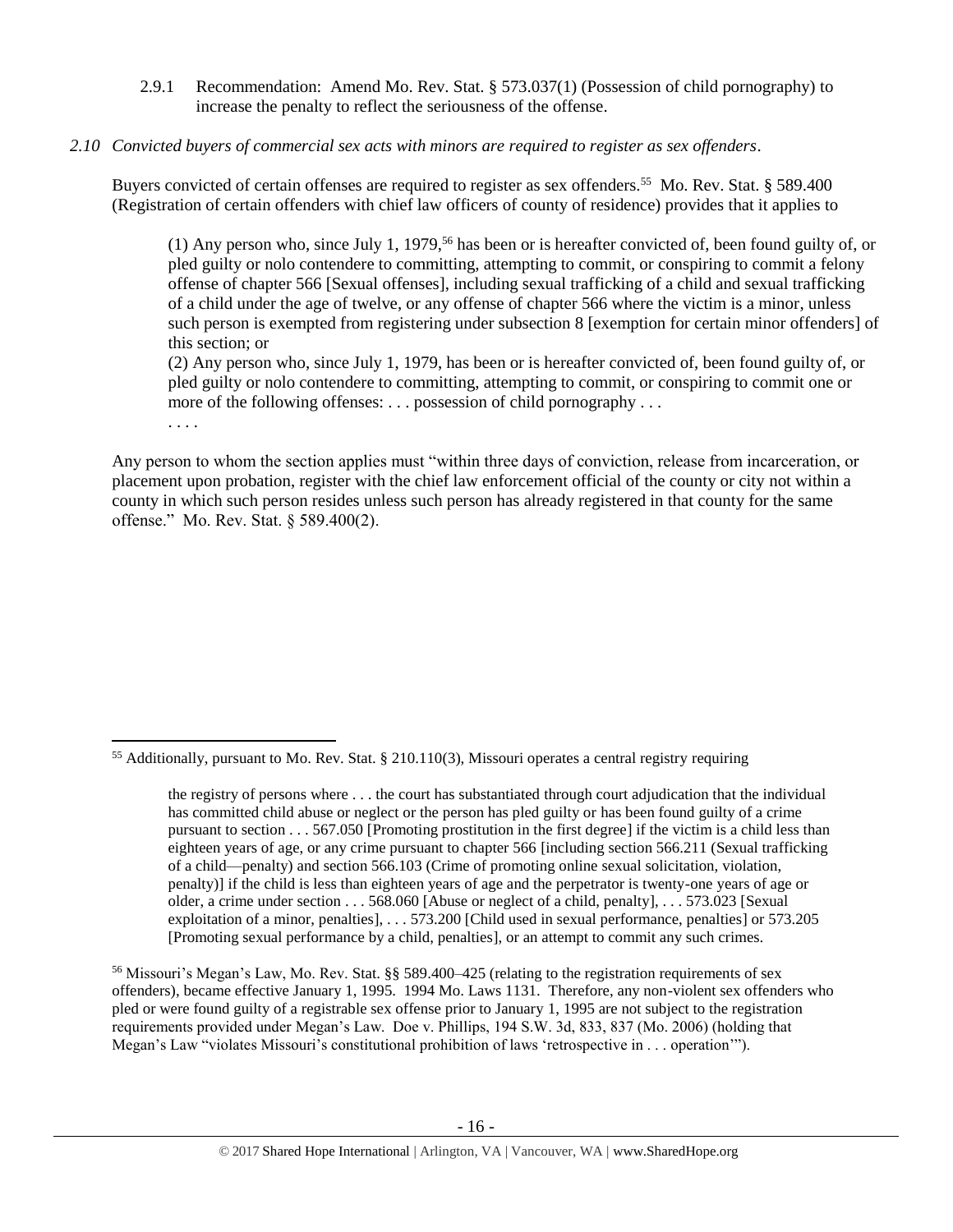2.9.1 Recommendation: Amend Mo. Rev. Stat. § 573.037(1) (Possession of child pornography) to increase the penalty to reflect the seriousness of the offense.

*2.10 Convicted buyers of commercial sex acts with minors are required to register as sex offenders*.

Buyers convicted of certain offenses are required to register as sex offenders.[55] Mo. Rev. Stat. § 589.400 (Registration of certain offenders with chief law officers of county of residence) provides that it applies to

> (1) Any person who, since July 1, 1979,[56] has been or is hereafter convicted of, been found guilty of, or pled guilty or nolo contendere to committing, attempting to commit, or conspiring to commit a felony offense of chapter 566 [Sexual offenses], including sexual trafficking of a child and sexual trafficking of a child under the age of twelve, or any offense of chapter 566 where the victim is a minor, unless such person is exempted from registering under subsection 8 [exemption for certain minor offenders] of this section; or
>
> (2) Any person who, since July 1, 1979, has been or is hereafter convicted of, been found guilty of, or pled guilty or nolo contendere to committing, attempting to commit, or conspiring to commit one or more of the following offenses: . . . possession of child pornography . . .
>
> . . . .

Any person to whom the section applies must "within three days of conviction, release from incarceration, or placement upon probation, register with the chief law enforcement official of the county or city not within a county in which such person resides unless such person has already registered in that county for the same offense." Mo. Rev. Stat. § 589.400(2).

---

[55] Additionally, pursuant to Mo. Rev. Stat. § 210.110(3), Missouri operates a central registry requiring

> the registry of persons where . . . the court has substantiated through court adjudication that the individual has committed child abuse or neglect or the person has pled guilty or has been found guilty of a crime pursuant to section . . . 567.050 [Promoting prostitution in the first degree] if the victim is a child less than eighteen years of age, or any crime pursuant to chapter 566 [including section 566.211 (Sexual trafficking of a child—penalty) and section 566.103 (Crime of promoting online sexual solicitation, violation, penalty)] if the child is less than eighteen years of age and the perpetrator is twenty-one years of age or older, a crime under section . . . 568.060 [Abuse or neglect of a child, penalty], . . . 573.023 [Sexual exploitation of a minor, penalties], . . . 573.200 [Child used in sexual performance, penalties] or 573.205 [Promoting sexual performance by a child, penalties], or an attempt to commit any such crimes.

[56] Missouri's Megan's Law, Mo. Rev. Stat. §§ 589.400–425 (relating to the registration requirements of sex offenders), became effective January 1, 1995. 1994 Mo. Laws 1131. Therefore, any non-violent sex offenders who pled or were found guilty of a registrable sex offense prior to January 1, 1995 are not subject to the registration requirements provided under Megan's Law. Doe v. Phillips, 194 S.W. 3d, 833, 837 (Mo. 2006) (holding that Megan's Law "violates Missouri's constitutional prohibition of laws 'retrospective in . . . operation'").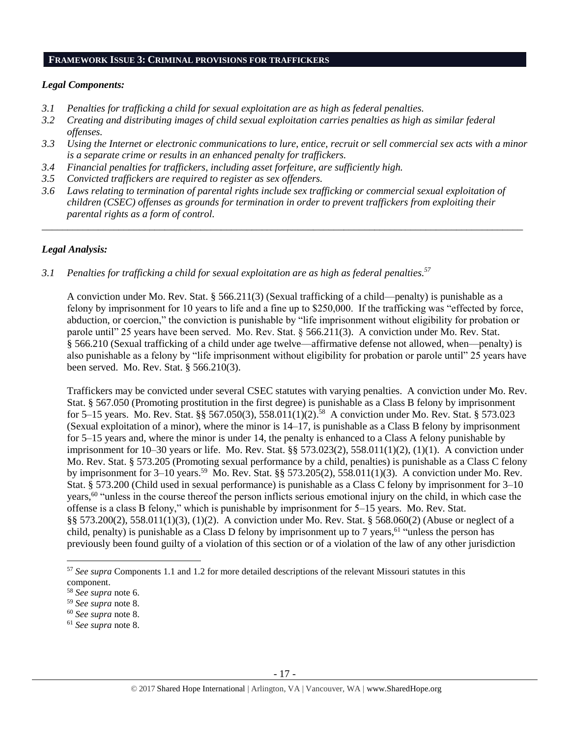## FRAMEWORK ISSUE 3: CRIMINAL PROVISIONS FOR TRAFFICKERS

### *Legal Components:*

- *3.1 Penalties for trafficking a child for sexual exploitation are as high as federal penalties.*
- *3.2 Creating and distributing images of child sexual exploitation carries penalties as high as similar federal offenses.*
- *3.3 Using the Internet or electronic communications to lure, entice, recruit or sell commercial sex acts with a minor is a separate crime or results in an enhanced penalty for traffickers.*
- *3.4 Financial penalties for traffickers, including asset forfeiture, are sufficiently high.*
- *3.5 Convicted traffickers are required to register as sex offenders.*
- *3.6 Laws relating to termination of parental rights include sex trafficking or commercial sexual exploitation of children (CSEC) offenses as grounds for termination in order to prevent traffickers from exploiting their parental rights as a form of control.*

---

### *Legal Analysis:*

*3.1 Penalties for trafficking a child for sexual exploitation are as high as federal penalties.*[57]

A conviction under Mo. Rev. Stat. § 566.211(3) (Sexual trafficking of a child—penalty) is punishable as a felony by imprisonment for 10 years to life and a fine up to $250,000. If the trafficking was "effected by force, abduction, or coercion," the conviction is punishable by "life imprisonment without eligibility for probation or parole until" 25 years have been served. Mo. Rev. Stat. § 566.211(3). A conviction under Mo. Rev. Stat. § 566.210 (Sexual trafficking of a child under age twelve—affirmative defense not allowed, when—penalty) is also punishable as a felony by "life imprisonment without eligibility for probation or parole until" 25 years have been served. Mo. Rev. Stat. § 566.210(3).

Traffickers may be convicted under several CSEC statutes with varying penalties. A conviction under Mo. Rev. Stat. § 567.050 (Promoting prostitution in the first degree) is punishable as a Class B felony by imprisonment for 5–15 years. Mo. Rev. Stat. §§ 567.050(3), 558.011(1)(2).[58] A conviction under Mo. Rev. Stat. § 573.023 (Sexual exploitation of a minor), where the minor is 14–17, is punishable as a Class B felony by imprisonment for 5–15 years and, where the minor is under 14, the penalty is enhanced to a Class A felony punishable by imprisonment for 10–30 years or life. Mo. Rev. Stat. §§ 573.023(2), 558.011(1)(2), (1)(1). A conviction under Mo. Rev. Stat. § 573.205 (Promoting sexual performance by a child, penalties) is punishable as a Class C felony by imprisonment for 3–10 years.[59] Mo. Rev. Stat. §§ 573.205(2), 558.011(1)(3). A conviction under Mo. Rev. Stat. § 573.200 (Child used in sexual performance) is punishable as a Class C felony by imprisonment for 3–10 years,[60] "unless in the course thereof the person inflicts serious emotional injury on the child, in which case the offense is a class B felony," which is punishable by imprisonment for 5–15 years. Mo. Rev. Stat. §§ 573.200(2), 558.011(1)(3), (1)(2). A conviction under Mo. Rev. Stat. § 568.060(2) (Abuse or neglect of a child, penalty) is punishable as a Class D felony by imprisonment up to 7 years,[61] "unless the person has previously been found guilty of a violation of this section or of a violation of the law of any other jurisdiction

---

[57] *See supra* Components 1.1 and 1.2 for more detailed descriptions of the relevant Missouri statutes in this component.

[58] *See supra* note 6.

[59] *See supra* note 8.

[60] *See supra* note 8.

[61] *See supra* note 8.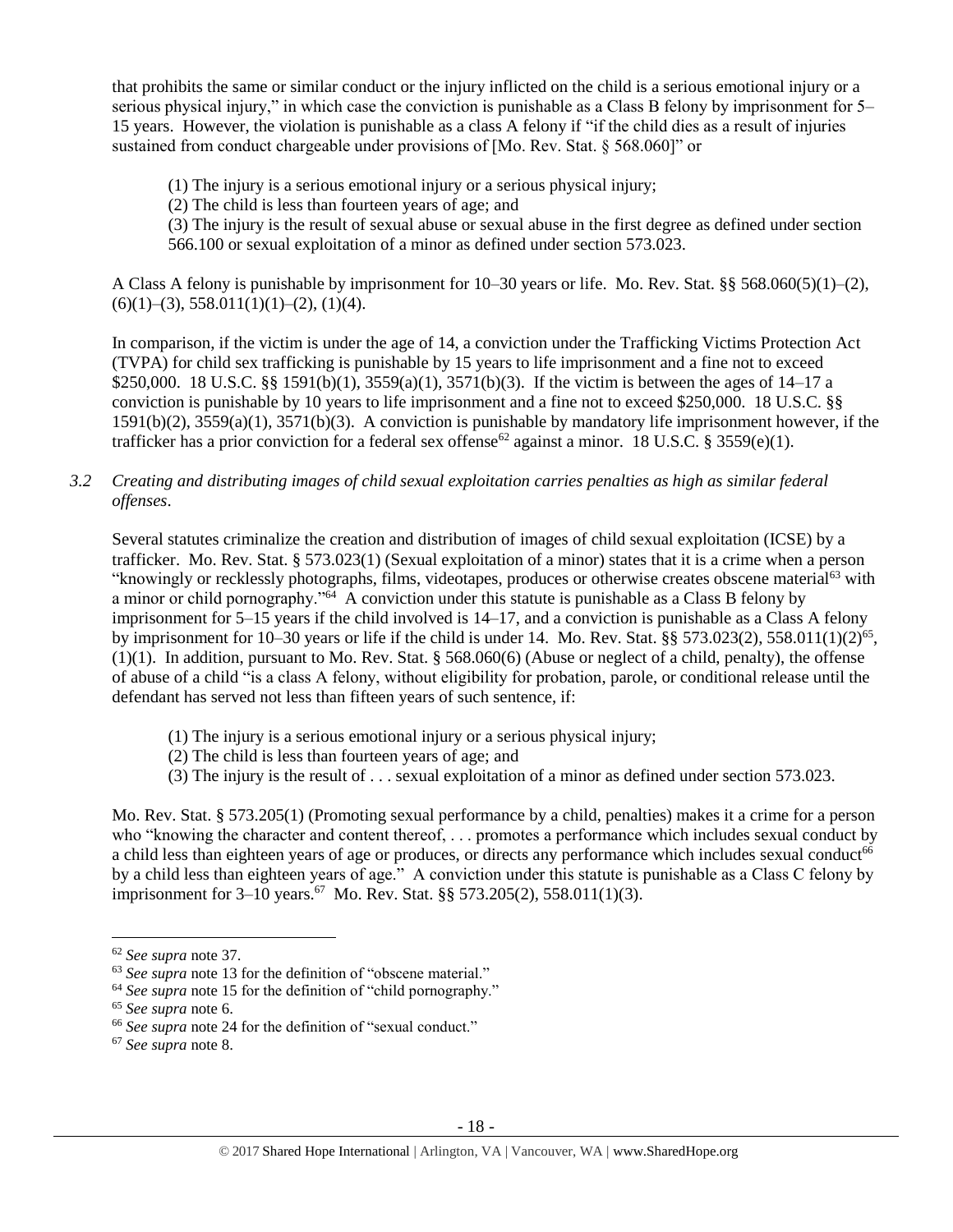that prohibits the same or similar conduct or the injury inflicted on the child is a serious emotional injury or a serious physical injury," in which case the conviction is punishable as a Class B felony by imprisonment for 5–15 years. However, the violation is punishable as a class A felony if "if the child dies as a result of injuries sustained from conduct chargeable under provisions of [Mo. Rev. Stat. § 568.060]" or

> (1) The injury is a serious emotional injury or a serious physical injury;
> (2) The child is less than fourteen years of age; and
> (3) The injury is the result of sexual abuse or sexual abuse in the first degree as defined under section 566.100 or sexual exploitation of a minor as defined under section 573.023.

A Class A felony is punishable by imprisonment for 10–30 years or life. Mo. Rev. Stat. §§ 568.060(5)(1)–(2), (6)(1)–(3), 558.011(1)(1)–(2), (1)(4).

In comparison, if the victim is under the age of 14, a conviction under the Trafficking Victims Protection Act (TVPA) for child sex trafficking is punishable by 15 years to life imprisonment and a fine not to exceed $250,000. 18 U.S.C. §§ 1591(b)(1), 3559(a)(1), 3571(b)(3). If the victim is between the ages of 14–17 a conviction is punishable by 10 years to life imprisonment and a fine not to exceed $250,000. 18 U.S.C. §§ 1591(b)(2), 3559(a)(1), 3571(b)(3). A conviction is punishable by mandatory life imprisonment however, if the trafficker has a prior conviction for a federal sex offense[62] against a minor. 18 U.S.C. § 3559(e)(1).

*3.2 Creating and distributing images of child sexual exploitation carries penalties as high as similar federal offenses.*

Several statutes criminalize the creation and distribution of images of child sexual exploitation (ICSE) by a trafficker. Mo. Rev. Stat. § 573.023(1) (Sexual exploitation of a minor) states that it is a crime when a person "knowingly or recklessly photographs, films, videotapes, produces or otherwise creates obscene material[63] with a minor or child pornography."[64] A conviction under this statute is punishable as a Class B felony by imprisonment for 5–15 years if the child involved is 14–17, and a conviction is punishable as a Class A felony by imprisonment for 10–30 years or life if the child is under 14. Mo. Rev. Stat. §§ 573.023(2), 558.011(1)(2)[65], (1)(1). In addition, pursuant to Mo. Rev. Stat. § 568.060(6) (Abuse or neglect of a child, penalty), the offense of abuse of a child "is a class A felony, without eligibility for probation, parole, or conditional release until the defendant has served not less than fifteen years of such sentence, if:

> (1) The injury is a serious emotional injury or a serious physical injury;
> (2) The child is less than fourteen years of age; and
> (3) The injury is the result of . . . sexual exploitation of a minor as defined under section 573.023.

Mo. Rev. Stat. § 573.205(1) (Promoting sexual performance by a child, penalties) makes it a crime for a person who "knowing the character and content thereof, . . . promotes a performance which includes sexual conduct by a child less than eighteen years of age or produces, or directs any performance which includes sexual conduct[66] by a child less than eighteen years of age." A conviction under this statute is punishable as a Class C felony by imprisonment for 3–10 years.[67] Mo. Rev. Stat. §§ 573.205(2), 558.011(1)(3).

---

[62] *See supra* note 37.
[63] *See supra* note 13 for the definition of "obscene material."
[64] *See supra* note 15 for the definition of "child pornography."
[65] *See supra* note 6.
[66] *See supra* note 24 for the definition of "sexual conduct."
[67] *See supra* note 8.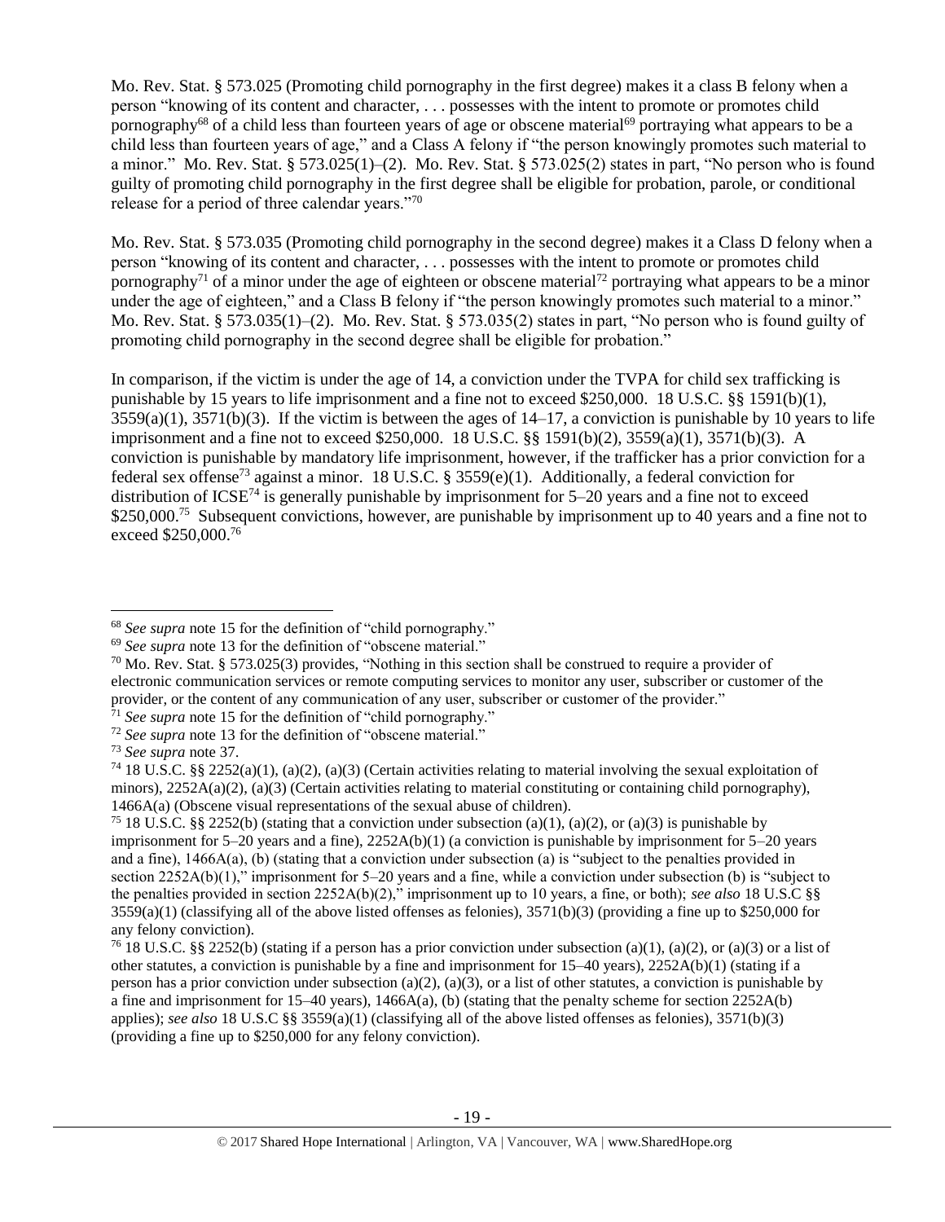Mo. Rev. Stat. § 573.025 (Promoting child pornography in the first degree) makes it a class B felony when a person "knowing of its content and character, . . . possesses with the intent to promote or promotes child pornography[68] of a child less than fourteen years of age or obscene material[69] portraying what appears to be a child less than fourteen years of age," and a Class A felony if "the person knowingly promotes such material to a minor." Mo. Rev. Stat. § 573.025(1)–(2). Mo. Rev. Stat. § 573.025(2) states in part, "No person who is found guilty of promoting child pornography in the first degree shall be eligible for probation, parole, or conditional release for a period of three calendar years."[70]

Mo. Rev. Stat. § 573.035 (Promoting child pornography in the second degree) makes it a Class D felony when a person "knowing of its content and character, . . . possesses with the intent to promote or promotes child pornography[71] of a minor under the age of eighteen or obscene material[72] portraying what appears to be a minor under the age of eighteen," and a Class B felony if "the person knowingly promotes such material to a minor." Mo. Rev. Stat. § 573.035(1)–(2). Mo. Rev. Stat. § 573.035(2) states in part, "No person who is found guilty of promoting child pornography in the second degree shall be eligible for probation."

In comparison, if the victim is under the age of 14, a conviction under the TVPA for child sex trafficking is punishable by 15 years to life imprisonment and a fine not to exceed $250,000. 18 U.S.C. §§ 1591(b)(1), 3559(a)(1), 3571(b)(3). If the victim is between the ages of 14–17, a conviction is punishable by 10 years to life imprisonment and a fine not to exceed $250,000. 18 U.S.C. §§ 1591(b)(2), 3559(a)(1), 3571(b)(3). A conviction is punishable by mandatory life imprisonment, however, if the trafficker has a prior conviction for a federal sex offense[73] against a minor. 18 U.S.C. § 3559(e)(1). Additionally, a federal conviction for distribution of ICSE[74] is generally punishable by imprisonment for 5–20 years and a fine not to exceed $250,000.[75] Subsequent convictions, however, are punishable by imprisonment up to 40 years and a fine not to exceed $250,000.[76]

---

[68] *See supra* note 15 for the definition of "child pornography."

[69] *See supra* note 13 for the definition of "obscene material."

[70] Mo. Rev. Stat. § 573.025(3) provides, "Nothing in this section shall be construed to require a provider of electronic communication services or remote computing services to monitor any user, subscriber or customer of the provider, or the content of any communication of any user, subscriber or customer of the provider."

[71] *See supra* note 15 for the definition of "child pornography."

[72] *See supra* note 13 for the definition of "obscene material."

[73] *See supra* note 37.

[74] 18 U.S.C. §§ 2252(a)(1), (a)(2), (a)(3) (Certain activities relating to material involving the sexual exploitation of minors), 2252A(a)(2), (a)(3) (Certain activities relating to material constituting or containing child pornography), 1466A(a) (Obscene visual representations of the sexual abuse of children).

[75] 18 U.S.C. §§ 2252(b) (stating that a conviction under subsection (a)(1), (a)(2), or (a)(3) is punishable by imprisonment for 5–20 years and a fine), 2252A(b)(1) (a conviction is punishable by imprisonment for 5–20 years and a fine), 1466A(a), (b) (stating that a conviction under subsection (a) is "subject to the penalties provided in section 2252A(b)(1)," imprisonment for 5–20 years and a fine, while a conviction under subsection (b) is "subject to the penalties provided in section 2252A(b)(2)," imprisonment up to 10 years, a fine, or both); *see also* 18 U.S.C §§ 3559(a)(1) (classifying all of the above listed offenses as felonies), 3571(b)(3) (providing a fine up to $250,000 for any felony conviction).

[76] 18 U.S.C. §§ 2252(b) (stating if a person has a prior conviction under subsection (a)(1), (a)(2), or (a)(3) or a list of other statutes, a conviction is punishable by a fine and imprisonment for 15–40 years), 2252A(b)(1) (stating if a person has a prior conviction under subsection (a)(2), (a)(3), or a list of other statutes, a conviction is punishable by a fine and imprisonment for 15–40 years), 1466A(a), (b) (stating that the penalty scheme for section 2252A(b) applies); *see also* 18 U.S.C §§ 3559(a)(1) (classifying all of the above listed offenses as felonies), 3571(b)(3) (providing a fine up to $250,000 for any felony conviction).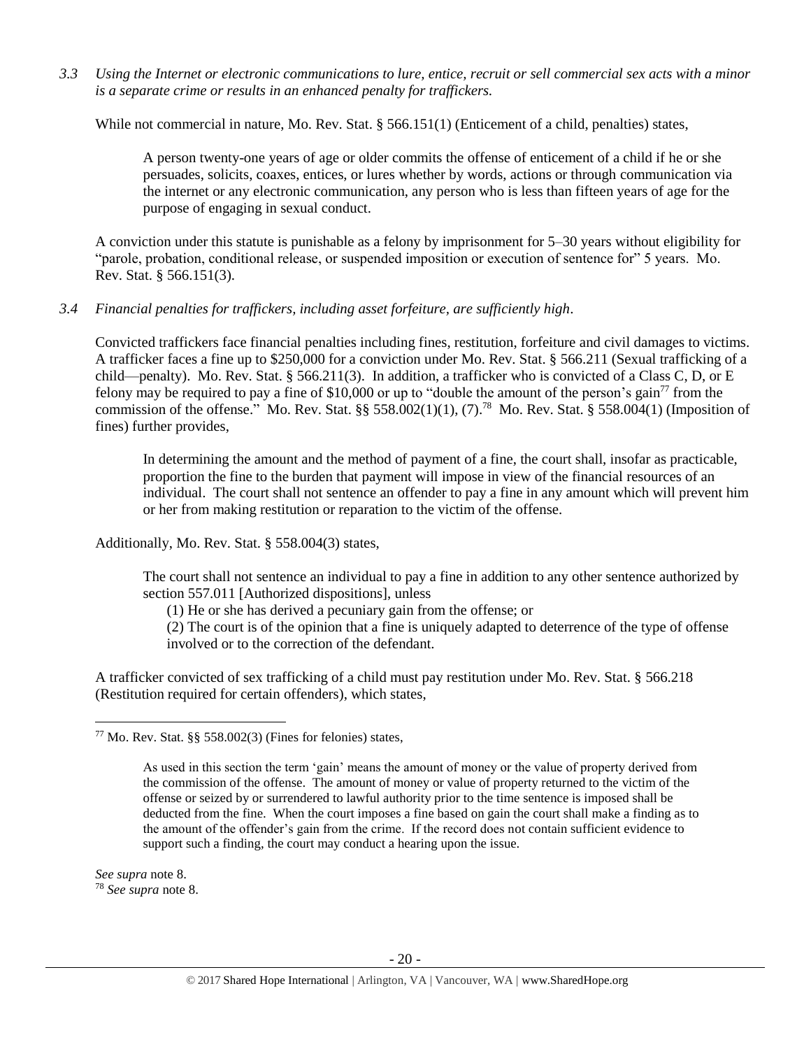*3.3 Using the Internet or electronic communications to lure, entice, recruit or sell commercial sex acts with a minor is a separate crime or results in an enhanced penalty for traffickers.*

While not commercial in nature, Mo. Rev. Stat. § 566.151(1) (Enticement of a child, penalties) states,

> A person twenty-one years of age or older commits the offense of enticement of a child if he or she persuades, solicits, coaxes, entices, or lures whether by words, actions or through communication via the internet or any electronic communication, any person who is less than fifteen years of age for the purpose of engaging in sexual conduct.

A conviction under this statute is punishable as a felony by imprisonment for 5–30 years without eligibility for "parole, probation, conditional release, or suspended imposition or execution of sentence for" 5 years. Mo. Rev. Stat. § 566.151(3).

*3.4 Financial penalties for traffickers, including asset forfeiture, are sufficiently high.*

Convicted traffickers face financial penalties including fines, restitution, forfeiture and civil damages to victims. A trafficker faces a fine up to $250,000 for a conviction under Mo. Rev. Stat. § 566.211 (Sexual trafficking of a child—penalty). Mo. Rev. Stat. § 566.211(3). In addition, a trafficker who is convicted of a Class C, D, or E felony may be required to pay a fine of $10,000 or up to "double the amount of the person's gain[77] from the commission of the offense." Mo. Rev. Stat. §§ 558.002(1)(1), (7).[78] Mo. Rev. Stat. § 558.004(1) (Imposition of fines) further provides,

> In determining the amount and the method of payment of a fine, the court shall, insofar as practicable, proportion the fine to the burden that payment will impose in view of the financial resources of an individual. The court shall not sentence an offender to pay a fine in any amount which will prevent him or her from making restitution or reparation to the victim of the offense.

Additionally, Mo. Rev. Stat. § 558.004(3) states,

> The court shall not sentence an individual to pay a fine in addition to any other sentence authorized by section 557.011 [Authorized dispositions], unless
>
> (1) He or she has derived a pecuniary gain from the offense; or
>
> (2) The court is of the opinion that a fine is uniquely adapted to deterrence of the type of offense involved or to the correction of the defendant.

A trafficker convicted of sex trafficking of a child must pay restitution under Mo. Rev. Stat. § 566.218 (Restitution required for certain offenders), which states,

---

[77] Mo. Rev. Stat. §§ 558.002(3) (Fines for felonies) states,

> As used in this section the term 'gain' means the amount of money or the value of property derived from the commission of the offense. The amount of money or value of property returned to the victim of the offense or seized by or surrendered to lawful authority prior to the time sentence is imposed shall be deducted from the fine. When the court imposes a fine based on gain the court shall make a finding as to the amount of the offender's gain from the crime. If the record does not contain sufficient evidence to support such a finding, the court may conduct a hearing upon the issue.

*See supra* note 8.

[78] *See supra* note 8.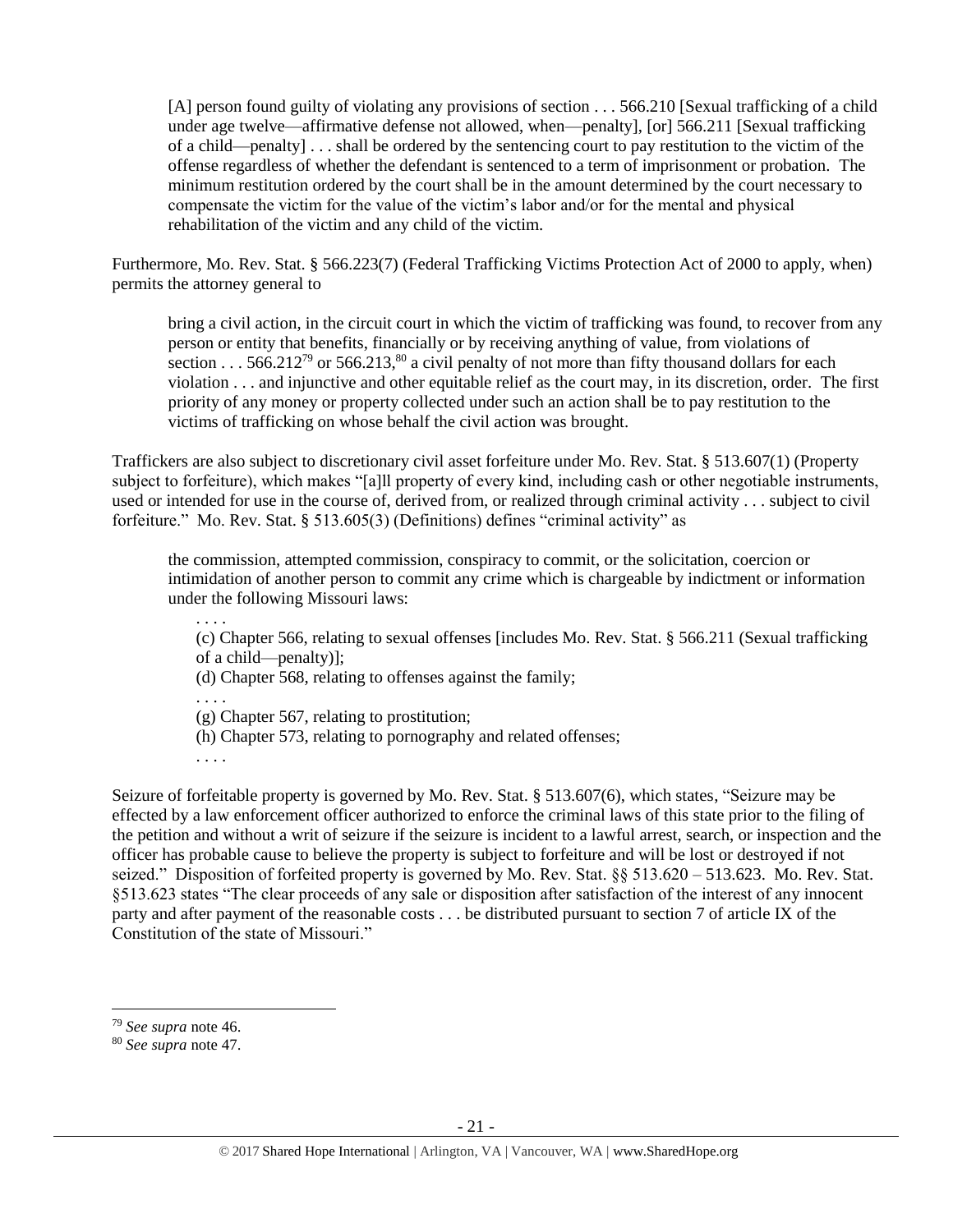> [A] person found guilty of violating any provisions of section . . . 566.210 [Sexual trafficking of a child under age twelve—affirmative defense not allowed, when—penalty], [or] 566.211 [Sexual trafficking of a child—penalty] . . . shall be ordered by the sentencing court to pay restitution to the victim of the offense regardless of whether the defendant is sentenced to a term of imprisonment or probation. The minimum restitution ordered by the court shall be in the amount determined by the court necessary to compensate the victim for the value of the victim's labor and/or for the mental and physical rehabilitation of the victim and any child of the victim.

Furthermore, Mo. Rev. Stat. § 566.223(7) (Federal Trafficking Victims Protection Act of 2000 to apply, when) permits the attorney general to

> bring a civil action, in the circuit court in which the victim of trafficking was found, to recover from any person or entity that benefits, financially or by receiving anything of value, from violations of section . . . 566.212[79] or 566.213,[80] a civil penalty of not more than fifty thousand dollars for each violation . . . and injunctive and other equitable relief as the court may, in its discretion, order. The first priority of any money or property collected under such an action shall be to pay restitution to the victims of trafficking on whose behalf the civil action was brought.

Traffickers are also subject to discretionary civil asset forfeiture under Mo. Rev. Stat. § 513.607(1) (Property subject to forfeiture), which makes "[a]ll property of every kind, including cash or other negotiable instruments, used or intended for use in the course of, derived from, or realized through criminal activity . . . subject to civil forfeiture." Mo. Rev. Stat. § 513.605(3) (Definitions) defines "criminal activity" as

> the commission, attempted commission, conspiracy to commit, or the solicitation, coercion or intimidation of another person to commit any crime which is chargeable by indictment or information under the following Missouri laws:
>
> . . . .
>
> (c) Chapter 566, relating to sexual offenses [includes Mo. Rev. Stat. § 566.211 (Sexual trafficking of a child—penalty)];
>
> (d) Chapter 568, relating to offenses against the family;
>
> . . . .
>
> (g) Chapter 567, relating to prostitution;
>
> (h) Chapter 573, relating to pornography and related offenses;
>
> . . . .

Seizure of forfeitable property is governed by Mo. Rev. Stat. § 513.607(6), which states, "Seizure may be effected by a law enforcement officer authorized to enforce the criminal laws of this state prior to the filing of the petition and without a writ of seizure if the seizure is incident to a lawful arrest, search, or inspection and the officer has probable cause to believe the property is subject to forfeiture and will be lost or destroyed if not seized." Disposition of forfeited property is governed by Mo. Rev. Stat. §§ 513.620 – 513.623. Mo. Rev. Stat. §513.623 states "The clear proceeds of any sale or disposition after satisfaction of the interest of any innocent party and after payment of the reasonable costs . . . be distributed pursuant to section 7 of article IX of the Constitution of the state of Missouri."

---

[79] *See supra* note 46.

[80] *See supra* note 47.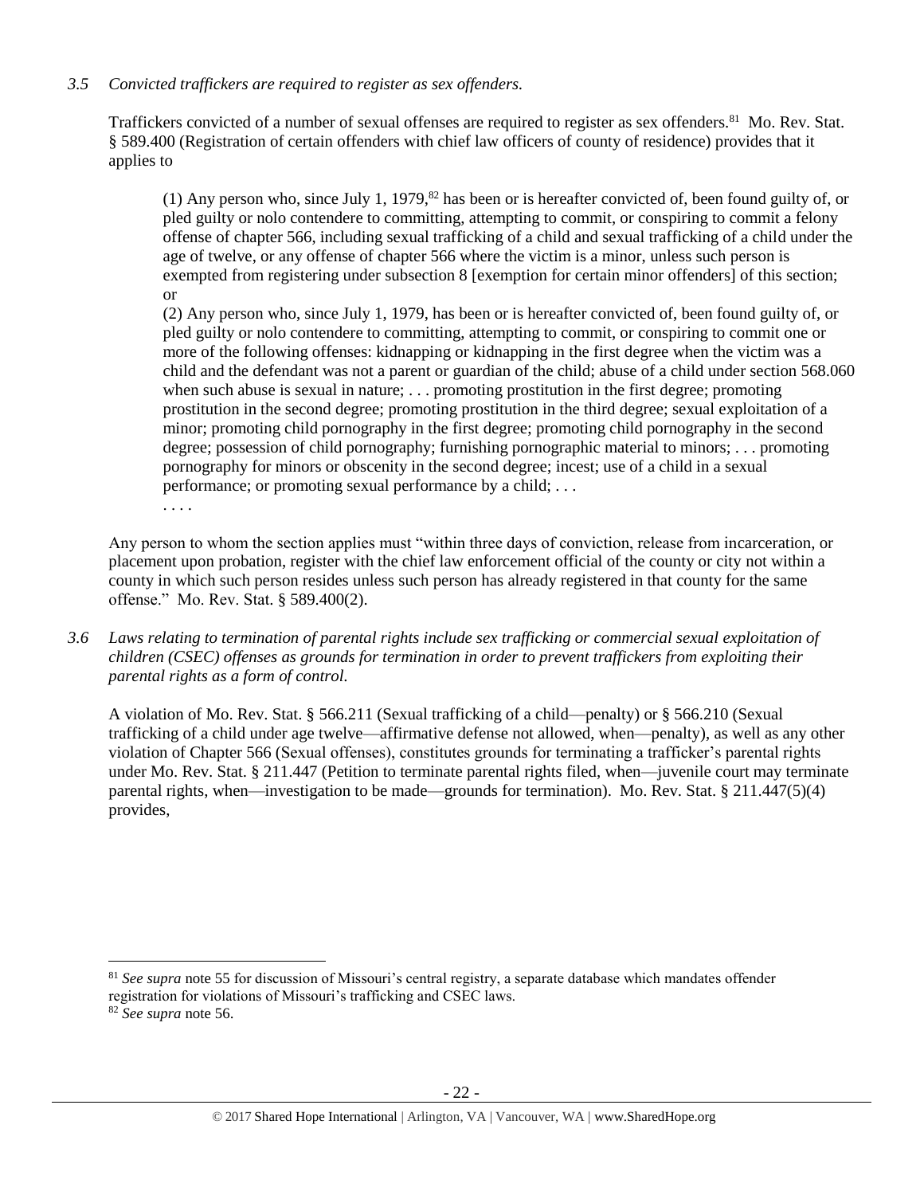*3.5 Convicted traffickers are required to register as sex offenders.*

Traffickers convicted of a number of sexual offenses are required to register as sex offenders.[81] Mo. Rev. Stat. § 589.400 (Registration of certain offenders with chief law officers of county of residence) provides that it applies to

> (1) Any person who, since July 1, 1979,[82] has been or is hereafter convicted of, been found guilty of, or pled guilty or nolo contendere to committing, attempting to commit, or conspiring to commit a felony offense of chapter 566, including sexual trafficking of a child and sexual trafficking of a child under the age of twelve, or any offense of chapter 566 where the victim is a minor, unless such person is exempted from registering under subsection 8 [exemption for certain minor offenders] of this section; or
>
> (2) Any person who, since July 1, 1979, has been or is hereafter convicted of, been found guilty of, or pled guilty or nolo contendere to committing, attempting to commit, or conspiring to commit one or more of the following offenses: kidnapping or kidnapping in the first degree when the victim was a child and the defendant was not a parent or guardian of the child; abuse of a child under section 568.060 when such abuse is sexual in nature; . . . promoting prostitution in the first degree; promoting prostitution in the second degree; promoting prostitution in the third degree; sexual exploitation of a minor; promoting child pornography in the first degree; promoting child pornography in the second degree; possession of child pornography; furnishing pornographic material to minors; . . . promoting pornography for minors or obscenity in the second degree; incest; use of a child in a sexual performance; or promoting sexual performance by a child; . . .
>
> . . . .

Any person to whom the section applies must "within three days of conviction, release from incarceration, or placement upon probation, register with the chief law enforcement official of the county or city not within a county in which such person resides unless such person has already registered in that county for the same offense." Mo. Rev. Stat. § 589.400(2).

*3.6 Laws relating to termination of parental rights include sex trafficking or commercial sexual exploitation of children (CSEC) offenses as grounds for termination in order to prevent traffickers from exploiting their parental rights as a form of control.*

A violation of Mo. Rev. Stat. § 566.211 (Sexual trafficking of a child—penalty) or § 566.210 (Sexual trafficking of a child under age twelve—affirmative defense not allowed, when—penalty), as well as any other violation of Chapter 566 (Sexual offenses), constitutes grounds for terminating a trafficker's parental rights under Mo. Rev. Stat. § 211.447 (Petition to terminate parental rights filed, when—juvenile court may terminate parental rights, when—investigation to be made—grounds for termination). Mo. Rev. Stat. § 211.447(5)(4) provides,

---

[81] *See supra* note 55 for discussion of Missouri's central registry, a separate database which mandates offender registration for violations of Missouri's trafficking and CSEC laws.

[82] *See supra* note 56.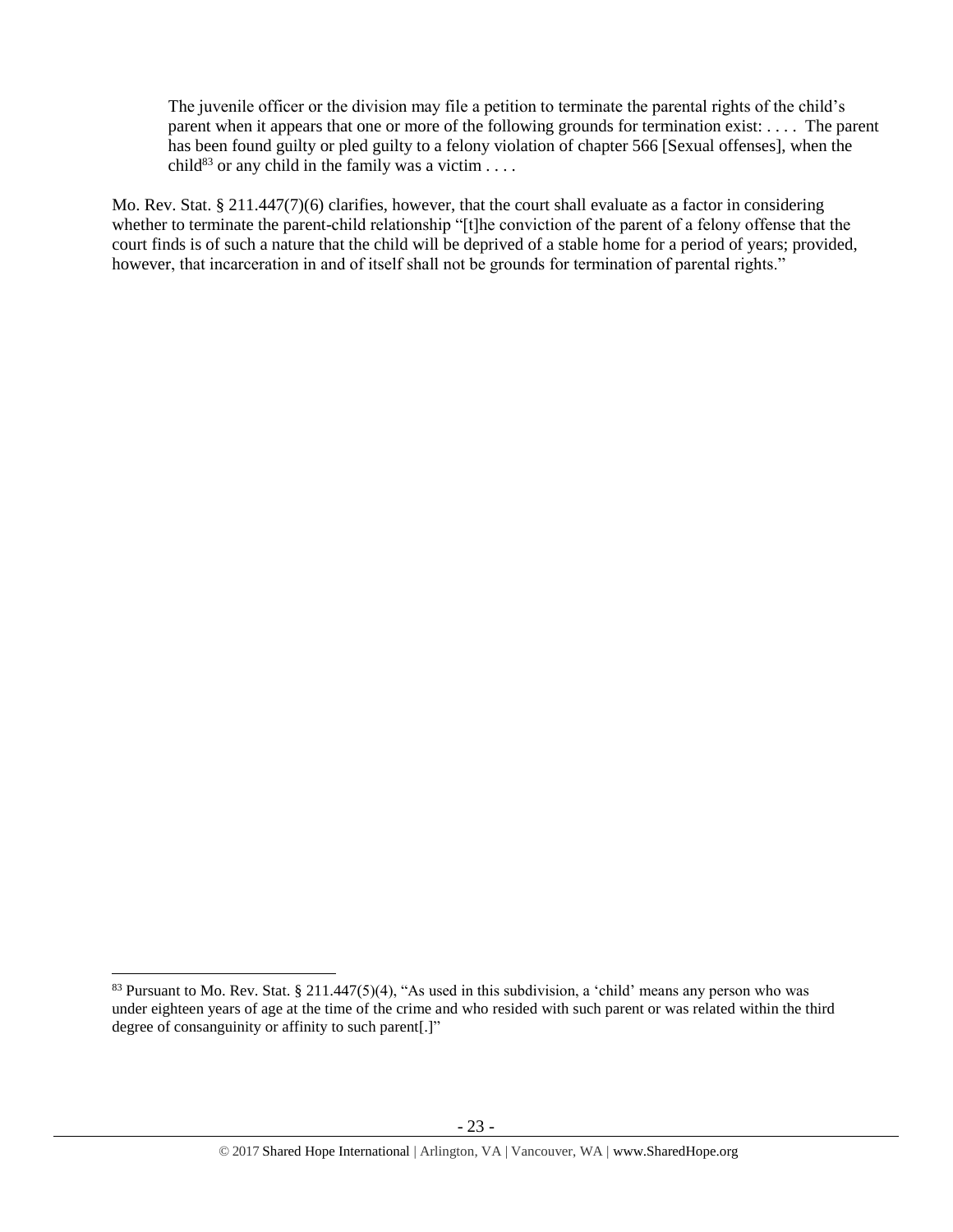> The juvenile officer or the division may file a petition to terminate the parental rights of the child's parent when it appears that one or more of the following grounds for termination exist: . . . . The parent has been found guilty or pled guilty to a felony violation of chapter 566 [Sexual offenses], when the child[83] or any child in the family was a victim . . . .

Mo. Rev. Stat. § 211.447(7)(6) clarifies, however, that the court shall evaluate as a factor in considering whether to terminate the parent-child relationship "[t]he conviction of the parent of a felony offense that the court finds is of such a nature that the child will be deprived of a stable home for a period of years; provided, however, that incarceration in and of itself shall not be grounds for termination of parental rights."

---

[83] Pursuant to Mo. Rev. Stat. § 211.447(5)(4), "As used in this subdivision, a 'child' means any person who was under eighteen years of age at the time of the crime and who resided with such parent or was related within the third degree of consanguinity or affinity to such parent[.]"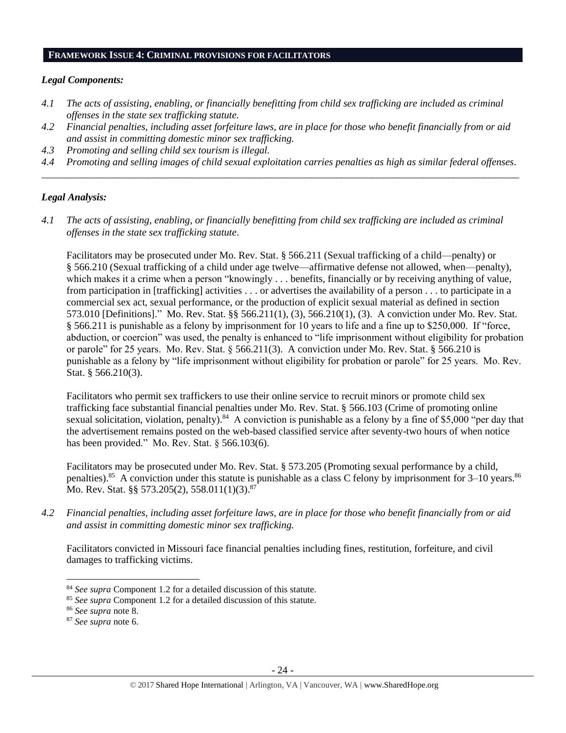## FRAMEWORK ISSUE 4: CRIMINAL PROVISIONS FOR FACILITATORS

### *Legal Components:*

*4.1 The acts of assisting, enabling, or financially benefitting from child sex trafficking are included as criminal offenses in the state sex trafficking statute.*

*4.2 Financial penalties, including asset forfeiture laws, are in place for those who benefit financially from or aid and assist in committing domestic minor sex trafficking.*

*4.3 Promoting and selling child sex tourism is illegal.*

*4.4 Promoting and selling images of child sexual exploitation carries penalties as high as similar federal offenses.*

---

### *Legal Analysis:*

*4.1 The acts of assisting, enabling, or financially benefitting from child sex trafficking are included as criminal offenses in the state sex trafficking statute.*

Facilitators may be prosecuted under Mo. Rev. Stat. § 566.211 (Sexual trafficking of a child—penalty) or § 566.210 (Sexual trafficking of a child under age twelve—affirmative defense not allowed, when—penalty), which makes it a crime when a person "knowingly . . . benefits, financially or by receiving anything of value, from participation in [trafficking] activities . . . or advertises the availability of a person . . . to participate in a commercial sex act, sexual performance, or the production of explicit sexual material as defined in section 573.010 [Definitions]." Mo. Rev. Stat. §§ 566.211(1), (3), 566.210(1), (3). A conviction under Mo. Rev. Stat. § 566.211 is punishable as a felony by imprisonment for 10 years to life and a fine up to $250,000. If "force, abduction, or coercion" was used, the penalty is enhanced to "life imprisonment without eligibility for probation or parole" for 25 years. Mo. Rev. Stat. § 566.211(3). A conviction under Mo. Rev. Stat. § 566.210 is punishable as a felony by "life imprisonment without eligibility for probation or parole" for 25 years. Mo. Rev. Stat. § 566.210(3).

Facilitators who permit sex traffickers to use their online service to recruit minors or promote child sex trafficking face substantial financial penalties under Mo. Rev. Stat. § 566.103 (Crime of promoting online sexual solicitation, violation, penalty).[84] A conviction is punishable as a felony by a fine of $5,000 "per day that the advertisement remains posted on the web-based classified service after seventy-two hours of when notice has been provided." Mo. Rev. Stat. § 566.103(6).

Facilitators may be prosecuted under Mo. Rev. Stat. § 573.205 (Promoting sexual performance by a child, penalties).[85] A conviction under this statute is punishable as a class C felony by imprisonment for 3–10 years.[86] Mo. Rev. Stat. §§ 573.205(2), 558.011(1)(3).[87]

*4.2 Financial penalties, including asset forfeiture laws, are in place for those who benefit financially from or aid and assist in committing domestic minor sex trafficking.*

Facilitators convicted in Missouri face financial penalties including fines, restitution, forfeiture, and civil damages to trafficking victims.

---

[84] *See supra* Component 1.2 for a detailed discussion of this statute.

[85] *See supra* Component 1.2 for a detailed discussion of this statute.

[86] *See supra* note 8.

[87] *See supra* note 6.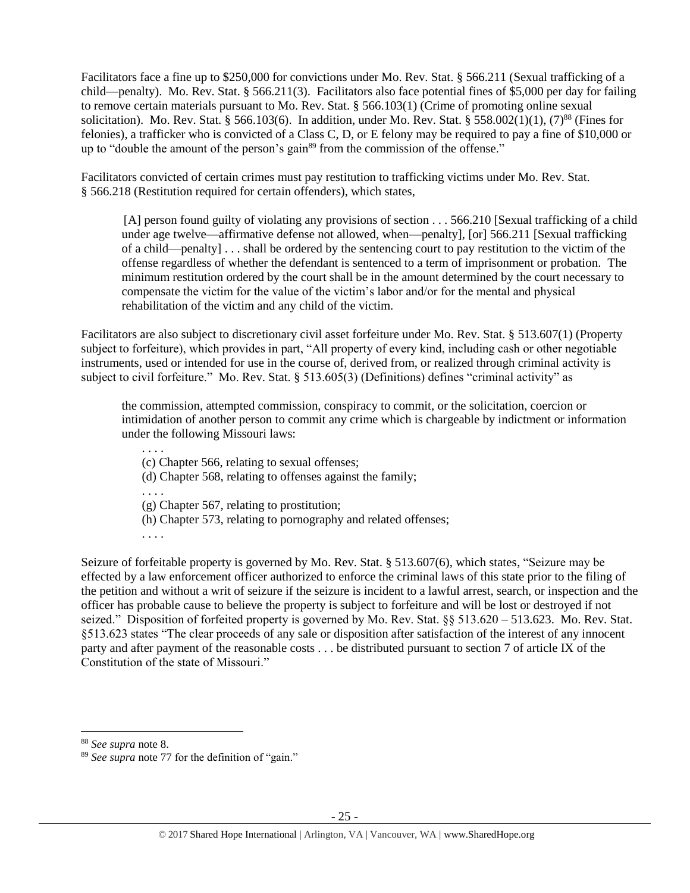Facilitators face a fine up to $250,000 for convictions under Mo. Rev. Stat. § 566.211 (Sexual trafficking of a child—penalty). Mo. Rev. Stat. § 566.211(3). Facilitators also face potential fines of $5,000 per day for failing to remove certain materials pursuant to Mo. Rev. Stat. § 566.103(1) (Crime of promoting online sexual solicitation). Mo. Rev. Stat. § 566.103(6). In addition, under Mo. Rev. Stat. § 558.002(1)(1), (7)[88] (Fines for felonies), a trafficker who is convicted of a Class C, D, or E felony may be required to pay a fine of $10,000 or up to "double the amount of the person's gain[89] from the commission of the offense."

Facilitators convicted of certain crimes must pay restitution to trafficking victims under Mo. Rev. Stat. § 566.218 (Restitution required for certain offenders), which states,

> [A] person found guilty of violating any provisions of section . . . 566.210 [Sexual trafficking of a child under age twelve—affirmative defense not allowed, when—penalty], [or] 566.211 [Sexual trafficking of a child—penalty] . . . shall be ordered by the sentencing court to pay restitution to the victim of the offense regardless of whether the defendant is sentenced to a term of imprisonment or probation. The minimum restitution ordered by the court shall be in the amount determined by the court necessary to compensate the victim for the value of the victim's labor and/or for the mental and physical rehabilitation of the victim and any child of the victim.

Facilitators are also subject to discretionary civil asset forfeiture under Mo. Rev. Stat. § 513.607(1) (Property subject to forfeiture), which provides in part, "All property of every kind, including cash or other negotiable instruments, used or intended for use in the course of, derived from, or realized through criminal activity is subject to civil forfeiture." Mo. Rev. Stat. § 513.605(3) (Definitions) defines "criminal activity" as

> the commission, attempted commission, conspiracy to commit, or the solicitation, coercion or intimidation of another person to commit any crime which is chargeable by indictment or information under the following Missouri laws:
>
> . . . .
> (c) Chapter 566, relating to sexual offenses;
> (d) Chapter 568, relating to offenses against the family;
> . . . .
> (g) Chapter 567, relating to prostitution;
> (h) Chapter 573, relating to pornography and related offenses;
> . . . .

Seizure of forfeitable property is governed by Mo. Rev. Stat. § 513.607(6), which states, "Seizure may be effected by a law enforcement officer authorized to enforce the criminal laws of this state prior to the filing of the petition and without a writ of seizure if the seizure is incident to a lawful arrest, search, or inspection and the officer has probable cause to believe the property is subject to forfeiture and will be lost or destroyed if not seized." Disposition of forfeited property is governed by Mo. Rev. Stat. §§ 513.620 – 513.623. Mo. Rev. Stat. §513.623 states "The clear proceeds of any sale or disposition after satisfaction of the interest of any innocent party and after payment of the reasonable costs . . . be distributed pursuant to section 7 of article IX of the Constitution of the state of Missouri."

---

[88] *See supra* note 8.

[89] *See supra* note 77 for the definition of "gain."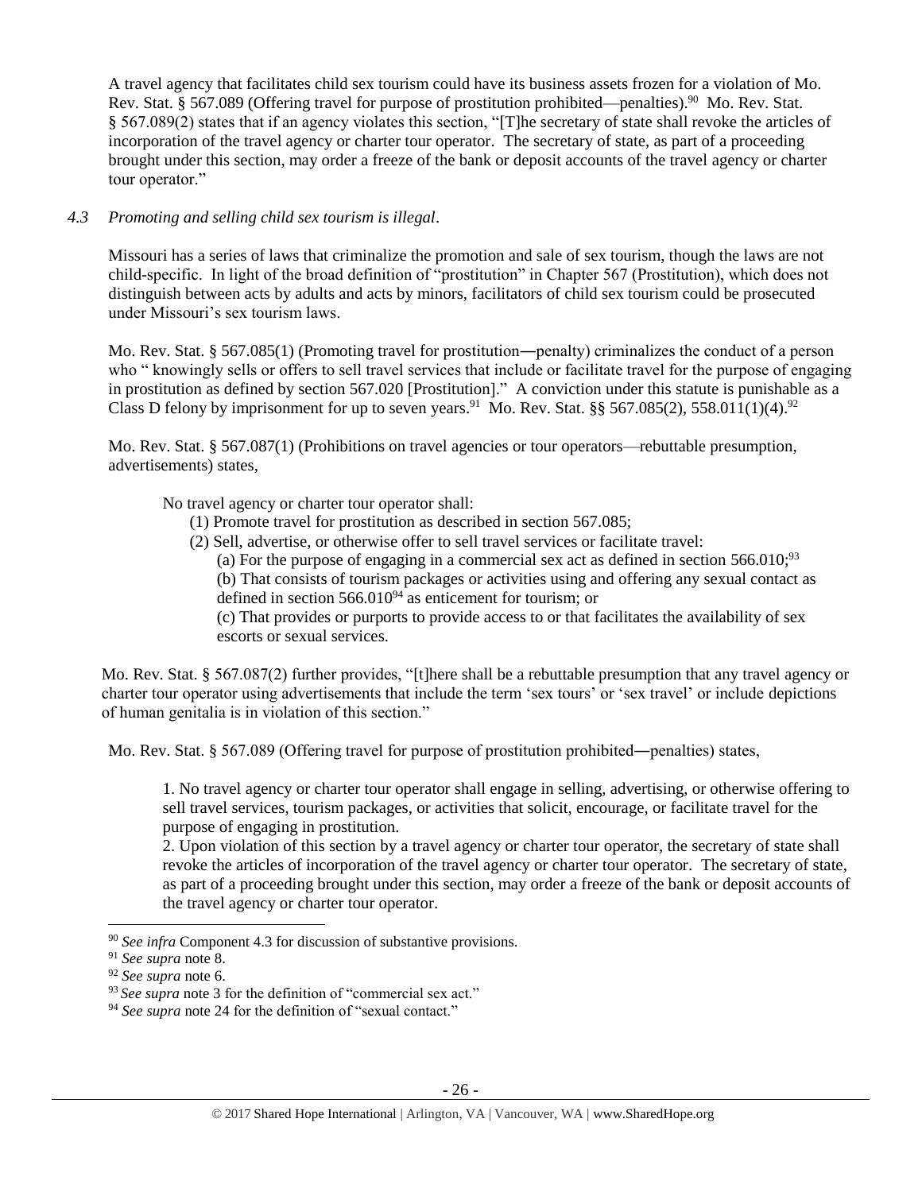A travel agency that facilitates child sex tourism could have its business assets frozen for a violation of Mo. Rev. Stat. § 567.089 (Offering travel for purpose of prostitution prohibited—penalties).[90] Mo. Rev. Stat. § 567.089(2) states that if an agency violates this section, "[T]he secretary of state shall revoke the articles of incorporation of the travel agency or charter tour operator. The secretary of state, as part of a proceeding brought under this section, may order a freeze of the bank or deposit accounts of the travel agency or charter tour operator."

*4.3 Promoting and selling child sex tourism is illegal*.

Missouri has a series of laws that criminalize the promotion and sale of sex tourism, though the laws are not child-specific. In light of the broad definition of "prostitution" in Chapter 567 (Prostitution), which does not distinguish between acts by adults and acts by minors, facilitators of child sex tourism could be prosecuted under Missouri's sex tourism laws.

Mo. Rev. Stat. § 567.085(1) (Promoting travel for prostitution―penalty) criminalizes the conduct of a person who " knowingly sells or offers to sell travel services that include or facilitate travel for the purpose of engaging in prostitution as defined by section 567.020 [Prostitution]." A conviction under this statute is punishable as a Class D felony by imprisonment for up to seven years.[91] Mo. Rev. Stat. §§ 567.085(2), 558.011(1)(4).[92]

Mo. Rev. Stat. § 567.087(1) (Prohibitions on travel agencies or tour operators—rebuttable presumption, advertisements) states,

> No travel agency or charter tour operator shall:
>
> (1) Promote travel for prostitution as described in section 567.085;
>
> (2) Sell, advertise, or otherwise offer to sell travel services or facilitate travel:
>
> (a) For the purpose of engaging in a commercial sex act as defined in section 566.010;[93]
>
> (b) That consists of tourism packages or activities using and offering any sexual contact as defined in section 566.010[94] as enticement for tourism; or
>
> (c) That provides or purports to provide access to or that facilitates the availability of sex escorts or sexual services.

Mo. Rev. Stat. § 567.087(2) further provides, "[t]here shall be a rebuttable presumption that any travel agency or charter tour operator using advertisements that include the term 'sex tours' or 'sex travel' or include depictions of human genitalia is in violation of this section."

Mo. Rev. Stat. § 567.089 (Offering travel for purpose of prostitution prohibited―penalties) states,

> 1. No travel agency or charter tour operator shall engage in selling, advertising, or otherwise offering to sell travel services, tourism packages, or activities that solicit, encourage, or facilitate travel for the purpose of engaging in prostitution.
>
> 2. Upon violation of this section by a travel agency or charter tour operator, the secretary of state shall revoke the articles of incorporation of the travel agency or charter tour operator. The secretary of state, as part of a proceeding brought under this section, may order a freeze of the bank or deposit accounts of the travel agency or charter tour operator.

---

[90] *See infra* Component 4.3 for discussion of substantive provisions.

[91] *See supra* note 8.

[92] *See supra* note 6.

[93] *See supra* note 3 for the definition of "commercial sex act."

[94] *See supra* note 24 for the definition of "sexual contact."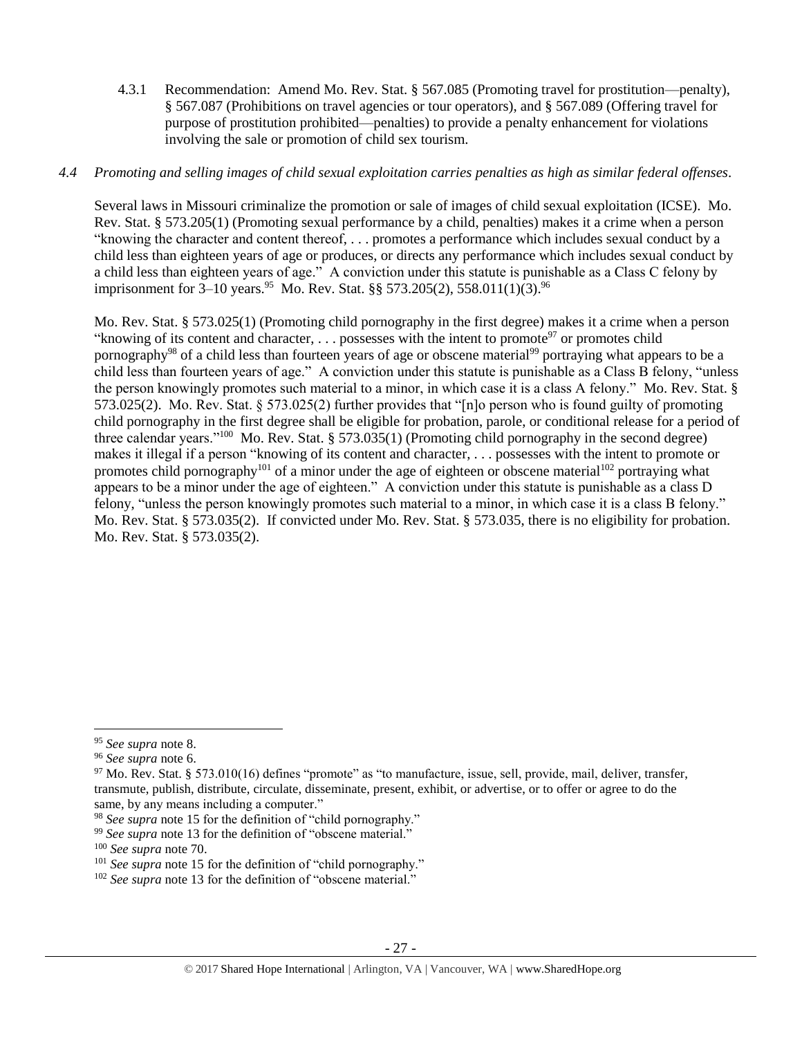4.3.1 Recommendation: Amend Mo. Rev. Stat. § 567.085 (Promoting travel for prostitution—penalty), § 567.087 (Prohibitions on travel agencies or tour operators), and § 567.089 (Offering travel for purpose of prostitution prohibited—penalties) to provide a penalty enhancement for violations involving the sale or promotion of child sex tourism.

*4.4 Promoting and selling images of child sexual exploitation carries penalties as high as similar federal offenses.*

Several laws in Missouri criminalize the promotion or sale of images of child sexual exploitation (ICSE). Mo. Rev. Stat. § 573.205(1) (Promoting sexual performance by a child, penalties) makes it a crime when a person "knowing the character and content thereof, . . . promotes a performance which includes sexual conduct by a child less than eighteen years of age or produces, or directs any performance which includes sexual conduct by a child less than eighteen years of age." A conviction under this statute is punishable as a Class C felony by imprisonment for 3–10 years.[95] Mo. Rev. Stat. §§ 573.205(2), 558.011(1)(3).[96]

Mo. Rev. Stat. § 573.025(1) (Promoting child pornography in the first degree) makes it a crime when a person "knowing of its content and character, . . . possesses with the intent to promote[97] or promotes child pornography[98] of a child less than fourteen years of age or obscene material[99] portraying what appears to be a child less than fourteen years of age." A conviction under this statute is punishable as a Class B felony, "unless the person knowingly promotes such material to a minor, in which case it is a class A felony." Mo. Rev. Stat. § 573.025(2). Mo. Rev. Stat. § 573.025(2) further provides that "[n]o person who is found guilty of promoting child pornography in the first degree shall be eligible for probation, parole, or conditional release for a period of three calendar years."[100] Mo. Rev. Stat. § 573.035(1) (Promoting child pornography in the second degree) makes it illegal if a person "knowing of its content and character, . . . possesses with the intent to promote or promotes child pornography[101] of a minor under the age of eighteen or obscene material[102] portraying what appears to be a minor under the age of eighteen." A conviction under this statute is punishable as a class D felony, "unless the person knowingly promotes such material to a minor, in which case it is a class B felony." Mo. Rev. Stat. § 573.035(2). If convicted under Mo. Rev. Stat. § 573.035, there is no eligibility for probation. Mo. Rev. Stat. § 573.035(2).

---

[95] *See supra* note 8.

[96] *See supra* note 6.

[97] Mo. Rev. Stat. § 573.010(16) defines "promote" as "to manufacture, issue, sell, provide, mail, deliver, transfer, transmute, publish, distribute, circulate, disseminate, present, exhibit, or advertise, or to offer or agree to do the same, by any means including a computer."

[98] *See supra* note 15 for the definition of "child pornography."

[99] *See supra* note 13 for the definition of "obscene material."

[100] *See supra* note 70.

[101] *See supra* note 15 for the definition of "child pornography."

[102] *See supra* note 13 for the definition of "obscene material."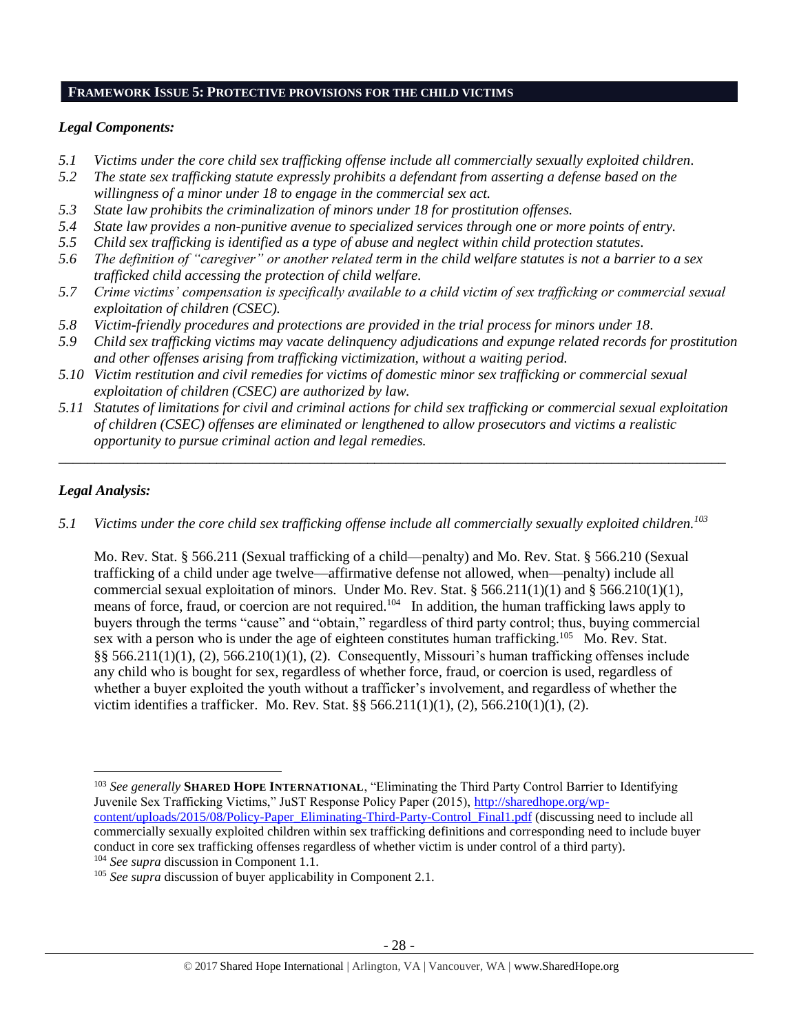## FRAMEWORK ISSUE 5: PROTECTIVE PROVISIONS FOR THE CHILD VICTIMS

### *Legal Components:*

- *5.1 Victims under the core child sex trafficking offense include all commercially sexually exploited children.*
- *5.2 The state sex trafficking statute expressly prohibits a defendant from asserting a defense based on the willingness of a minor under 18 to engage in the commercial sex act.*
- *5.3 State law prohibits the criminalization of minors under 18 for prostitution offenses.*
- *5.4 State law provides a non-punitive avenue to specialized services through one or more points of entry.*
- *5.5 Child sex trafficking is identified as a type of abuse and neglect within child protection statutes.*
- *5.6 The definition of "caregiver" or another related term in the child welfare statutes is not a barrier to a sex trafficked child accessing the protection of child welfare.*
- *5.7 Crime victims' compensation is specifically available to a child victim of sex trafficking or commercial sexual exploitation of children (CSEC).*
- *5.8 Victim-friendly procedures and protections are provided in the trial process for minors under 18.*
- *5.9 Child sex trafficking victims may vacate delinquency adjudications and expunge related records for prostitution and other offenses arising from trafficking victimization, without a waiting period.*
- *5.10 Victim restitution and civil remedies for victims of domestic minor sex trafficking or commercial sexual exploitation of children (CSEC) are authorized by law.*
- *5.11 Statutes of limitations for civil and criminal actions for child sex trafficking or commercial sexual exploitation of children (CSEC) offenses are eliminated or lengthened to allow prosecutors and victims a realistic opportunity to pursue criminal action and legal remedies.*

---

### *Legal Analysis:*

*5.1 Victims under the core child sex trafficking offense include all commercially sexually exploited children.*[103]

Mo. Rev. Stat. § 566.211 (Sexual trafficking of a child—penalty) and Mo. Rev. Stat. § 566.210 (Sexual trafficking of a child under age twelve—affirmative defense not allowed, when—penalty) include all commercial sexual exploitation of minors. Under Mo. Rev. Stat. § 566.211(1)(1) and § 566.210(1)(1), means of force, fraud, or coercion are not required.[104] In addition, the human trafficking laws apply to buyers through the terms "cause" and "obtain," regardless of third party control; thus, buying commercial sex with a person who is under the age of eighteen constitutes human trafficking.[105] Mo. Rev. Stat. §§ 566.211(1)(1), (2), 566.210(1)(1), (2). Consequently, Missouri's human trafficking offenses include any child who is bought for sex, regardless of whether force, fraud, or coercion is used, regardless of whether a buyer exploited the youth without a trafficker's involvement, and regardless of whether the victim identifies a trafficker. Mo. Rev. Stat. §§ 566.211(1)(1), (2), 566.210(1)(1), (2).

---

[103] *See generally* **SHARED HOPE INTERNATIONAL**, "Eliminating the Third Party Control Barrier to Identifying Juvenile Sex Trafficking Victims," JuST Response Policy Paper (2015), http://sharedhope.org/wp-content/uploads/2015/08/Policy-Paper_Eliminating-Third-Party-Control_Final1.pdf (discussing need to include all commercially sexually exploited children within sex trafficking definitions and corresponding need to include buyer conduct in core sex trafficking offenses regardless of whether victim is under control of a third party).

[104] *See supra* discussion in Component 1.1.

[105] *See supra* discussion of buyer applicability in Component 2.1.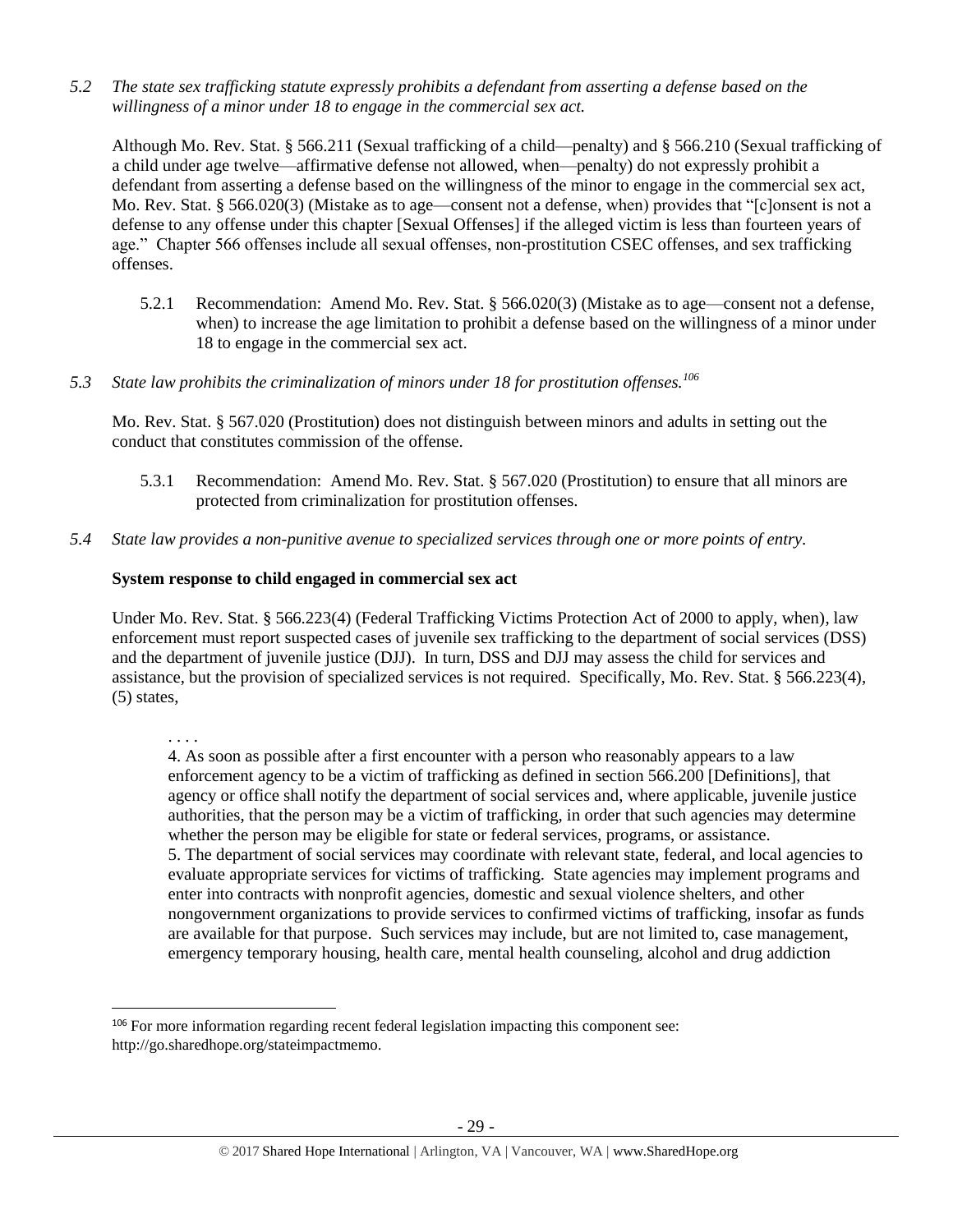*5.2 The state sex trafficking statute expressly prohibits a defendant from asserting a defense based on the willingness of a minor under 18 to engage in the commercial sex act.*

Although Mo. Rev. Stat. § 566.211 (Sexual trafficking of a child—penalty) and § 566.210 (Sexual trafficking of a child under age twelve—affirmative defense not allowed, when—penalty) do not expressly prohibit a defendant from asserting a defense based on the willingness of the minor to engage in the commercial sex act, Mo. Rev. Stat. § 566.020(3) (Mistake as to age—consent not a defense, when) provides that "[c]onsent is not a defense to any offense under this chapter [Sexual Offenses] if the alleged victim is less than fourteen years of age." Chapter 566 offenses include all sexual offenses, non-prostitution CSEC offenses, and sex trafficking offenses.

5.2.1 Recommendation: Amend Mo. Rev. Stat. § 566.020(3) (Mistake as to age—consent not a defense, when) to increase the age limitation to prohibit a defense based on the willingness of a minor under 18 to engage in the commercial sex act.

*5.3 State law prohibits the criminalization of minors under 18 for prostitution offenses.*[106]

Mo. Rev. Stat. § 567.020 (Prostitution) does not distinguish between minors and adults in setting out the conduct that constitutes commission of the offense.

5.3.1 Recommendation: Amend Mo. Rev. Stat. § 567.020 (Prostitution) to ensure that all minors are protected from criminalization for prostitution offenses.

*5.4 State law provides a non-punitive avenue to specialized services through one or more points of entry.*

**System response to child engaged in commercial sex act**

Under Mo. Rev. Stat. § 566.223(4) (Federal Trafficking Victims Protection Act of 2000 to apply, when), law enforcement must report suspected cases of juvenile sex trafficking to the department of social services (DSS) and the department of juvenile justice (DJJ). In turn, DSS and DJJ may assess the child for services and assistance, but the provision of specialized services is not required. Specifically, Mo. Rev. Stat. § 566.223(4), (5) states,

> . . . .
> 4. As soon as possible after a first encounter with a person who reasonably appears to a law enforcement agency to be a victim of trafficking as defined in section 566.200 [Definitions], that agency or office shall notify the department of social services and, where applicable, juvenile justice authorities, that the person may be a victim of trafficking, in order that such agencies may determine whether the person may be eligible for state or federal services, programs, or assistance.
> 5. The department of social services may coordinate with relevant state, federal, and local agencies to evaluate appropriate services for victims of trafficking. State agencies may implement programs and enter into contracts with nonprofit agencies, domestic and sexual violence shelters, and other nongovernment organizations to provide services to confirmed victims of trafficking, insofar as funds are available for that purpose. Such services may include, but are not limited to, case management, emergency temporary housing, health care, mental health counseling, alcohol and drug addiction

[106] For more information regarding recent federal legislation impacting this component see: http://go.sharedhope.org/stateimpactmemo.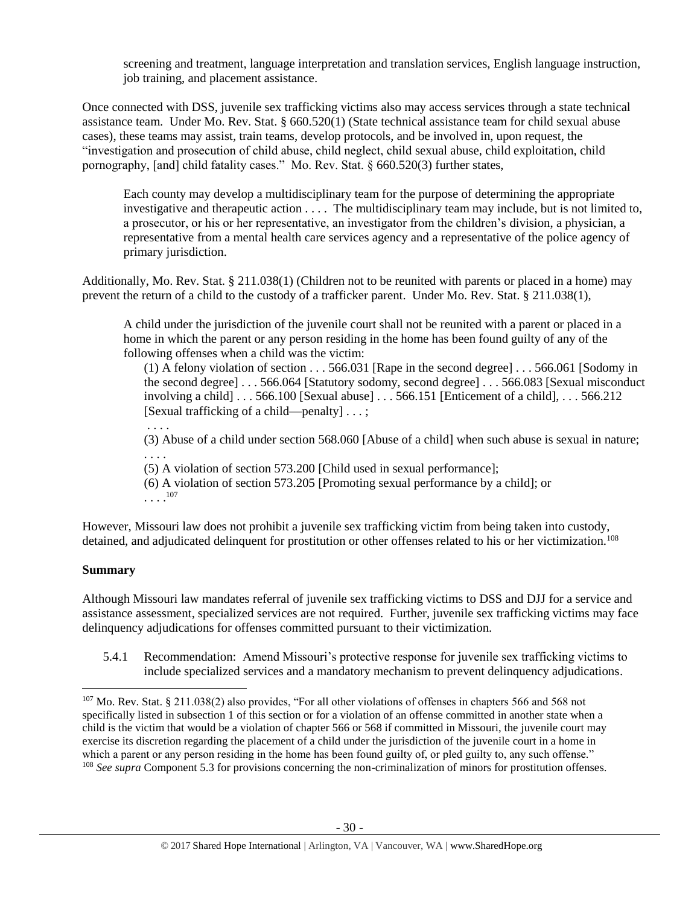screening and treatment, language interpretation and translation services, English language instruction, job training, and placement assistance.

Once connected with DSS, juvenile sex trafficking victims also may access services through a state technical assistance team. Under Mo. Rev. Stat. § 660.520(1) (State technical assistance team for child sexual abuse cases), these teams may assist, train teams, develop protocols, and be involved in, upon request, the "investigation and prosecution of child abuse, child neglect, child sexual abuse, child exploitation, child pornography, [and] child fatality cases." Mo. Rev. Stat. § 660.520(3) further states,

> Each county may develop a multidisciplinary team for the purpose of determining the appropriate investigative and therapeutic action . . . . The multidisciplinary team may include, but is not limited to, a prosecutor, or his or her representative, an investigator from the children's division, a physician, a representative from a mental health care services agency and a representative of the police agency of primary jurisdiction.

Additionally, Mo. Rev. Stat. § 211.038(1) (Children not to be reunited with parents or placed in a home) may prevent the return of a child to the custody of a trafficker parent. Under Mo. Rev. Stat. § 211.038(1),

> A child under the jurisdiction of the juvenile court shall not be reunited with a parent or placed in a home in which the parent or any person residing in the home has been found guilty of any of the following offenses when a child was the victim:
>
> (1) A felony violation of section . . . 566.031 [Rape in the second degree] . . . 566.061 [Sodomy in the second degree] . . . 566.064 [Statutory sodomy, second degree] . . . 566.083 [Sexual misconduct involving a child] . . . 566.100 [Sexual abuse] . . . 566.151 [Enticement of a child], . . . 566.212 [Sexual trafficking of a child—penalty] . . . ;
>
> . . . .
>
> (3) Abuse of a child under section 568.060 [Abuse of a child] when such abuse is sexual in nature;
>
> . . . .
>
> (5) A violation of section 573.200 [Child used in sexual performance];
>
> (6) A violation of section 573.205 [Promoting sexual performance by a child]; or
>
> . . . .[107]

However, Missouri law does not prohibit a juvenile sex trafficking victim from being taken into custody, detained, and adjudicated delinquent for prostitution or other offenses related to his or her victimization.[108]

**Summary**

Although Missouri law mandates referral of juvenile sex trafficking victims to DSS and DJJ for a service and assistance assessment, specialized services are not required. Further, juvenile sex trafficking victims may face delinquency adjudications for offenses committed pursuant to their victimization.

5.4.1 Recommendation: Amend Missouri's protective response for juvenile sex trafficking victims to include specialized services and a mandatory mechanism to prevent delinquency adjudications.

---

[107] Mo. Rev. Stat. § 211.038(2) also provides, "For all other violations of offenses in chapters 566 and 568 not specifically listed in subsection 1 of this section or for a violation of an offense committed in another state when a child is the victim that would be a violation of chapter 566 or 568 if committed in Missouri, the juvenile court may exercise its discretion regarding the placement of a child under the jurisdiction of the juvenile court in a home in which a parent or any person residing in the home has been found guilty of, or pled guilty to, any such offense."

[108] *See supra* Component 5.3 for provisions concerning the non-criminalization of minors for prostitution offenses.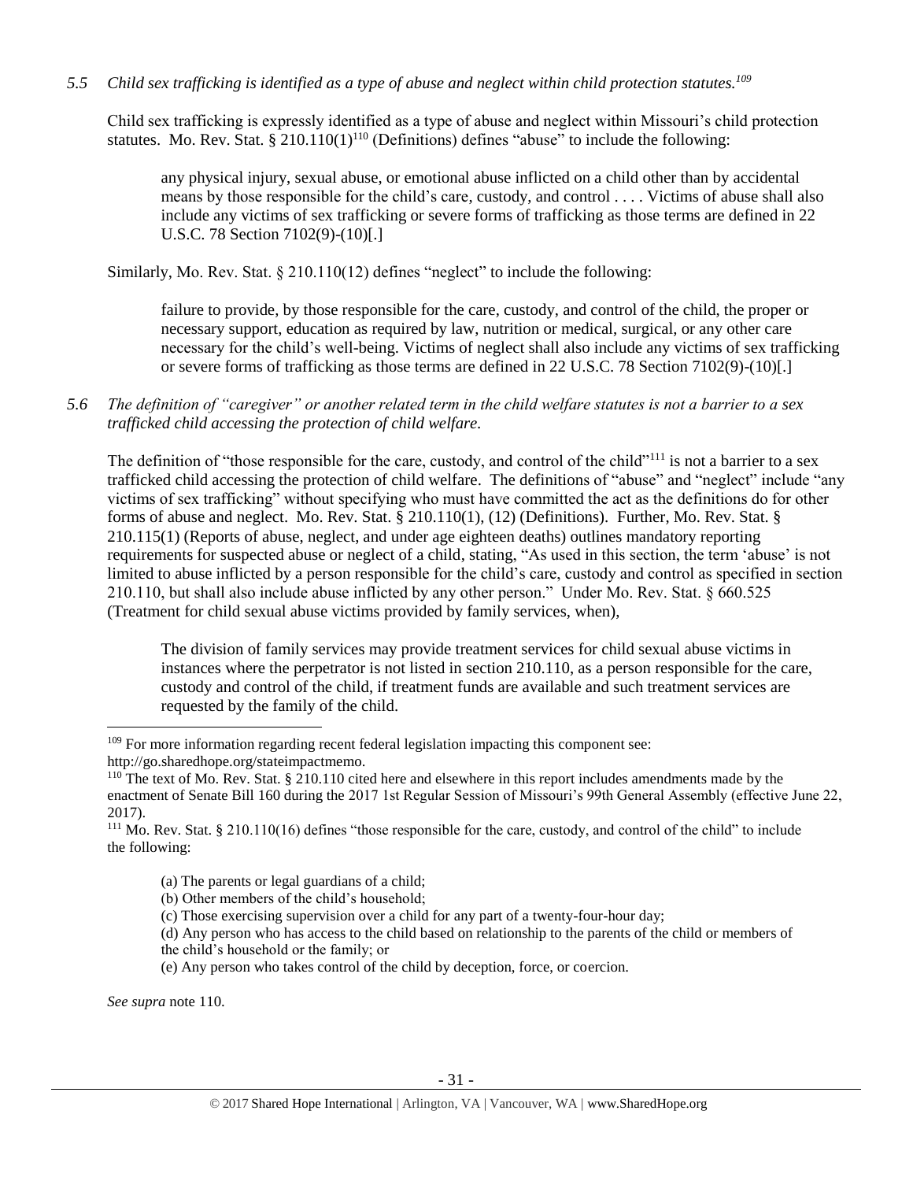*5.5 Child sex trafficking is identified as a type of abuse and neglect within child protection statutes.*[109]

Child sex trafficking is expressly identified as a type of abuse and neglect within Missouri's child protection statutes. Mo. Rev. Stat. § 210.110(1)[110] (Definitions) defines "abuse" to include the following:

> any physical injury, sexual abuse, or emotional abuse inflicted on a child other than by accidental means by those responsible for the child's care, custody, and control . . . . Victims of abuse shall also include any victims of sex trafficking or severe forms of trafficking as those terms are defined in 22 U.S.C. 78 Section 7102(9)-(10)[.]

Similarly, Mo. Rev. Stat. § 210.110(12) defines "neglect" to include the following:

> failure to provide, by those responsible for the care, custody, and control of the child, the proper or necessary support, education as required by law, nutrition or medical, surgical, or any other care necessary for the child's well-being. Victims of neglect shall also include any victims of sex trafficking or severe forms of trafficking as those terms are defined in 22 U.S.C. 78 Section 7102(9)-(10)[.]

*5.6 The definition of "caregiver" or another related term in the child welfare statutes is not a barrier to a sex trafficked child accessing the protection of child welfare.*

The definition of "those responsible for the care, custody, and control of the child"[111] is not a barrier to a sex trafficked child accessing the protection of child welfare. The definitions of "abuse" and "neglect" include "any victims of sex trafficking" without specifying who must have committed the act as the definitions do for other forms of abuse and neglect. Mo. Rev. Stat. § 210.110(1), (12) (Definitions). Further, Mo. Rev. Stat. § 210.115(1) (Reports of abuse, neglect, and under age eighteen deaths) outlines mandatory reporting requirements for suspected abuse or neglect of a child, stating, "As used in this section, the term 'abuse' is not limited to abuse inflicted by a person responsible for the child's care, custody and control as specified in section 210.110, but shall also include abuse inflicted by any other person." Under Mo. Rev. Stat. § 660.525 (Treatment for child sexual abuse victims provided by family services, when),

> The division of family services may provide treatment services for child sexual abuse victims in instances where the perpetrator is not listed in section 210.110, as a person responsible for the care, custody and control of the child, if treatment funds are available and such treatment services are requested by the family of the child.

---

[109] For more information regarding recent federal legislation impacting this component see: http://go.sharedhope.org/stateimpactmemo.

[110] The text of Mo. Rev. Stat. § 210.110 cited here and elsewhere in this report includes amendments made by the enactment of Senate Bill 160 during the 2017 1st Regular Session of Missouri's 99th General Assembly (effective June 22, 2017).

[111] Mo. Rev. Stat. § 210.110(16) defines "those responsible for the care, custody, and control of the child" to include the following:

> (a) The parents or legal guardians of a child;
> (b) Other members of the child's household;
> (c) Those exercising supervision over a child for any part of a twenty-four-hour day;
> (d) Any person who has access to the child based on relationship to the parents of the child or members of the child's household or the family; or
> (e) Any person who takes control of the child by deception, force, or coercion.

*See supra* note 110.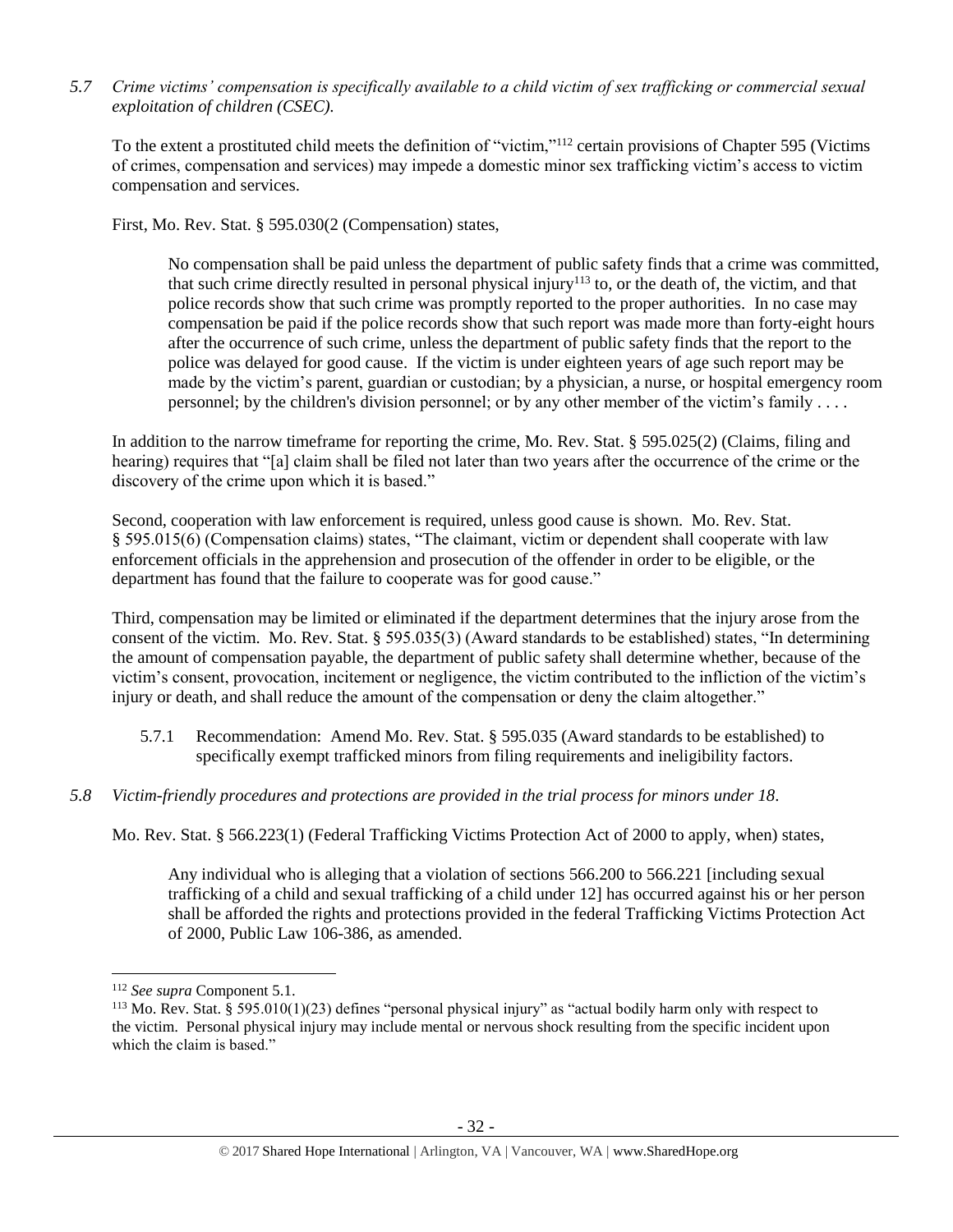*5.7 Crime victims' compensation is specifically available to a child victim of sex trafficking or commercial sexual exploitation of children (CSEC).*

To the extent a prostituted child meets the definition of "victim,"[112] certain provisions of Chapter 595 (Victims of crimes, compensation and services) may impede a domestic minor sex trafficking victim's access to victim compensation and services.

First, Mo. Rev. Stat. § 595.030(2 (Compensation) states,

> No compensation shall be paid unless the department of public safety finds that a crime was committed, that such crime directly resulted in personal physical injury[113] to, or the death of, the victim, and that police records show that such crime was promptly reported to the proper authorities. In no case may compensation be paid if the police records show that such report was made more than forty-eight hours after the occurrence of such crime, unless the department of public safety finds that the report to the police was delayed for good cause. If the victim is under eighteen years of age such report may be made by the victim's parent, guardian or custodian; by a physician, a nurse, or hospital emergency room personnel; by the children's division personnel; or by any other member of the victim's family . . . .

In addition to the narrow timeframe for reporting the crime, Mo. Rev. Stat. § 595.025(2) (Claims, filing and hearing) requires that "[a] claim shall be filed not later than two years after the occurrence of the crime or the discovery of the crime upon which it is based."

Second, cooperation with law enforcement is required, unless good cause is shown. Mo. Rev. Stat. § 595.015(6) (Compensation claims) states, "The claimant, victim or dependent shall cooperate with law enforcement officials in the apprehension and prosecution of the offender in order to be eligible, or the department has found that the failure to cooperate was for good cause."

Third, compensation may be limited or eliminated if the department determines that the injury arose from the consent of the victim. Mo. Rev. Stat. § 595.035(3) (Award standards to be established) states, "In determining the amount of compensation payable, the department of public safety shall determine whether, because of the victim's consent, provocation, incitement or negligence, the victim contributed to the infliction of the victim's injury or death, and shall reduce the amount of the compensation or deny the claim altogether."

5.7.1 Recommendation: Amend Mo. Rev. Stat. § 595.035 (Award standards to be established) to specifically exempt trafficked minors from filing requirements and ineligibility factors.

*5.8 Victim-friendly procedures and protections are provided in the trial process for minors under 18.*

Mo. Rev. Stat. § 566.223(1) (Federal Trafficking Victims Protection Act of 2000 to apply, when) states,

> Any individual who is alleging that a violation of sections 566.200 to 566.221 [including sexual trafficking of a child and sexual trafficking of a child under 12] has occurred against his or her person shall be afforded the rights and protections provided in the federal Trafficking Victims Protection Act of 2000, Public Law 106-386, as amended.

---

[112] *See supra* Component 5.1.

[113] Mo. Rev. Stat. § 595.010(1)(23) defines "personal physical injury" as "actual bodily harm only with respect to the victim. Personal physical injury may include mental or nervous shock resulting from the specific incident upon which the claim is based."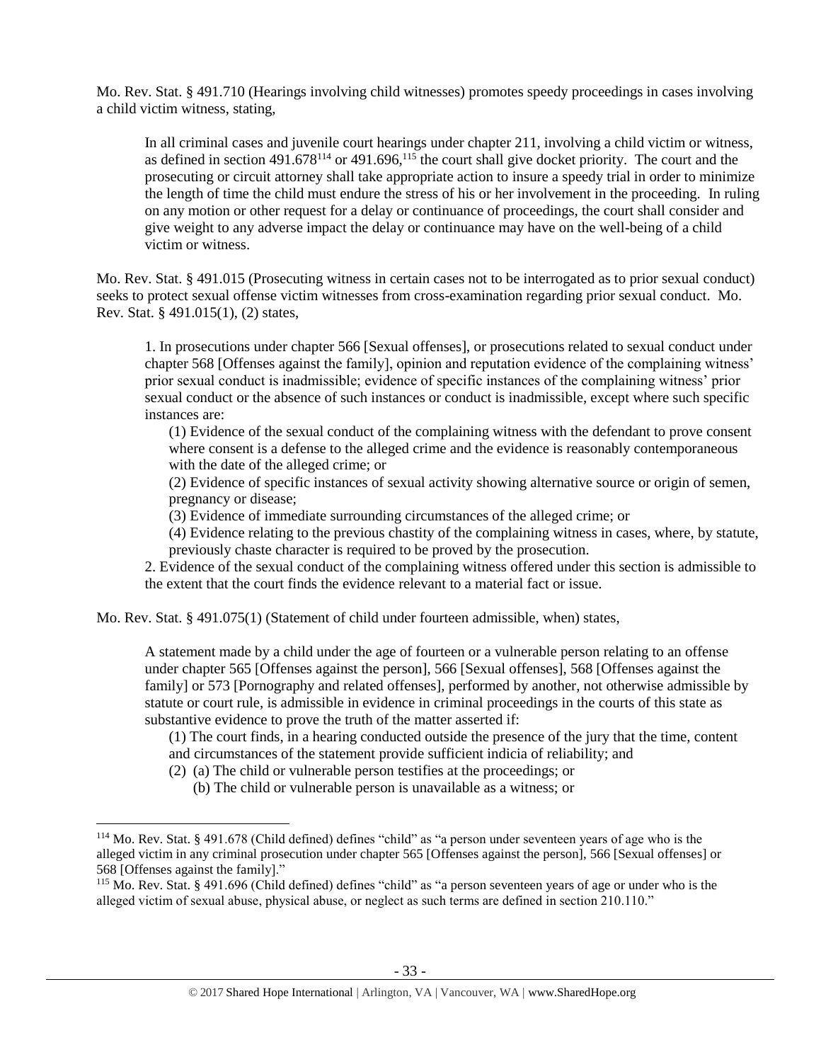Mo. Rev. Stat. § 491.710 (Hearings involving child witnesses) promotes speedy proceedings in cases involving a child victim witness, stating,

> In all criminal cases and juvenile court hearings under chapter 211, involving a child victim or witness, as defined in section 491.678[114] or 491.696,[115] the court shall give docket priority. The court and the prosecuting or circuit attorney shall take appropriate action to insure a speedy trial in order to minimize the length of time the child must endure the stress of his or her involvement in the proceeding. In ruling on any motion or other request for a delay or continuance of proceedings, the court shall consider and give weight to any adverse impact the delay or continuance may have on the well-being of a child victim or witness.

Mo. Rev. Stat. § 491.015 (Prosecuting witness in certain cases not to be interrogated as to prior sexual conduct) seeks to protect sexual offense victim witnesses from cross-examination regarding prior sexual conduct. Mo. Rev. Stat. § 491.015(1), (2) states,

> 1. In prosecutions under chapter 566 [Sexual offenses], or prosecutions related to sexual conduct under chapter 568 [Offenses against the family], opinion and reputation evidence of the complaining witness' prior sexual conduct is inadmissible; evidence of specific instances of the complaining witness' prior sexual conduct or the absence of such instances or conduct is inadmissible, except where such specific instances are:
>
> (1) Evidence of the sexual conduct of the complaining witness with the defendant to prove consent where consent is a defense to the alleged crime and the evidence is reasonably contemporaneous with the date of the alleged crime; or
>
> (2) Evidence of specific instances of sexual activity showing alternative source or origin of semen, pregnancy or disease;
>
> (3) Evidence of immediate surrounding circumstances of the alleged crime; or
>
> (4) Evidence relating to the previous chastity of the complaining witness in cases, where, by statute, previously chaste character is required to be proved by the prosecution.
>
> 2. Evidence of the sexual conduct of the complaining witness offered under this section is admissible to the extent that the court finds the evidence relevant to a material fact or issue.

Mo. Rev. Stat. § 491.075(1) (Statement of child under fourteen admissible, when) states,

> A statement made by a child under the age of fourteen or a vulnerable person relating to an offense under chapter 565 [Offenses against the person], 566 [Sexual offenses], 568 [Offenses against the family] or 573 [Pornography and related offenses], performed by another, not otherwise admissible by statute or court rule, is admissible in evidence in criminal proceedings in the courts of this state as substantive evidence to prove the truth of the matter asserted if:
>
> (1) The court finds, in a hearing conducted outside the presence of the jury that the time, content and circumstances of the statement provide sufficient indicia of reliability; and
>
> (2) (a) The child or vulnerable person testifies at the proceedings; or
>
> (b) The child or vulnerable person is unavailable as a witness; or

---

[114] Mo. Rev. Stat. § 491.678 (Child defined) defines "child" as "a person under seventeen years of age who is the alleged victim in any criminal prosecution under chapter 565 [Offenses against the person], 566 [Sexual offenses] or 568 [Offenses against the family]."

[115] Mo. Rev. Stat. § 491.696 (Child defined) defines "child" as "a person seventeen years of age or under who is the alleged victim of sexual abuse, physical abuse, or neglect as such terms are defined in section 210.110."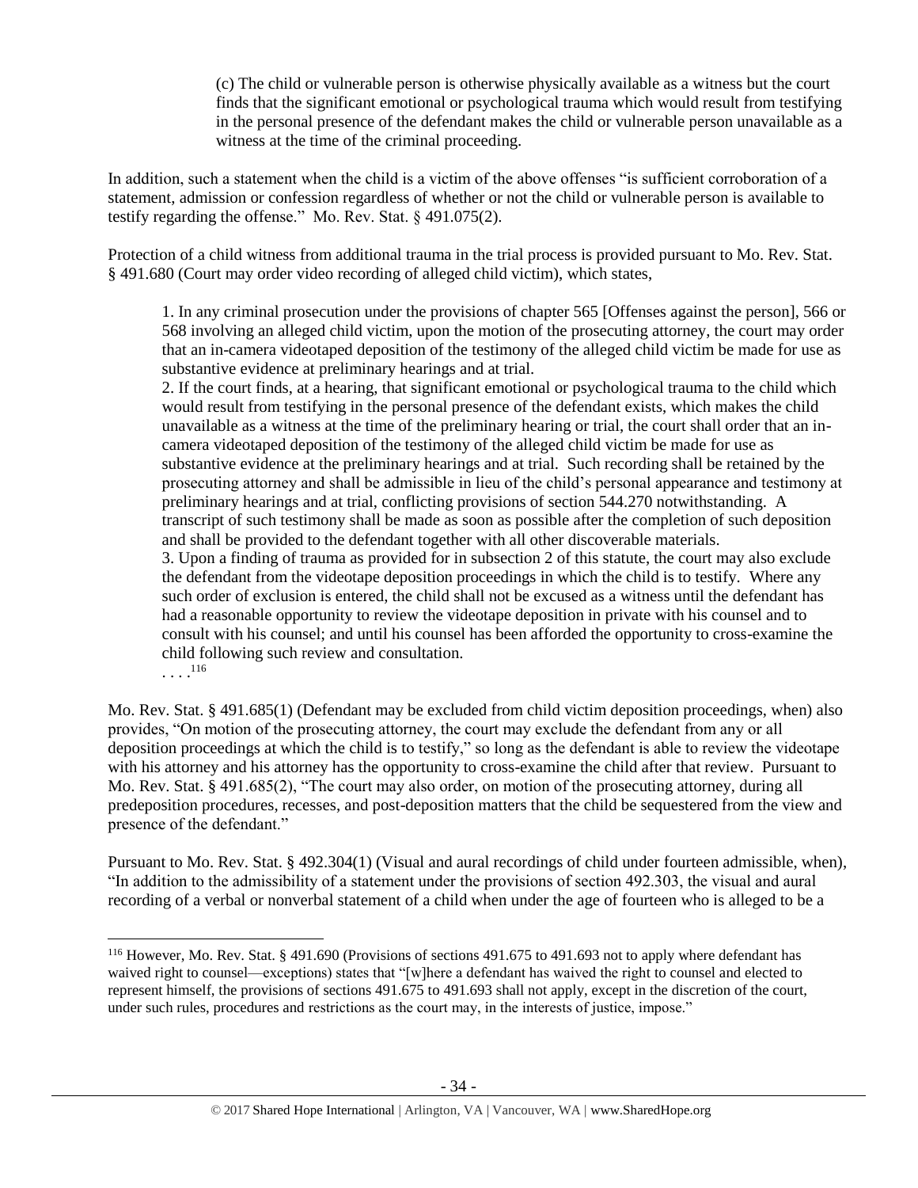> (c) The child or vulnerable person is otherwise physically available as a witness but the court finds that the significant emotional or psychological trauma which would result from testifying in the personal presence of the defendant makes the child or vulnerable person unavailable as a witness at the time of the criminal proceeding.

In addition, such a statement when the child is a victim of the above offenses "is sufficient corroboration of a statement, admission or confession regardless of whether or not the child or vulnerable person is available to testify regarding the offense." Mo. Rev. Stat. § 491.075(2).

Protection of a child witness from additional trauma in the trial process is provided pursuant to Mo. Rev. Stat. § 491.680 (Court may order video recording of alleged child victim), which states,

> 1. In any criminal prosecution under the provisions of chapter 565 [Offenses against the person], 566 or 568 involving an alleged child victim, upon the motion of the prosecuting attorney, the court may order that an in-camera videotaped deposition of the testimony of the alleged child victim be made for use as substantive evidence at preliminary hearings and at trial.
>
> 2. If the court finds, at a hearing, that significant emotional or psychological trauma to the child which would result from testifying in the personal presence of the defendant exists, which makes the child unavailable as a witness at the time of the preliminary hearing or trial, the court shall order that an in-camera videotaped deposition of the testimony of the alleged child victim be made for use as substantive evidence at the preliminary hearings and at trial. Such recording shall be retained by the prosecuting attorney and shall be admissible in lieu of the child's personal appearance and testimony at preliminary hearings and at trial, conflicting provisions of section 544.270 notwithstanding. A transcript of such testimony shall be made as soon as possible after the completion of such deposition and shall be provided to the defendant together with all other discoverable materials.
>
> 3. Upon a finding of trauma as provided for in subsection 2 of this statute, the court may also exclude the defendant from the videotape deposition proceedings in which the child is to testify. Where any such order of exclusion is entered, the child shall not be excused as a witness until the defendant has had a reasonable opportunity to review the videotape deposition in private with his counsel and to consult with his counsel; and until his counsel has been afforded the opportunity to cross-examine the child following such review and consultation.
>
> . . . .[116]

Mo. Rev. Stat. § 491.685(1) (Defendant may be excluded from child victim deposition proceedings, when) also provides, "On motion of the prosecuting attorney, the court may exclude the defendant from any or all deposition proceedings at which the child is to testify," so long as the defendant is able to review the videotape with his attorney and his attorney has the opportunity to cross-examine the child after that review. Pursuant to Mo. Rev. Stat. § 491.685(2), "The court may also order, on motion of the prosecuting attorney, during all predeposition procedures, recesses, and post-deposition matters that the child be sequestered from the view and presence of the defendant."

Pursuant to Mo. Rev. Stat. § 492.304(1) (Visual and aural recordings of child under fourteen admissible, when), "In addition to the admissibility of a statement under the provisions of section 492.303, the visual and aural recording of a verbal or nonverbal statement of a child when under the age of fourteen who is alleged to be a

[116] However, Mo. Rev. Stat. § 491.690 (Provisions of sections 491.675 to 491.693 not to apply where defendant has waived right to counsel—exceptions) states that "[w]here a defendant has waived the right to counsel and elected to represent himself, the provisions of sections 491.675 to 491.693 shall not apply, except in the discretion of the court, under such rules, procedures and restrictions as the court may, in the interests of justice, impose."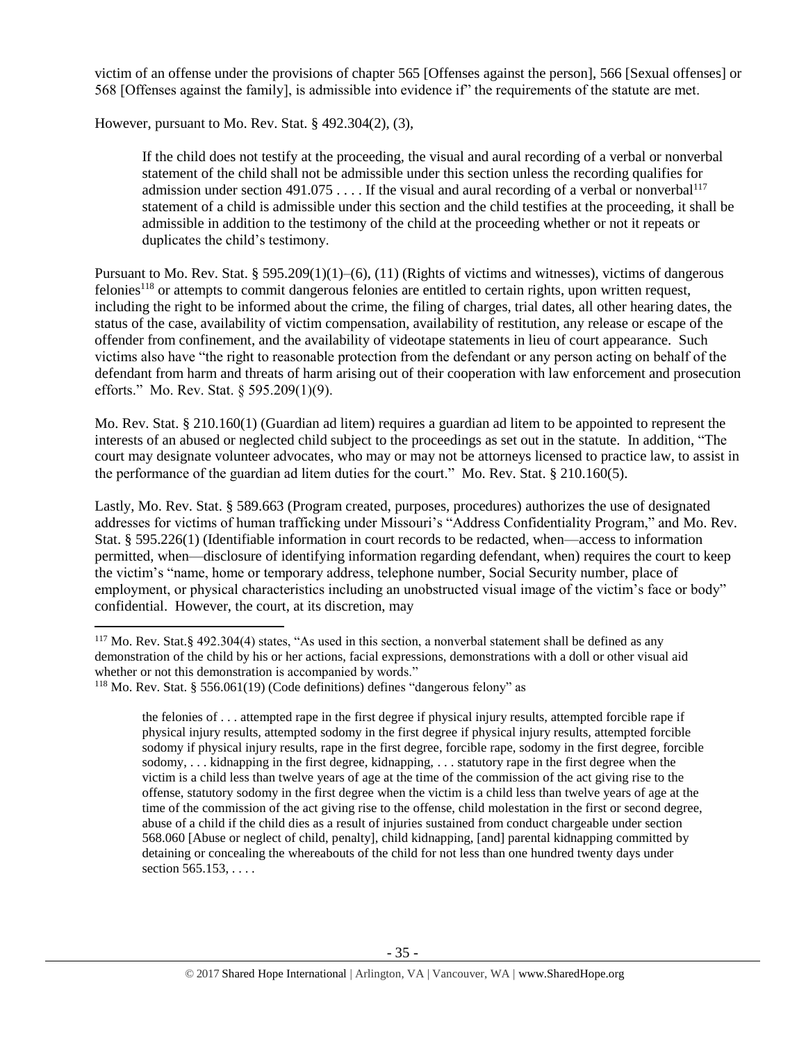victim of an offense under the provisions of chapter 565 [Offenses against the person], 566 [Sexual offenses] or 568 [Offenses against the family], is admissible into evidence if" the requirements of the statute are met.

However, pursuant to Mo. Rev. Stat. § 492.304(2), (3),

> If the child does not testify at the proceeding, the visual and aural recording of a verbal or nonverbal statement of the child shall not be admissible under this section unless the recording qualifies for admission under section 491.075 . . . . If the visual and aural recording of a verbal or nonverbal[117] statement of a child is admissible under this section and the child testifies at the proceeding, it shall be admissible in addition to the testimony of the child at the proceeding whether or not it repeats or duplicates the child's testimony.

Pursuant to Mo. Rev. Stat. § 595.209(1)(1)–(6), (11) (Rights of victims and witnesses), victims of dangerous felonies[118] or attempts to commit dangerous felonies are entitled to certain rights, upon written request, including the right to be informed about the crime, the filing of charges, trial dates, all other hearing dates, the status of the case, availability of victim compensation, availability of restitution, any release or escape of the offender from confinement, and the availability of videotape statements in lieu of court appearance. Such victims also have "the right to reasonable protection from the defendant or any person acting on behalf of the defendant from harm and threats of harm arising out of their cooperation with law enforcement and prosecution efforts." Mo. Rev. Stat. § 595.209(1)(9).

Mo. Rev. Stat. § 210.160(1) (Guardian ad litem) requires a guardian ad litem to be appointed to represent the interests of an abused or neglected child subject to the proceedings as set out in the statute. In addition, "The court may designate volunteer advocates, who may or may not be attorneys licensed to practice law, to assist in the performance of the guardian ad litem duties for the court." Mo. Rev. Stat. § 210.160(5).

Lastly, Mo. Rev. Stat. § 589.663 (Program created, purposes, procedures) authorizes the use of designated addresses for victims of human trafficking under Missouri's "Address Confidentiality Program," and Mo. Rev. Stat. § 595.226(1) (Identifiable information in court records to be redacted, when—access to information permitted, when—disclosure of identifying information regarding defendant, when) requires the court to keep the victim's "name, home or temporary address, telephone number, Social Security number, place of employment, or physical characteristics including an unobstructed visual image of the victim's face or body" confidential. However, the court, at its discretion, may

---

[117] Mo. Rev. Stat.§ 492.304(4) states, "As used in this section, a nonverbal statement shall be defined as any demonstration of the child by his or her actions, facial expressions, demonstrations with a doll or other visual aid whether or not this demonstration is accompanied by words."

[118] Mo. Rev. Stat. § 556.061(19) (Code definitions) defines "dangerous felony" as

> the felonies of . . . attempted rape in the first degree if physical injury results, attempted forcible rape if physical injury results, attempted sodomy in the first degree if physical injury results, attempted forcible sodomy if physical injury results, rape in the first degree, forcible rape, sodomy in the first degree, forcible sodomy, . . . kidnapping in the first degree, kidnapping, . . . statutory rape in the first degree when the victim is a child less than twelve years of age at the time of the commission of the act giving rise to the offense, statutory sodomy in the first degree when the victim is a child less than twelve years of age at the time of the commission of the act giving rise to the offense, child molestation in the first or second degree, abuse of a child if the child dies as a result of injuries sustained from conduct chargeable under section 568.060 [Abuse or neglect of child, penalty], child kidnapping, [and] parental kidnapping committed by detaining or concealing the whereabouts of the child for not less than one hundred twenty days under section 565.153, . . . .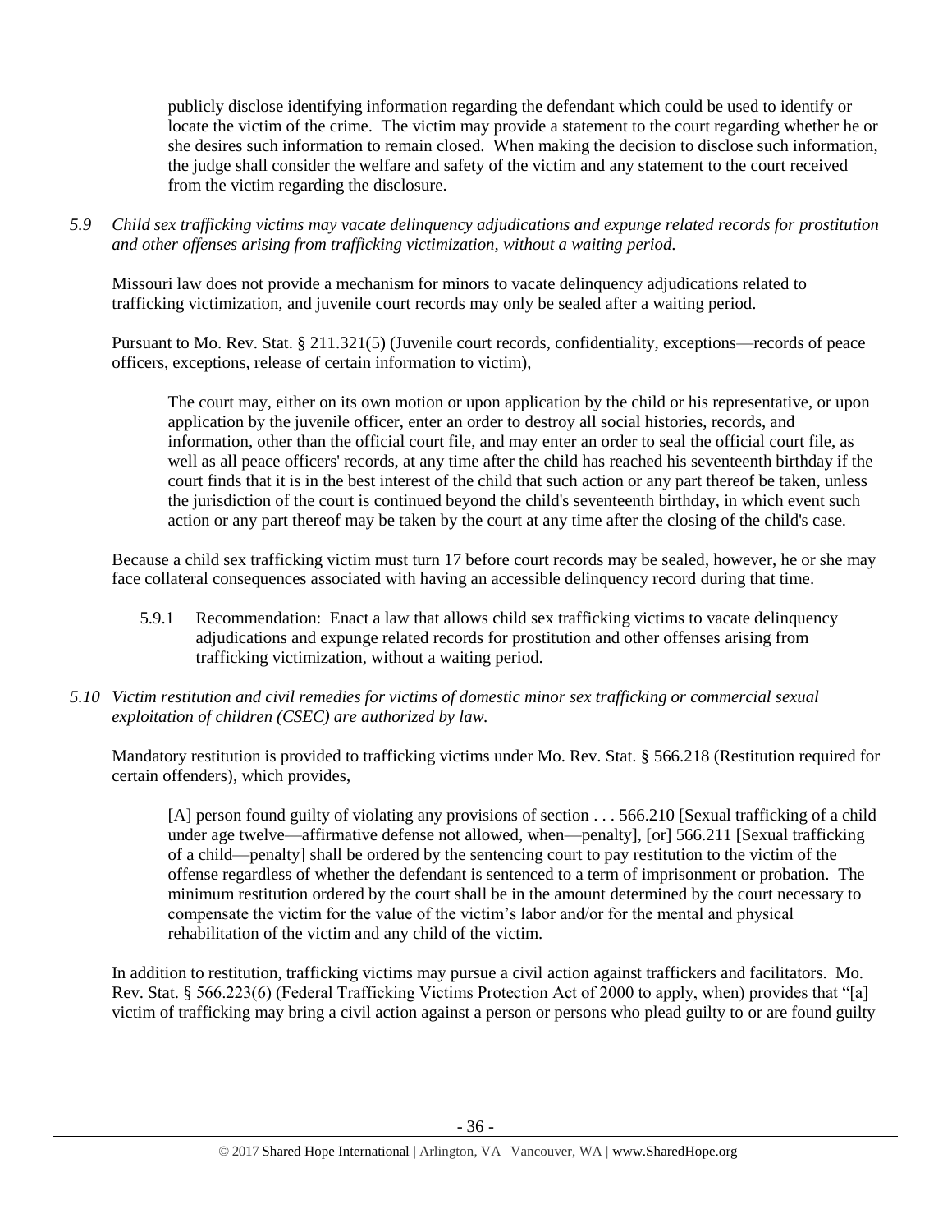publicly disclose identifying information regarding the defendant which could be used to identify or locate the victim of the crime. The victim may provide a statement to the court regarding whether he or she desires such information to remain closed. When making the decision to disclose such information, the judge shall consider the welfare and safety of the victim and any statement to the court received from the victim regarding the disclosure.

*5.9 Child sex trafficking victims may vacate delinquency adjudications and expunge related records for prostitution and other offenses arising from trafficking victimization, without a waiting period.*

Missouri law does not provide a mechanism for minors to vacate delinquency adjudications related to trafficking victimization, and juvenile court records may only be sealed after a waiting period.

Pursuant to Mo. Rev. Stat. § 211.321(5) (Juvenile court records, confidentiality, exceptions—records of peace officers, exceptions, release of certain information to victim),

> The court may, either on its own motion or upon application by the child or his representative, or upon application by the juvenile officer, enter an order to destroy all social histories, records, and information, other than the official court file, and may enter an order to seal the official court file, as well as all peace officers' records, at any time after the child has reached his seventeenth birthday if the court finds that it is in the best interest of the child that such action or any part thereof be taken, unless the jurisdiction of the court is continued beyond the child's seventeenth birthday, in which event such action or any part thereof may be taken by the court at any time after the closing of the child's case.

Because a child sex trafficking victim must turn 17 before court records may be sealed, however, he or she may face collateral consequences associated with having an accessible delinquency record during that time.

5.9.1 Recommendation: Enact a law that allows child sex trafficking victims to vacate delinquency adjudications and expunge related records for prostitution and other offenses arising from trafficking victimization, without a waiting period.

*5.10 Victim restitution and civil remedies for victims of domestic minor sex trafficking or commercial sexual exploitation of children (CSEC) are authorized by law.*

Mandatory restitution is provided to trafficking victims under Mo. Rev. Stat. § 566.218 (Restitution required for certain offenders), which provides,

> [A] person found guilty of violating any provisions of section . . . 566.210 [Sexual trafficking of a child under age twelve—affirmative defense not allowed, when—penalty], [or] 566.211 [Sexual trafficking of a child—penalty] shall be ordered by the sentencing court to pay restitution to the victim of the offense regardless of whether the defendant is sentenced to a term of imprisonment or probation. The minimum restitution ordered by the court shall be in the amount determined by the court necessary to compensate the victim for the value of the victim's labor and/or for the mental and physical rehabilitation of the victim and any child of the victim.

In addition to restitution, trafficking victims may pursue a civil action against traffickers and facilitators. Mo. Rev. Stat. § 566.223(6) (Federal Trafficking Victims Protection Act of 2000 to apply, when) provides that "[a] victim of trafficking may bring a civil action against a person or persons who plead guilty to or are found guilty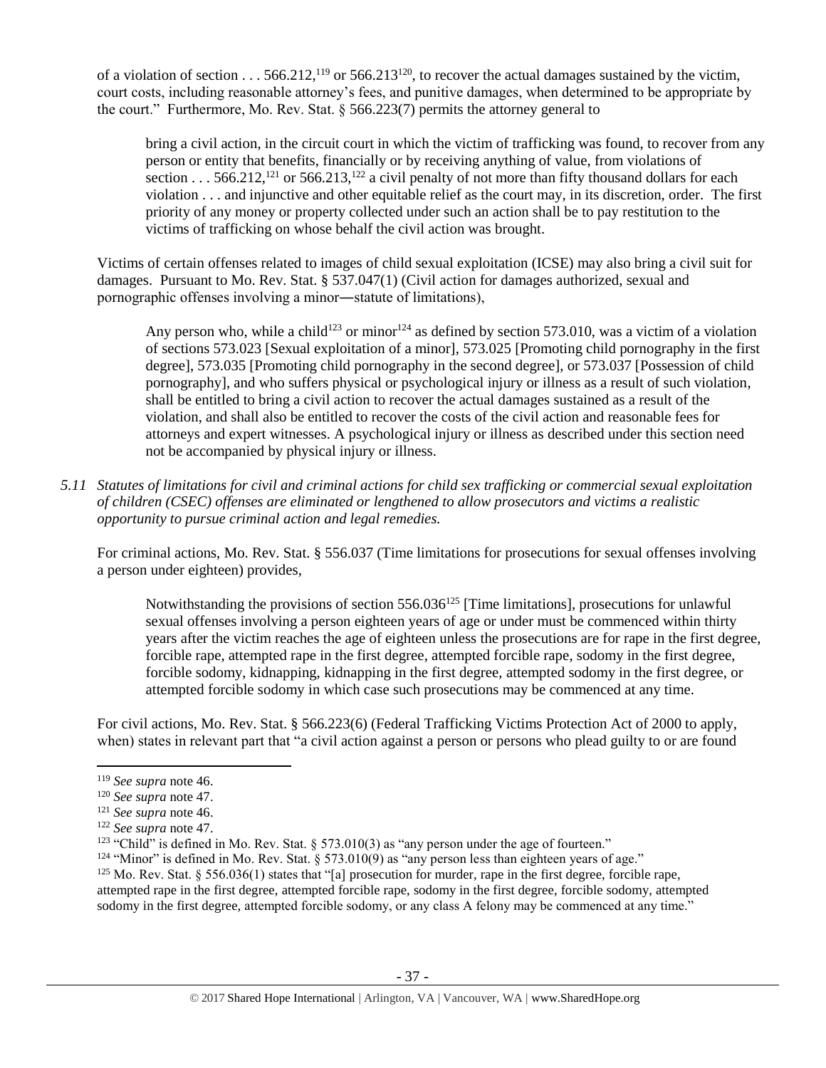of a violation of section . . . 566.212,[119] or 566.213[120], to recover the actual damages sustained by the victim, court costs, including reasonable attorney's fees, and punitive damages, when determined to be appropriate by the court." Furthermore, Mo. Rev. Stat. § 566.223(7) permits the attorney general to

> bring a civil action, in the circuit court in which the victim of trafficking was found, to recover from any person or entity that benefits, financially or by receiving anything of value, from violations of section . . . 566.212,[121] or 566.213,[122] a civil penalty of not more than fifty thousand dollars for each violation . . . and injunctive and other equitable relief as the court may, in its discretion, order. The first priority of any money or property collected under such an action shall be to pay restitution to the victims of trafficking on whose behalf the civil action was brought.

Victims of certain offenses related to images of child sexual exploitation (ICSE) may also bring a civil suit for damages. Pursuant to Mo. Rev. Stat. § 537.047(1) (Civil action for damages authorized, sexual and pornographic offenses involving a minor―statute of limitations),

> Any person who, while a child[123] or minor[124] as defined by section 573.010, was a victim of a violation of sections 573.023 [Sexual exploitation of a minor], 573.025 [Promoting child pornography in the first degree], 573.035 [Promoting child pornography in the second degree], or 573.037 [Possession of child pornography], and who suffers physical or psychological injury or illness as a result of such violation, shall be entitled to bring a civil action to recover the actual damages sustained as a result of the violation, and shall also be entitled to recover the costs of the civil action and reasonable fees for attorneys and expert witnesses. A psychological injury or illness as described under this section need not be accompanied by physical injury or illness.

*5.11 Statutes of limitations for civil and criminal actions for child sex trafficking or commercial sexual exploitation of children (CSEC) offenses are eliminated or lengthened to allow prosecutors and victims a realistic opportunity to pursue criminal action and legal remedies.*

For criminal actions, Mo. Rev. Stat. § 556.037 (Time limitations for prosecutions for sexual offenses involving a person under eighteen) provides,

> Notwithstanding the provisions of section 556.036[125] [Time limitations], prosecutions for unlawful sexual offenses involving a person eighteen years of age or under must be commenced within thirty years after the victim reaches the age of eighteen unless the prosecutions are for rape in the first degree, forcible rape, attempted rape in the first degree, attempted forcible rape, sodomy in the first degree, forcible sodomy, kidnapping, kidnapping in the first degree, attempted sodomy in the first degree, or attempted forcible sodomy in which case such prosecutions may be commenced at any time.

For civil actions, Mo. Rev. Stat. § 566.223(6) (Federal Trafficking Victims Protection Act of 2000 to apply, when) states in relevant part that "a civil action against a person or persons who plead guilty to or are found

---

[119] *See supra* note 46.

[120] *See supra* note 47.

[121] *See supra* note 46.

[122] *See supra* note 47.

[123] "Child" is defined in Mo. Rev. Stat. § 573.010(3) as "any person under the age of fourteen."

[124] "Minor" is defined in Mo. Rev. Stat. § 573.010(9) as "any person less than eighteen years of age."

[125] Mo. Rev. Stat. § 556.036(1) states that "[a] prosecution for murder, rape in the first degree, forcible rape, attempted rape in the first degree, attempted forcible rape, sodomy in the first degree, forcible sodomy, attempted sodomy in the first degree, attempted forcible sodomy, or any class A felony may be commenced at any time."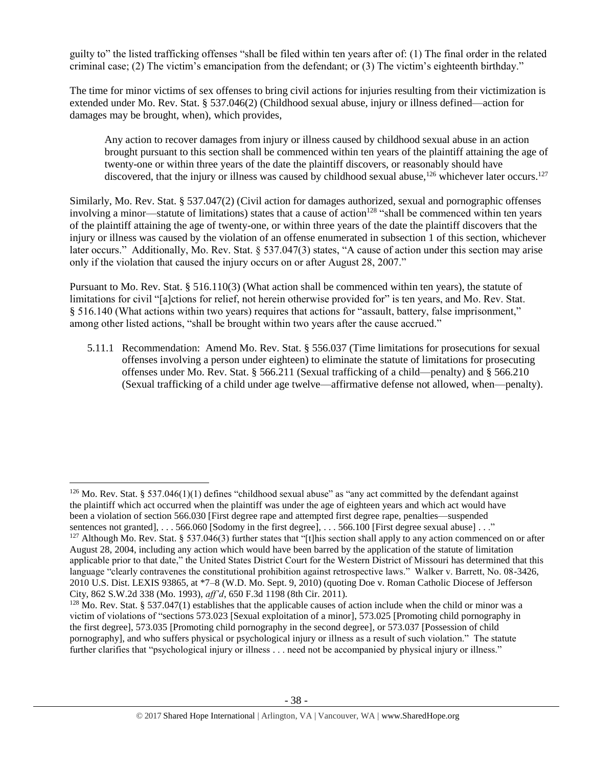guilty to" the listed trafficking offenses "shall be filed within ten years after of: (1) The final order in the related criminal case; (2) The victim's emancipation from the defendant; or (3) The victim's eighteenth birthday."

The time for minor victims of sex offenses to bring civil actions for injuries resulting from their victimization is extended under Mo. Rev. Stat. § 537.046(2) (Childhood sexual abuse, injury or illness defined—action for damages may be brought, when), which provides,

> Any action to recover damages from injury or illness caused by childhood sexual abuse in an action brought pursuant to this section shall be commenced within ten years of the plaintiff attaining the age of twenty-one or within three years of the date the plaintiff discovers, or reasonably should have discovered, that the injury or illness was caused by childhood sexual abuse,[126] whichever later occurs.[127]

Similarly, Mo. Rev. Stat. § 537.047(2) (Civil action for damages authorized, sexual and pornographic offenses involving a minor—statute of limitations) states that a cause of action[128] "shall be commenced within ten years of the plaintiff attaining the age of twenty-one, or within three years of the date the plaintiff discovers that the injury or illness was caused by the violation of an offense enumerated in subsection 1 of this section, whichever later occurs." Additionally, Mo. Rev. Stat. § 537.047(3) states, "A cause of action under this section may arise only if the violation that caused the injury occurs on or after August 28, 2007."

Pursuant to Mo. Rev. Stat. § 516.110(3) (What action shall be commenced within ten years), the statute of limitations for civil "[a]ctions for relief, not herein otherwise provided for" is ten years, and Mo. Rev. Stat. § 516.140 (What actions within two years) requires that actions for "assault, battery, false imprisonment," among other listed actions, "shall be brought within two years after the cause accrued."

5.11.1 Recommendation: Amend Mo. Rev. Stat. § 556.037 (Time limitations for prosecutions for sexual offenses involving a person under eighteen) to eliminate the statute of limitations for prosecuting offenses under Mo. Rev. Stat. § 566.211 (Sexual trafficking of a child—penalty) and § 566.210 (Sexual trafficking of a child under age twelve—affirmative defense not allowed, when—penalty).

---

[126] Mo. Rev. Stat. § 537.046(1)(1) defines "childhood sexual abuse" as "any act committed by the defendant against the plaintiff which act occurred when the plaintiff was under the age of eighteen years and which act would have been a violation of section 566.030 [First degree rape and attempted first degree rape, penalties—suspended sentences not granted], . . . 566.060 [Sodomy in the first degree], . . . 566.100 [First degree sexual abuse] . . ."

[127] Although Mo. Rev. Stat. § 537.046(3) further states that "[t]his section shall apply to any action commenced on or after August 28, 2004, including any action which would have been barred by the application of the statute of limitation applicable prior to that date," the United States District Court for the Western District of Missouri has determined that this language "clearly contravenes the constitutional prohibition against retrospective laws." Walker v. Barrett, No. 08-3426, 2010 U.S. Dist. LEXIS 93865, at *7–8 (W.D. Mo. Sept. 9, 2010) (quoting Doe v. Roman Catholic Diocese of Jefferson City, 862 S.W.2d 338 (Mo. 1993), *aff'd*, 650 F.3d 1198 (8th Cir. 2011).

[128] Mo. Rev. Stat. § 537.047(1) establishes that the applicable causes of action include when the child or minor was a victim of violations of "sections 573.023 [Sexual exploitation of a minor], 573.025 [Promoting child pornography in the first degree], 573.035 [Promoting child pornography in the second degree], or 573.037 [Possession of child pornography], and who suffers physical or psychological injury or illness as a result of such violation." The statute further clarifies that "psychological injury or illness . . . need not be accompanied by physical injury or illness."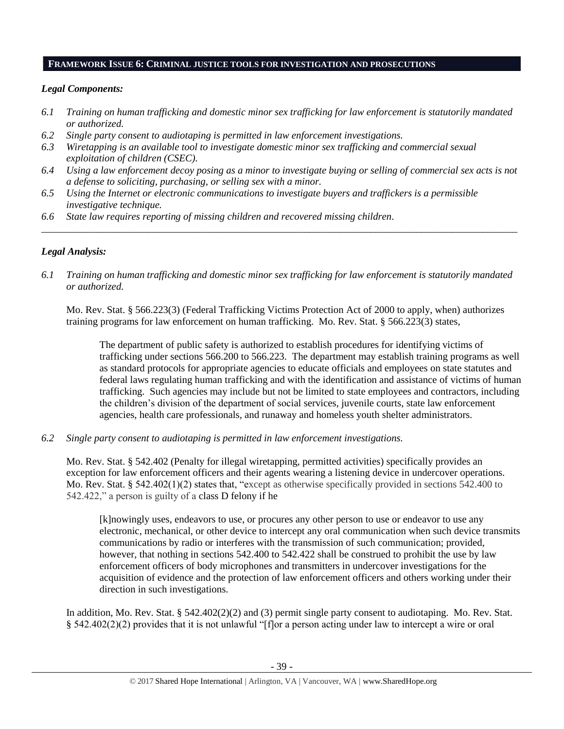## FRAMEWORK ISSUE 6: CRIMINAL JUSTICE TOOLS FOR INVESTIGATION AND PROSECUTIONS

### *Legal Components:*

- *6.1 Training on human trafficking and domestic minor sex trafficking for law enforcement is statutorily mandated or authorized.*
- *6.2 Single party consent to audiotaping is permitted in law enforcement investigations.*
- *6.3 Wiretapping is an available tool to investigate domestic minor sex trafficking and commercial sexual exploitation of children (CSEC).*
- *6.4 Using a law enforcement decoy posing as a minor to investigate buying or selling of commercial sex acts is not a defense to soliciting, purchasing, or selling sex with a minor.*
- *6.5 Using the Internet or electronic communications to investigate buyers and traffickers is a permissible investigative technique.*
- *6.6 State law requires reporting of missing children and recovered missing children.*

---

### *Legal Analysis:*

*6.1 Training on human trafficking and domestic minor sex trafficking for law enforcement is statutorily mandated or authorized.*

Mo. Rev. Stat. § 566.223(3) (Federal Trafficking Victims Protection Act of 2000 to apply, when) authorizes training programs for law enforcement on human trafficking. Mo. Rev. Stat. § 566.223(3) states,

> The department of public safety is authorized to establish procedures for identifying victims of trafficking under sections 566.200 to 566.223. The department may establish training programs as well as standard protocols for appropriate agencies to educate officials and employees on state statutes and federal laws regulating human trafficking and with the identification and assistance of victims of human trafficking. Such agencies may include but not be limited to state employees and contractors, including the children's division of the department of social services, juvenile courts, state law enforcement agencies, health care professionals, and runaway and homeless youth shelter administrators.

*6.2 Single party consent to audiotaping is permitted in law enforcement investigations.*

Mo. Rev. Stat. § 542.402 (Penalty for illegal wiretapping, permitted activities) specifically provides an exception for law enforcement officers and their agents wearing a listening device in undercover operations. Mo. Rev. Stat. § 542.402(1)(2) states that, "except as otherwise specifically provided in sections 542.400 to 542.422," a person is guilty of a class D felony if he

> [k]nowingly uses, endeavors to use, or procures any other person to use or endeavor to use any electronic, mechanical, or other device to intercept any oral communication when such device transmits communications by radio or interferes with the transmission of such communication; provided, however, that nothing in sections 542.400 to 542.422 shall be construed to prohibit the use by law enforcement officers of body microphones and transmitters in undercover investigations for the acquisition of evidence and the protection of law enforcement officers and others working under their direction in such investigations.

In addition, Mo. Rev. Stat. § 542.402(2)(2) and (3) permit single party consent to audiotaping. Mo. Rev. Stat. § 542.402(2)(2) provides that it is not unlawful "[f]or a person acting under law to intercept a wire or oral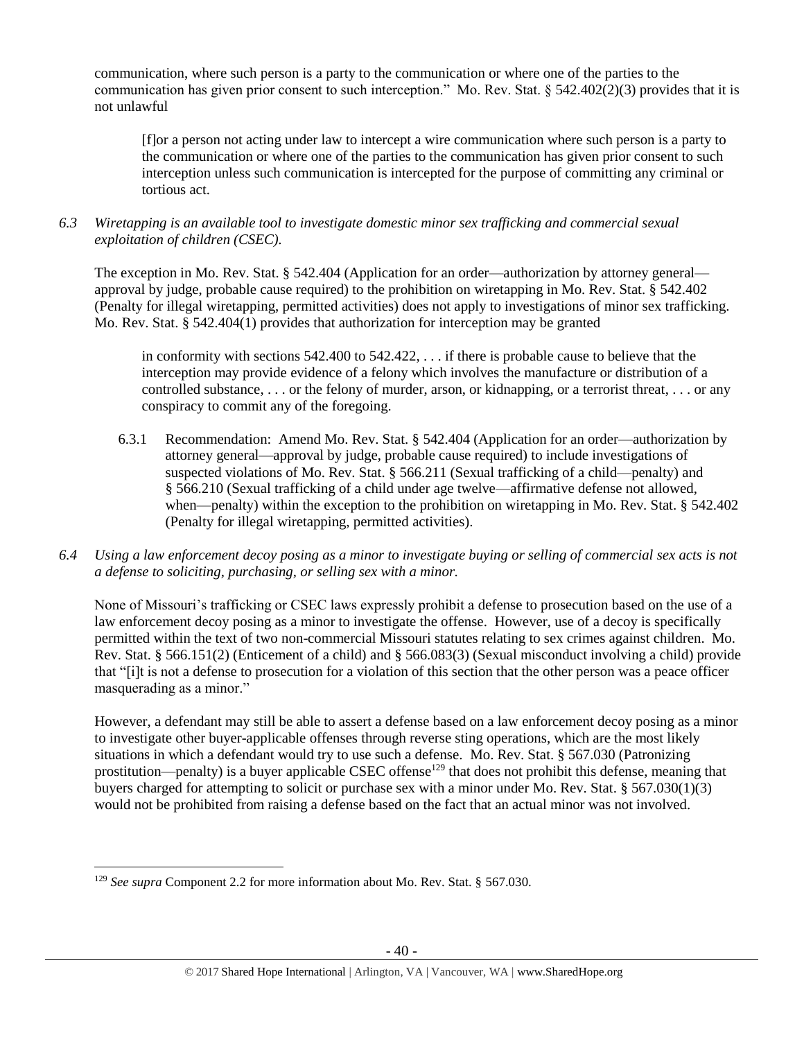communication, where such person is a party to the communication or where one of the parties to the communication has given prior consent to such interception." Mo. Rev. Stat. § 542.402(2)(3) provides that it is not unlawful

> [f]or a person not acting under law to intercept a wire communication where such person is a party to the communication or where one of the parties to the communication has given prior consent to such interception unless such communication is intercepted for the purpose of committing any criminal or tortious act.

*6.3 Wiretapping is an available tool to investigate domestic minor sex trafficking and commercial sexual exploitation of children (CSEC).*

The exception in Mo. Rev. Stat. § 542.404 (Application for an order—authorization by attorney general—approval by judge, probable cause required) to the prohibition on wiretapping in Mo. Rev. Stat. § 542.402 (Penalty for illegal wiretapping, permitted activities) does not apply to investigations of minor sex trafficking. Mo. Rev. Stat. § 542.404(1) provides that authorization for interception may be granted

> in conformity with sections 542.400 to 542.422, . . . if there is probable cause to believe that the interception may provide evidence of a felony which involves the manufacture or distribution of a controlled substance, . . . or the felony of murder, arson, or kidnapping, or a terrorist threat, . . . or any conspiracy to commit any of the foregoing.

6.3.1 Recommendation: Amend Mo. Rev. Stat. § 542.404 (Application for an order—authorization by attorney general—approval by judge, probable cause required) to include investigations of suspected violations of Mo. Rev. Stat. § 566.211 (Sexual trafficking of a child—penalty) and § 566.210 (Sexual trafficking of a child under age twelve—affirmative defense not allowed, when—penalty) within the exception to the prohibition on wiretapping in Mo. Rev. Stat. § 542.402 (Penalty for illegal wiretapping, permitted activities).

*6.4 Using a law enforcement decoy posing as a minor to investigate buying or selling of commercial sex acts is not a defense to soliciting, purchasing, or selling sex with a minor.*

None of Missouri's trafficking or CSEC laws expressly prohibit a defense to prosecution based on the use of a law enforcement decoy posing as a minor to investigate the offense. However, use of a decoy is specifically permitted within the text of two non-commercial Missouri statutes relating to sex crimes against children. Mo. Rev. Stat. § 566.151(2) (Enticement of a child) and § 566.083(3) (Sexual misconduct involving a child) provide that "[i]t is not a defense to prosecution for a violation of this section that the other person was a peace officer masquerading as a minor."

However, a defendant may still be able to assert a defense based on a law enforcement decoy posing as a minor to investigate other buyer-applicable offenses through reverse sting operations, which are the most likely situations in which a defendant would try to use such a defense. Mo. Rev. Stat. § 567.030 (Patronizing prostitution—penalty) is a buyer applicable CSEC offense[129] that does not prohibit this defense, meaning that buyers charged for attempting to solicit or purchase sex with a minor under Mo. Rev. Stat. § 567.030(1)(3) would not be prohibited from raising a defense based on the fact that an actual minor was not involved.

---

[129] *See supra* Component 2.2 for more information about Mo. Rev. Stat. § 567.030.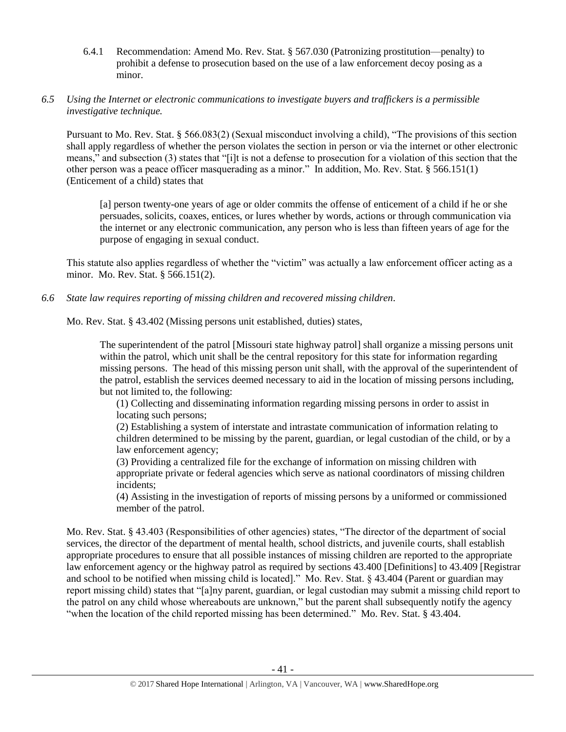6.4.1 Recommendation: Amend Mo. Rev. Stat. § 567.030 (Patronizing prostitution—penalty) to prohibit a defense to prosecution based on the use of a law enforcement decoy posing as a minor.

*6.5 Using the Internet or electronic communications to investigate buyers and traffickers is a permissible investigative technique.*

Pursuant to Mo. Rev. Stat. § 566.083(2) (Sexual misconduct involving a child), "The provisions of this section shall apply regardless of whether the person violates the section in person or via the internet or other electronic means," and subsection (3) states that "[i]t is not a defense to prosecution for a violation of this section that the other person was a peace officer masquerading as a minor." In addition, Mo. Rev. Stat. § 566.151(1) (Enticement of a child) states that

> [a] person twenty-one years of age or older commits the offense of enticement of a child if he or she persuades, solicits, coaxes, entices, or lures whether by words, actions or through communication via the internet or any electronic communication, any person who is less than fifteen years of age for the purpose of engaging in sexual conduct.

This statute also applies regardless of whether the "victim" was actually a law enforcement officer acting as a minor. Mo. Rev. Stat. § 566.151(2).

*6.6 State law requires reporting of missing children and recovered missing children.*

Mo. Rev. Stat. § 43.402 (Missing persons unit established, duties) states,

> The superintendent of the patrol [Missouri state highway patrol] shall organize a missing persons unit within the patrol, which unit shall be the central repository for this state for information regarding missing persons. The head of this missing person unit shall, with the approval of the superintendent of the patrol, establish the services deemed necessary to aid in the location of missing persons including, but not limited to, the following:
>
> (1) Collecting and disseminating information regarding missing persons in order to assist in locating such persons;
>
> (2) Establishing a system of interstate and intrastate communication of information relating to children determined to be missing by the parent, guardian, or legal custodian of the child, or by a law enforcement agency;
>
> (3) Providing a centralized file for the exchange of information on missing children with appropriate private or federal agencies which serve as national coordinators of missing children incidents;
>
> (4) Assisting in the investigation of reports of missing persons by a uniformed or commissioned member of the patrol.

Mo. Rev. Stat. § 43.403 (Responsibilities of other agencies) states, "The director of the department of social services, the director of the department of mental health, school districts, and juvenile courts, shall establish appropriate procedures to ensure that all possible instances of missing children are reported to the appropriate law enforcement agency or the highway patrol as required by sections 43.400 [Definitions] to 43.409 [Registrar and school to be notified when missing child is located]." Mo. Rev. Stat. § 43.404 (Parent or guardian may report missing child) states that "[a]ny parent, guardian, or legal custodian may submit a missing child report to the patrol on any child whose whereabouts are unknown," but the parent shall subsequently notify the agency "when the location of the child reported missing has been determined." Mo. Rev. Stat. § 43.404.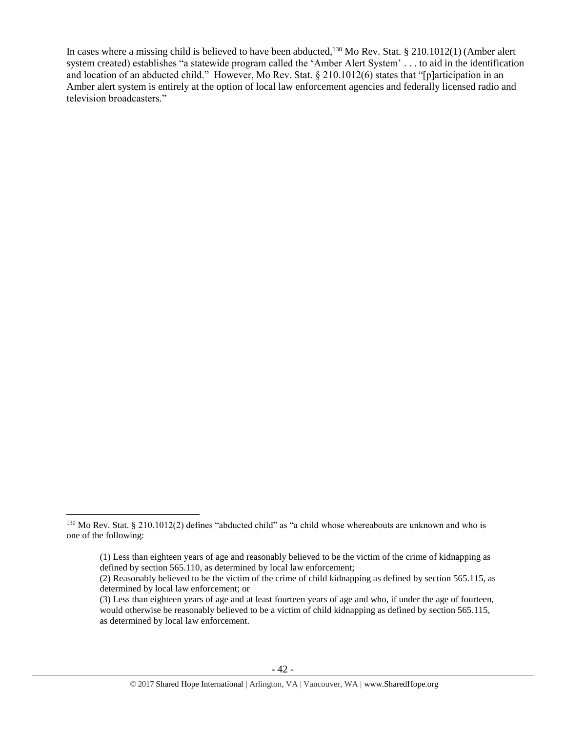In cases where a missing child is believed to have been abducted,[130] Mo Rev. Stat. § 210.1012(1) (Amber alert system created) establishes "a statewide program called the 'Amber Alert System' . . . to aid in the identification and location of an abducted child." However, Mo Rev. Stat. § 210.1012(6) states that "[p]articipation in an Amber alert system is entirely at the option of local law enforcement agencies and federally licensed radio and television broadcasters."

---

[130] Mo Rev. Stat. § 210.1012(2) defines "abducted child" as "a child whose whereabouts are unknown and who is one of the following:

> (1) Less than eighteen years of age and reasonably believed to be the victim of the crime of kidnapping as defined by section 565.110, as determined by local law enforcement;
> (2) Reasonably believed to be the victim of the crime of child kidnapping as defined by section 565.115, as determined by local law enforcement; or
> (3) Less than eighteen years of age and at least fourteen years of age and who, if under the age of fourteen, would otherwise be reasonably believed to be a victim of child kidnapping as defined by section 565.115, as determined by local law enforcement.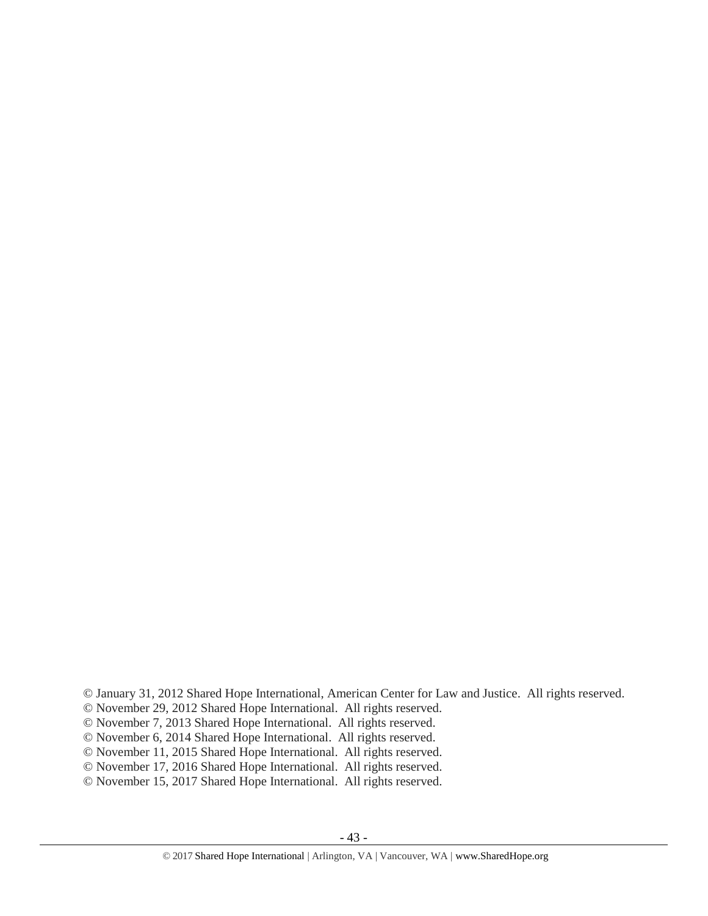© January 31, 2012 Shared Hope International, American Center for Law and Justice. All rights reserved.
© November 29, 2012 Shared Hope International. All rights reserved.
© November 7, 2013 Shared Hope International. All rights reserved.
© November 6, 2014 Shared Hope International. All rights reserved.
© November 11, 2015 Shared Hope International. All rights reserved.
© November 17, 2016 Shared Hope International. All rights reserved.
© November 15, 2017 Shared Hope International. All rights reserved.